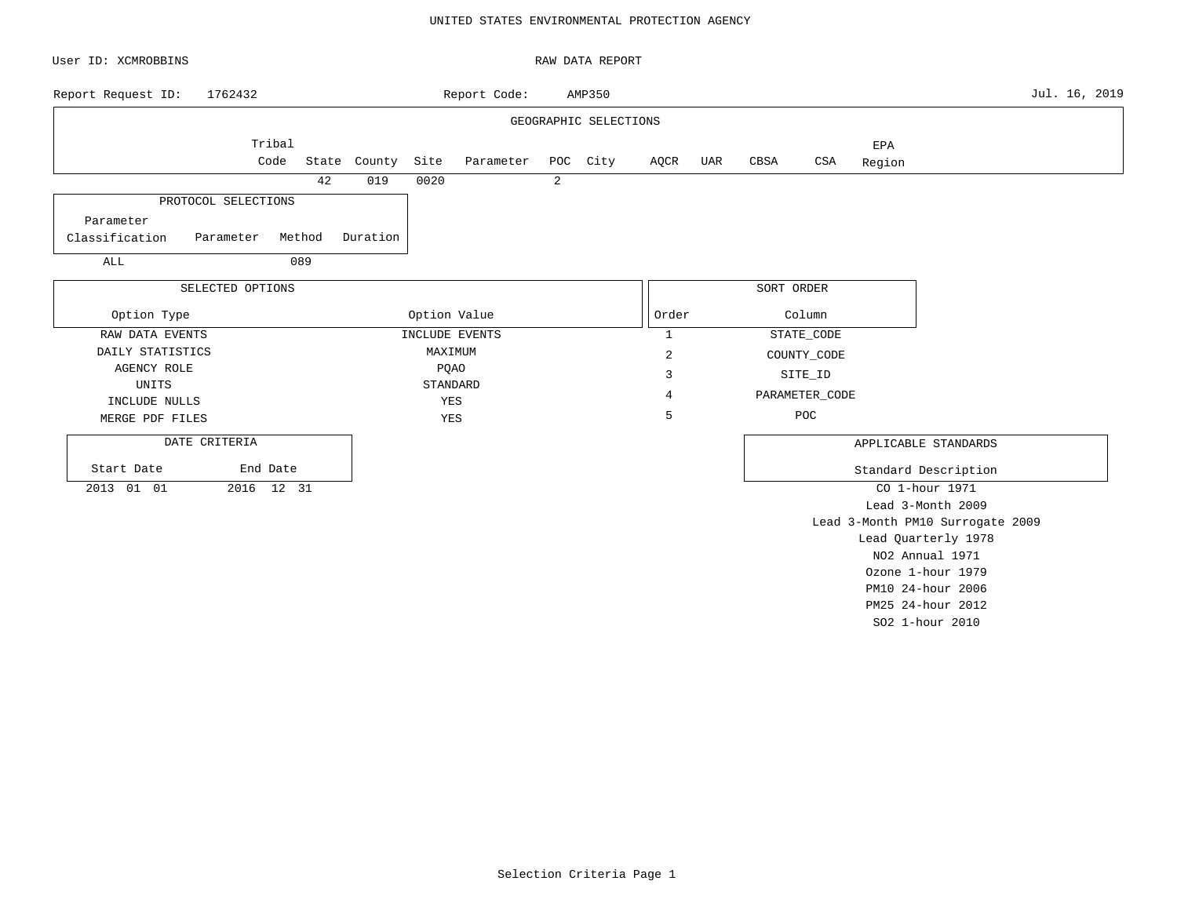UNITED STATES ENVIRONMENTAL PROTECTION AGENCY

User ID: XCMROBBINS

RAW DATA REPORT

Report Request ID: 1762432

Report Code: AMP350

Jul. 16, 2019

## GEOGRAPHIC SELECTIONS

| Tribal Code | State | County | Site | Parameter | POC | City | AQCR | UAR | CBSA | CSA | EPA Region |
|---|---|---|---|---|---|---|---|---|---|---|---|
| | 42 | 019 | 0020 | | 2 | | | | | | |

## PROTOCOL SELECTIONS

| Parameter Classification | Parameter | Method | Duration |
|---|---|---|---|
| ALL | | 089 | |

## SELECTED OPTIONS

| Option Type | Option Value |
|---|---|
| RAW DATA EVENTS | INCLUDE EVENTS |
| DAILY STATISTICS | MAXIMUM |
| AGENCY ROLE | PQAO |
| UNITS | STANDARD |
| INCLUDE NULLS | YES |
| MERGE PDF FILES | YES |

## SORT ORDER

| Order | Column |
|---|---|
| 1 | STATE_CODE |
| 2 | COUNTY_CODE |
| 3 | SITE_ID |
| 4 | PARAMETER_CODE |
| 5 | POC |

## DATE CRITERIA

| Start Date | End Date |
|---|---|
| 2013 01 01 | 2016 12 31 |

## APPLICABLE STANDARDS

| Standard Description |
|---|
| CO 1-hour 1971 |
| Lead 3-Month 2009 |
| Lead 3-Month PM10 Surrogate 2009 |
| Lead Quarterly 1978 |
| NO2 Annual 1971 |
| Ozone 1-hour 1979 |
| PM10 24-hour 2006 |
| PM25 24-hour 2012 |
| SO2 1-hour 2010 |

Selection Criteria Page 1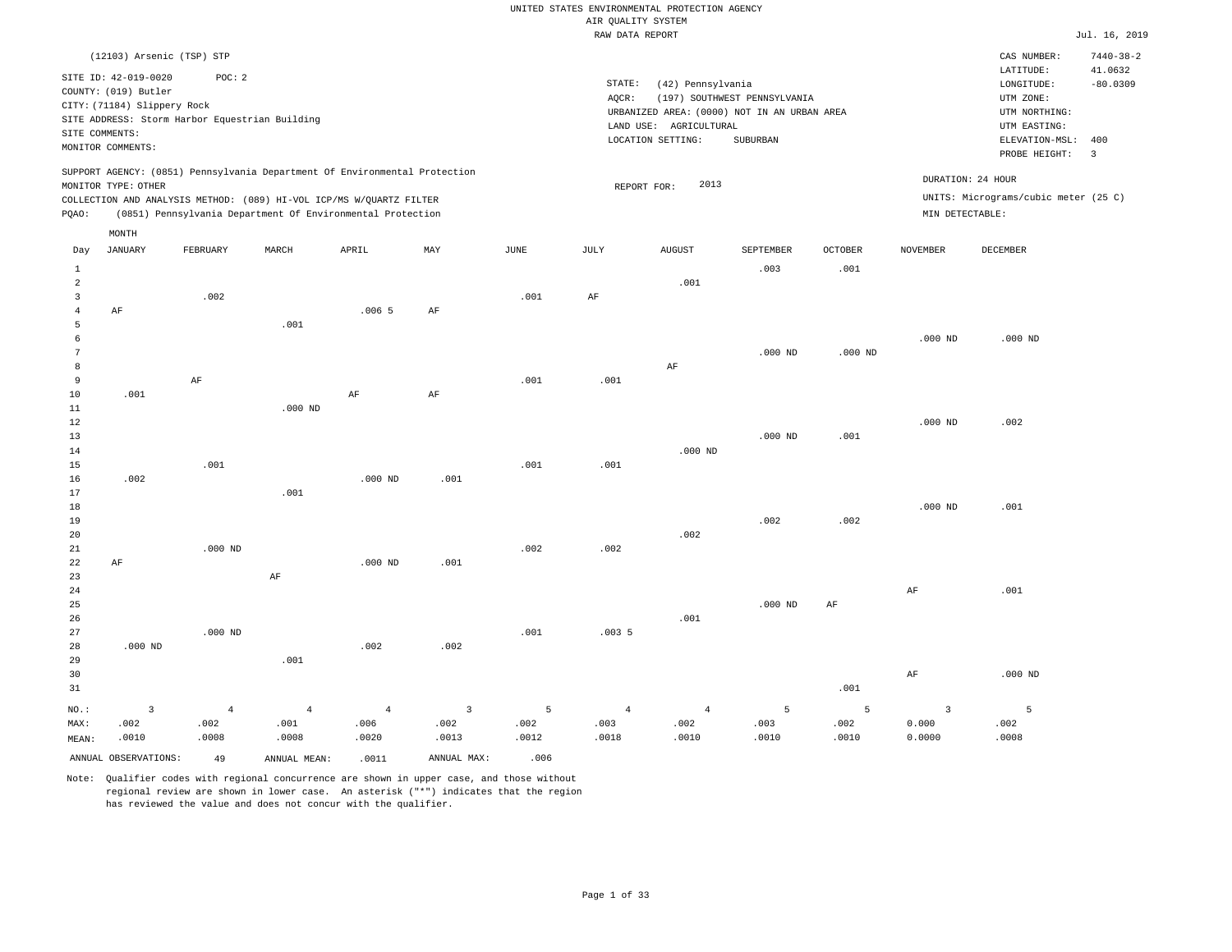UNITED STATES ENVIRONMENTAL PROTECTION AGENCY
AIR QUALITY SYSTEM
RAW DATA REPORT

Jul. 16, 2019

(12103) Arsenic (TSP) STP

SITE ID: 42-019-0020 POC: 2
COUNTY: (019) Butler
CITY: (71184) Slippery Rock
SITE ADDRESS: Storm Harbor Equestrian Building
SITE COMMENTS:
MONITOR COMMENTS:

STATE: (42) Pennsylvania
AQCR: (197) SOUTHWEST PENNSYLVANIA
URBANIZED AREA: (0000) NOT IN AN URBAN AREA
LAND USE: AGRICULTURAL
LOCATION SETTING: SUBURBAN

CAS NUMBER: 7440-38-2
LATITUDE: 41.0632
LONGITUDE: -80.0309
UTM ZONE:
UTM NORTHING:
UTM EASTING:
ELEVATION-MSL: 400
PROBE HEIGHT: 3

SUPPORT AGENCY: (0851) Pennsylvania Department Of Environmental Protection
MONITOR TYPE: OTHER
COLLECTION AND ANALYSIS METHOD: (089) HI-VOL ICP/MS W/QUARTZ FILTER
PQAO: (0851) Pennsylvania Department Of Environmental Protection

REPORT FOR: 2013

DURATION: 24 HOUR
UNITS: Micrograms/cubic meter (25 C)
MIN DETECTABLE:

| Day | JANUARY | FEBRUARY | MARCH | APRIL | MAY | JUNE | JULY | AUGUST | SEPTEMBER | OCTOBER | NOVEMBER | DECEMBER |
|---|---|---|---|---|---|---|---|---|---|---|---|---|
| 1 | | | | | | | | | .003 | .001 | | |
| 2 | | | | | | | | .001 | | | | |
| 3 | | .002 | | | | .001 | AF | | | | | |
| 4 | AF | | | .006 5 | AF | | | | | | | |
| 5 | | | .001 | | | | | | | | | |
| 6 | | | | | | | | | | | .000 ND | .000 ND |
| 7 | | | | | | | | | .000 ND | .000 ND | | |
| 8 | | | | | | | | AF | | | | |
| 9 | | AF | | | | .001 | .001 | | | | | |
| 10 | .001 | | | AF | AF | | | | | | | |
| 11 | | | .000 ND | | | | | | | | | |
| 12 | | | | | | | | | | | .000 ND | .002 |
| 13 | | | | | | | | | .000 ND | .001 | | |
| 14 | | | | | | | | .000 ND | | | | |
| 15 | | .001 | | | | .001 | .001 | | | | | |
| 16 | .002 | | | .000 ND | .001 | | | | | | | |
| 17 | | | .001 | | | | | | | | | |
| 18 | | | | | | | | | | | .000 ND | .001 |
| 19 | | | | | | | | | .002 | .002 | | |
| 20 | | | | | | | | .002 | | | | |
| 21 | | .000 ND | | | | .002 | .002 | | | | | |
| 22 | AF | | | .000 ND | .001 | | | | | | | |
| 23 | | | AF | | | | | | | | | |
| 24 | | | | | | | | | | | AF | .001 |
| 25 | | | | | | | | | .000 ND | AF | | |
| 26 | | | | | | | | .001 | | | | |
| 27 | | .000 ND | | | | .001 | .003 5 | | | | | |
| 28 | .000 ND | | | .002 | .002 | | | | | | | |
| 29 | | | .001 | | | | | | | | | |
| 30 | | | | | | | | | | | AF | .000 ND |
| 31 | | | | | | | | | | .001 | | |
| NO.: | 3 | 4 | 4 | 4 | 3 | 5 | 4 | 4 | 5 | 5 | 3 | 5 |
| MAX: | .002 | .002 | .001 | .006 | .002 | .002 | .003 | .002 | .003 | .002 | 0.000 | .002 |
| MEAN: | .0010 | .0008 | .0008 | .0020 | .0013 | .0012 | .0018 | .0010 | .0010 | .0010 | 0.0000 | .0008 |

ANNUAL OBSERVATIONS: 49 ANNUAL MEAN: .0011 ANNUAL MAX: .006

Note: Qualifier codes with regional concurrence are shown in upper case, and those without regional review are shown in lower case. An asterisk ("*") indicates that the region has reviewed the value and does not concur with the qualifier.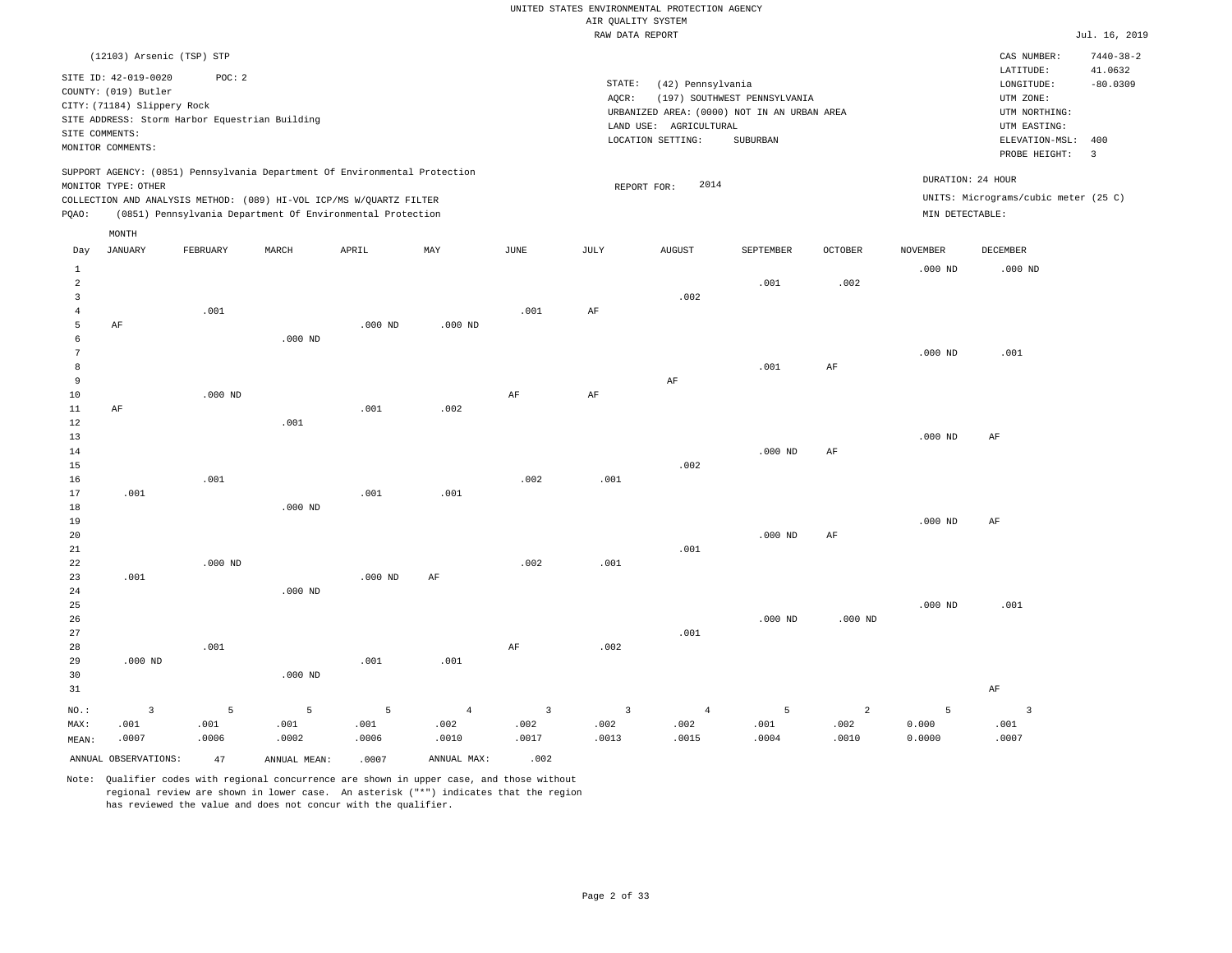UNITED STATES ENVIRONMENTAL PROTECTION AGENCY
AIR QUALITY SYSTEM
RAW DATA REPORT

Jul. 16, 2019

(12103) Arsenic (TSP) STP

SITE ID: 42-019-0020 POC: 2
COUNTY: (019) Butler
CITY: (71184) Slippery Rock
SITE ADDRESS: Storm Harbor Equestrian Building
SITE COMMENTS:
MONITOR COMMENTS:

STATE: (42) Pennsylvania
AQCR: (197) SOUTHWEST PENNSYLVANIA
URBANIZED AREA: (0000) NOT IN AN URBAN AREA
LAND USE: AGRICULTURAL
LOCATION SETTING: SUBURBAN

CAS NUMBER: 7440-38-2
LATITUDE: 41.0632
LONGITUDE: -80.0309
UTM ZONE:
UTM NORTHING:
UTM EASTING:
ELEVATION-MSL: 400
PROBE HEIGHT: 3

SUPPORT AGENCY: (0851) Pennsylvania Department Of Environmental Protection
MONITOR TYPE: OTHER
COLLECTION AND ANALYSIS METHOD: (089) HI-VOL ICP/MS W/QUARTZ FILTER
PQAO: (0851) Pennsylvania Department Of Environmental Protection

REPORT FOR: 2014

DURATION: 24 HOUR
UNITS: Micrograms/cubic meter (25 C)
MIN DETECTABLE:

| Day | JANUARY | FEBRUARY | MARCH | APRIL | MAY | JUNE | JULY | AUGUST | SEPTEMBER | OCTOBER | NOVEMBER | DECEMBER |
|---|---|---|---|---|---|---|---|---|---|---|---|---|
| 1 | | | | | | | | | | | .000 ND | .000 ND |
| 2 | | | | | | | | | .001 | .002 | | |
| 3 | | | | | | | | .002 | | | | |
| 4 | | .001 | | | | .001 | AF | | | | | |
| 5 | AF | | | .000 ND | .000 ND | | | | | | | |
| 6 | | | .000 ND | | | | | | | | | |
| 7 | | | | | | | | | | | .000 ND | .001 |
| 8 | | | | | | | | | .001 | AF | | |
| 9 | | | | | | | | AF | | | | |
| 10 | | .000 ND | | | | AF | AF | | | | | |
| 11 | AF | | | .001 | .002 | | | | | | | |
| 12 | | | .001 | | | | | | | | | |
| 13 | | | | | | | | | | | .000 ND | AF |
| 14 | | | | | | | | | .000 ND | AF | | |
| 15 | | | | | | | | .002 | | | | |
| 16 | | .001 | | | | .002 | .001 | | | | | |
| 17 | .001 | | | .001 | .001 | | | | | | | |
| 18 | | | .000 ND | | | | | | | | | |
| 19 | | | | | | | | | | | .000 ND | AF |
| 20 | | | | | | | | | .000 ND | AF | | |
| 21 | | | | | | | | .001 | | | | |
| 22 | | .000 ND | | | | .002 | .001 | | | | | |
| 23 | .001 | | | .000 ND | AF | | | | | | | |
| 24 | | | .000 ND | | | | | | | | | |
| 25 | | | | | | | | | | | .000 ND | .001 |
| 26 | | | | | | | | | .000 ND | .000 ND | | |
| 27 | | | | | | | | .001 | | | | |
| 28 | | .001 | | | | AF | .002 | | | | | |
| 29 | .000 ND | | | .001 | .001 | | | | | | | |
| 30 | | | .000 ND | | | | | | | | | |
| 31 | | | | | | | | | | | | AF |
| NO.: | 3 | 5 | 5 | 5 | 4 | 3 | 3 | 4 | 5 | 2 | 5 | 3 |
| MAX: | .001 | .001 | .001 | .001 | .002 | .002 | .002 | .002 | .001 | .002 | 0.000 | .001 |
| MEAN: | .0007 | .0006 | .0002 | .0006 | .0010 | .0017 | .0013 | .0015 | .0004 | .0010 | 0.0000 | .0007 |

ANNUAL OBSERVATIONS: 47 ANNUAL MEAN: .0007 ANNUAL MAX: .002

Note: Qualifier codes with regional concurrence are shown in upper case, and those without regional review are shown in lower case. An asterisk ("*") indicates that the region has reviewed the value and does not concur with the qualifier.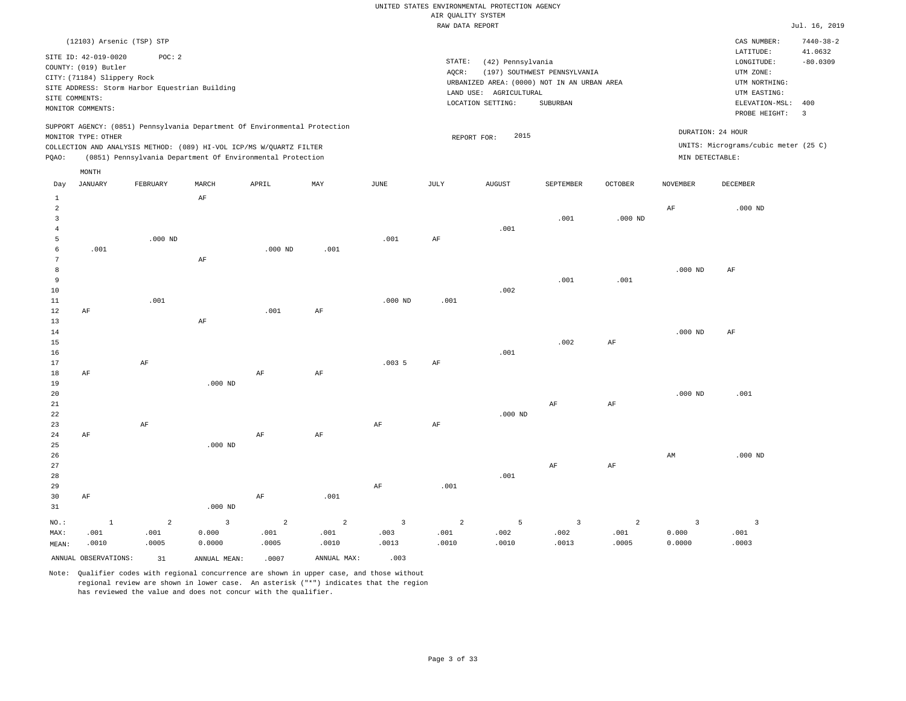UNITED STATES ENVIRONMENTAL PROTECTION AGENCY
AIR QUALITY SYSTEM
RAW DATA REPORT

Jul. 16, 2019

(12103) Arsenic (TSP) STP

SITE ID: 42-019-0020 POC: 2
COUNTY: (019) Butler
CITY: (71184) Slippery Rock
SITE ADDRESS: Storm Harbor Equestrian Building
SITE COMMENTS:
MONITOR COMMENTS:

STATE: (42) Pennsylvania
AQCR: (197) SOUTHWEST PENNSYLVANIA
URBANIZED AREA: (0000) NOT IN AN URBAN AREA
LAND USE: AGRICULTURAL
LOCATION SETTING: SUBURBAN

CAS NUMBER: 7440-38-2
LATITUDE: 41.0632
LONGITUDE: -80.0309
UTM ZONE:
UTM NORTHING:
UTM EASTING:
ELEVATION-MSL: 400
PROBE HEIGHT: 3

SUPPORT AGENCY: (0851) Pennsylvania Department Of Environmental Protection
MONITOR TYPE: OTHER
COLLECTION AND ANALYSIS METHOD: (089) HI-VOL ICP/MS W/QUARTZ FILTER
PQAO: (0851) Pennsylvania Department Of Environmental Protection

REPORT FOR: 2015

DURATION: 24 HOUR
UNITS: Micrograms/cubic meter (25 C)
MIN DETECTABLE:

| Day | JANUARY | FEBRUARY | MARCH | APRIL | MAY | JUNE | JULY | AUGUST | SEPTEMBER | OCTOBER | NOVEMBER | DECEMBER |
|---|---|---|---|---|---|---|---|---|---|---|---|---|
| 1 | | | AF | | | | | | | | | |
| 2 | | | | | | | | | | | AF | .000 ND |
| 3 | | | | | | | | | .001 | .000 ND | | |
| 4 | | | | | | | | .001 | | | | |
| 5 | | .000 ND | | | | .001 | AF | | | | | |
| 6 | .001 | | | .000 ND | .001 | | | | | | | |
| 7 | | | AF | | | | | | | | | |
| 8 | | | | | | | | | | | .000 ND | AF |
| 9 | | | | | | | | | .001 | .001 | | |
| 10 | | | | | | | | .002 | | | | |
| 11 | | .001 | | | | .000 ND | .001 | | | | | |
| 12 | AF | | | .001 | AF | | | | | | | |
| 13 | | | AF | | | | | | | | | |
| 14 | | | | | | | | | | | .000 ND | AF |
| 15 | | | | | | | | | .002 | AF | | |
| 16 | | | | | | | | .001 | | | | |
| 17 | | AF | | | | .003 5 | AF | | | | | |
| 18 | AF | | | AF | AF | | | | | | | |
| 19 | | | .000 ND | | | | | | | | | |
| 20 | | | | | | | | | | | .000 ND | .001 |
| 21 | | | | | | | | | AF | AF | | |
| 22 | | | | | | | | .000 ND | | | | |
| 23 | | AF | | | | AF | AF | | | | | |
| 24 | AF | | | AF | AF | | | | | | | |
| 25 | | | .000 ND | | | | | | | | | |
| 26 | | | | | | | | | | | AM | .000 ND |
| 27 | | | | | | | | | AF | AF | | |
| 28 | | | | | | | | .001 | | | | |
| 29 | | | | | | AF | .001 | | | | | |
| 30 | AF | | | AF | .001 | | | | | | | |
| 31 | | | .000 ND | | | | | | | | | |
| NO.: | 1 | 2 | 3 | 2 | 2 | 3 | 2 | 5 | 3 | 2 | 3 | 3 |
| MAX: | .001 | .001 | 0.000 | .001 | .001 | .003 | .001 | .002 | .002 | .001 | 0.000 | .001 |
| MEAN: | .0010 | .0005 | 0.0000 | .0005 | .0010 | .0013 | .0010 | .0010 | .0013 | .0005 | 0.0000 | .0003 |

ANNUAL OBSERVATIONS: 31 ANNUAL MEAN: .0007 ANNUAL MAX: .003

Note: Qualifier codes with regional concurrence are shown in upper case, and those without regional review are shown in lower case. An asterisk ("*") indicates that the region has reviewed the value and does not concur with the qualifier.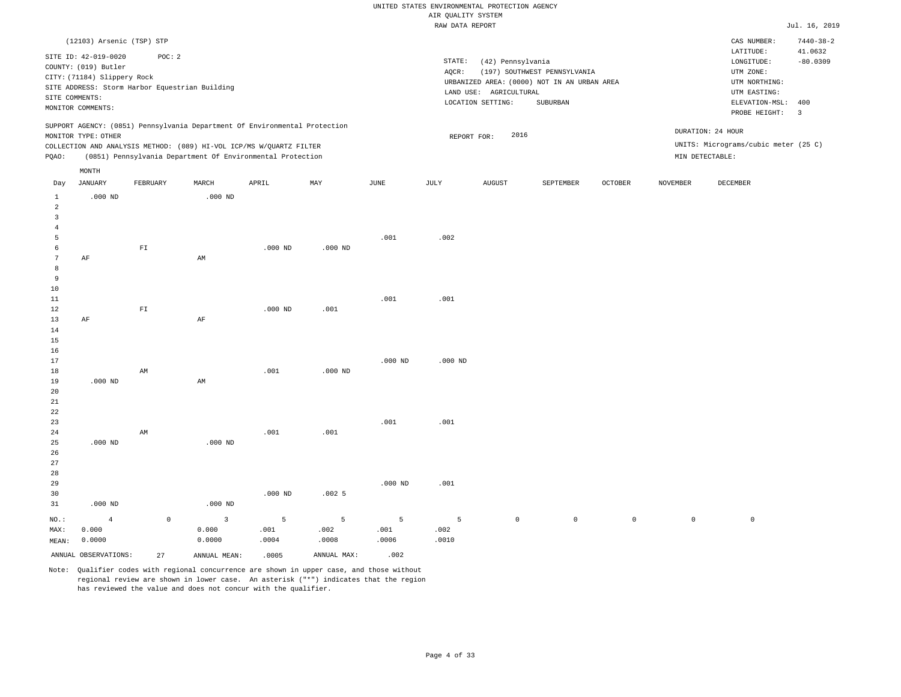UNITED STATES ENVIRONMENTAL PROTECTION AGENCY
AIR QUALITY SYSTEM
RAW DATA REPORT

Jul. 16, 2019

(12103) Arsenic (TSP) STP

SITE ID: 42-019-0020 POC: 2
COUNTY: (019) Butler
CITY: (71184) Slippery Rock
SITE ADDRESS: Storm Harbor Equestrian Building
SITE COMMENTS:
MONITOR COMMENTS:

STATE: (42) Pennsylvania
AQCR: (197) SOUTHWEST PENNSYLVANIA
URBANIZED AREA: (0000) NOT IN AN URBAN AREA
LAND USE: AGRICULTURAL
LOCATION SETTING: SUBURBAN

CAS NUMBER: 7440-38-2
LATITUDE: 41.0632
LONGITUDE: -80.0309
UTM ZONE:
UTM NORTHING:
UTM EASTING:
ELEVATION-MSL: 400
PROBE HEIGHT: 3

SUPPORT AGENCY: (0851) Pennsylvania Department Of Environmental Protection
MONITOR TYPE: OTHER
COLLECTION AND ANALYSIS METHOD: (089) HI-VOL ICP/MS W/QUARTZ FILTER
PQAO: (0851) Pennsylvania Department Of Environmental Protection

REPORT FOR: 2016

DURATION: 24 HOUR
UNITS: Micrograms/cubic meter (25 C)
MIN DETECTABLE:

| Day | JANUARY | FEBRUARY | MARCH | APRIL | MAY | JUNE | JULY | AUGUST | SEPTEMBER | OCTOBER | NOVEMBER | DECEMBER |
|---|---|---|---|---|---|---|---|---|---|---|---|---|
| 1 | .000 ND | | .000 ND | | | | | | | | | |
| 2 | | | | | | | | | | | | |
| 3 | | | | | | | | | | | | |
| 4 | | | | | | | | | | | | |
| 5 | | | | | | .001 | .002 | | | | | |
| 6 | | FI | | .000 ND | .000 ND | | | | | | | |
| 7 | AF | | AM | | | | | | | | | |
| 8 | | | | | | | | | | | | |
| 9 | | | | | | | | | | | | |
| 10 | | | | | | | | | | | | |
| 11 | | | | | | .001 | .001 | | | | | |
| 12 | | FI | | .000 ND | .001 | | | | | | | |
| 13 | AF | | AF | | | | | | | | | |
| 14 | | | | | | | | | | | | |
| 15 | | | | | | | | | | | | |
| 16 | | | | | | | | | | | | |
| 17 | | | | | | .000 ND | .000 ND | | | | | |
| 18 | | AM | | .001 | .000 ND | | | | | | | |
| 19 | .000 ND | | AM | | | | | | | | | |
| 20 | | | | | | | | | | | | |
| 21 | | | | | | | | | | | | |
| 22 | | | | | | | | | | | | |
| 23 | | | | | | .001 | .001 | | | | | |
| 24 | | AM | | .001 | .001 | | | | | | | |
| 25 | .000 ND | | .000 ND | | | | | | | | | |
| 26 | | | | | | | | | | | | |
| 27 | | | | | | | | | | | | |
| 28 | | | | | | | | | | | | |
| 29 | | | | | | .000 ND | .001 | | | | | |
| 30 | | | | .000 ND | .002 5 | | | | | | | |
| 31 | .000 ND | | .000 ND | | | | | | | | | |
| NO.: | 4 | 0 | 3 | 5 | 5 | 5 | 5 | 0 | 0 | 0 | 0 | 0 |
| MAX: | 0.000 | | 0.000 | .001 | .002 | .001 | .002 | | | | | |
| MEAN: | 0.0000 | | 0.0000 | .0004 | .0008 | .0006 | .0010 | | | | | |

ANNUAL OBSERVATIONS: 27 ANNUAL MEAN: .0005 ANNUAL MAX: .002

Note: Qualifier codes with regional concurrence are shown in upper case, and those without regional review are shown in lower case. An asterisk ("*") indicates that the region has reviewed the value and does not concur with the qualifier.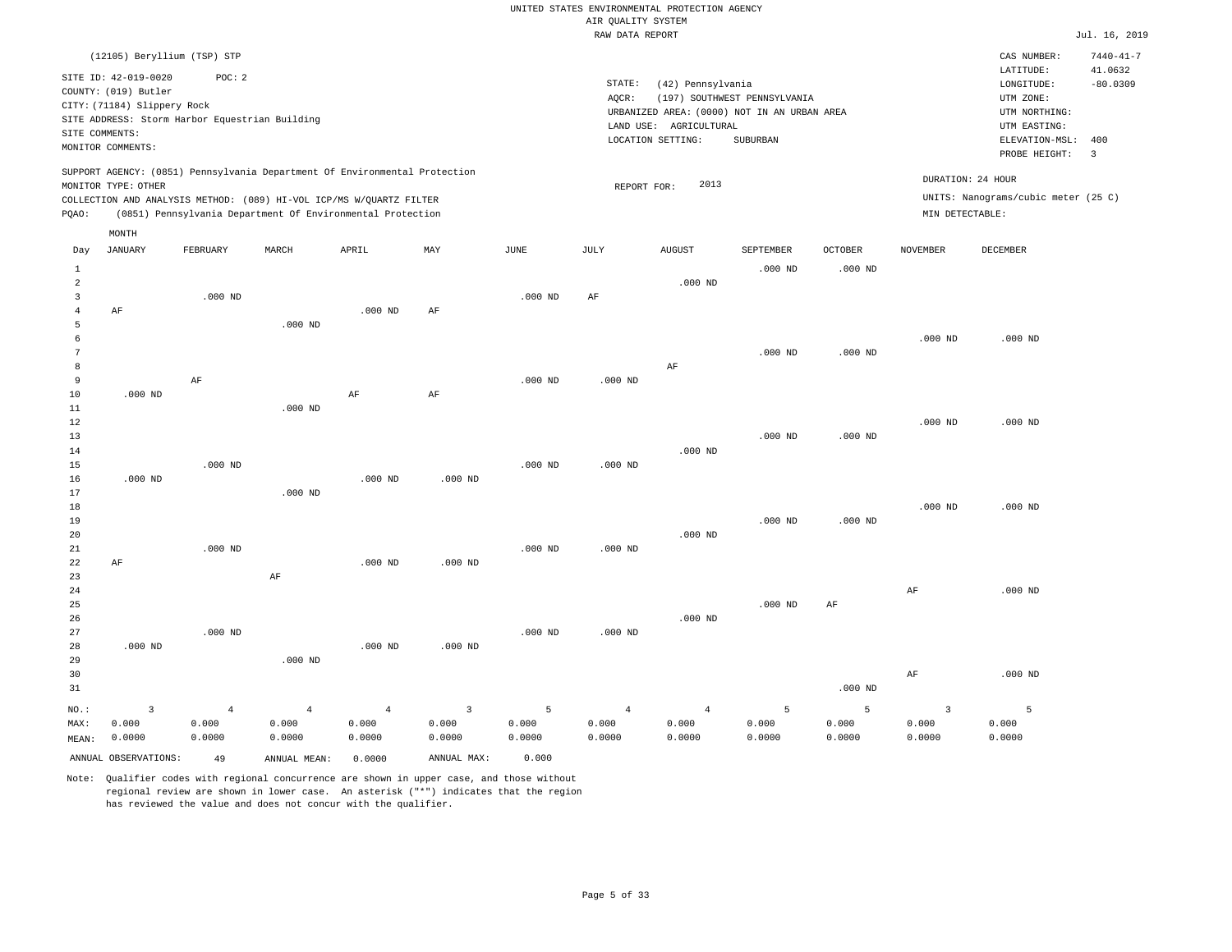UNITED STATES ENVIRONMENTAL PROTECTION AGENCY
AIR QUALITY SYSTEM
RAW DATA REPORT

Jul. 16, 2019

(12105) Beryllium (TSP) STP

SITE ID: 42-019-0020 POC: 2
COUNTY: (019) Butler
CITY: (71184) Slippery Rock
SITE ADDRESS: Storm Harbor Equestrian Building
SITE COMMENTS:
MONITOR COMMENTS:

STATE: (42) Pennsylvania
AQCR: (197) SOUTHWEST PENNSYLVANIA
URBANIZED AREA: (0000) NOT IN AN URBAN AREA
LAND USE: AGRICULTURAL
LOCATION SETTING: SUBURBAN

CAS NUMBER: 7440-41-7
LATITUDE: 41.0632
LONGITUDE: -80.0309
UTM ZONE:
UTM NORTHING:
UTM EASTING:
ELEVATION-MSL: 400
PROBE HEIGHT: 3

SUPPORT AGENCY: (0851) Pennsylvania Department Of Environmental Protection
MONITOR TYPE: OTHER
COLLECTION AND ANALYSIS METHOD: (089) HI-VOL ICP/MS W/QUARTZ FILTER
PQAO: (0851) Pennsylvania Department Of Environmental Protection

REPORT FOR: 2013

DURATION: 24 HOUR
UNITS: Nanograms/cubic meter (25 C)
MIN DETECTABLE:

| Day | JANUARY | FEBRUARY | MARCH | APRIL | MAY | JUNE | JULY | AUGUST | SEPTEMBER | OCTOBER | NOVEMBER | DECEMBER |
|---|---|---|---|---|---|---|---|---|---|---|---|---|
| 1 | | | | | | | | | .000 ND | .000 ND | | |
| 2 | | | | | | | | .000 ND | | | | |
| 3 | | .000 ND | | | | .000 ND | AF | | | | | |
| 4 | AF | | | .000 ND | AF | | | | | | | |
| 5 | | | .000 ND | | | | | | | | | |
| 6 | | | | | | | | | | | .000 ND | .000 ND |
| 7 | | | | | | | | | .000 ND | .000 ND | | |
| 8 | | | | | | | | AF | | | | |
| 9 | | AF | | | | .000 ND | .000 ND | | | | | |
| 10 | .000 ND | | | AF | AF | | | | | | | |
| 11 | | | .000 ND | | | | | | | | | |
| 12 | | | | | | | | | | | .000 ND | .000 ND |
| 13 | | | | | | | | | .000 ND | .000 ND | | |
| 14 | | | | | | | | .000 ND | | | | |
| 15 | | .000 ND | | | | .000 ND | .000 ND | | | | | |
| 16 | .000 ND | | | .000 ND | .000 ND | | | | | | | |
| 17 | | | .000 ND | | | | | | | | | |
| 18 | | | | | | | | | | | .000 ND | .000 ND |
| 19 | | | | | | | | | .000 ND | .000 ND | | |
| 20 | | | | | | | | .000 ND | | | | |
| 21 | | .000 ND | | | | .000 ND | .000 ND | | | | | |
| 22 | AF | | | .000 ND | .000 ND | | | | | | | |
| 23 | | | AF | | | | | | | | | |
| 24 | | | | | | | | | | | AF | .000 ND |
| 25 | | | | | | | | | .000 ND | AF | | |
| 26 | | | | | | | | .000 ND | | | | |
| 27 | | .000 ND | | | | .000 ND | .000 ND | | | | | |
| 28 | .000 ND | | | .000 ND | .000 ND | | | | | | | |
| 29 | | | .000 ND | | | | | | | | | |
| 30 | | | | | | | | | | | AF | .000 ND |
| 31 | | | | | | | | | | .000 ND | | |
| NO.: | 3 | 4 | 4 | 4 | 3 | 5 | 4 | 4 | 5 | 5 | 3 | 5 |
| MAX: | 0.000 | 0.000 | 0.000 | 0.000 | 0.000 | 0.000 | 0.000 | 0.000 | 0.000 | 0.000 | 0.000 | 0.000 |
| MEAN: | 0.0000 | 0.0000 | 0.0000 | 0.0000 | 0.0000 | 0.0000 | 0.0000 | 0.0000 | 0.0000 | 0.0000 | 0.0000 | 0.0000 |

ANNUAL OBSERVATIONS: 49 ANNUAL MEAN: 0.0000 ANNUAL MAX: 0.000

Note: Qualifier codes with regional concurrence are shown in upper case, and those without regional review are shown in lower case. An asterisk ("*") indicates that the region has reviewed the value and does not concur with the qualifier.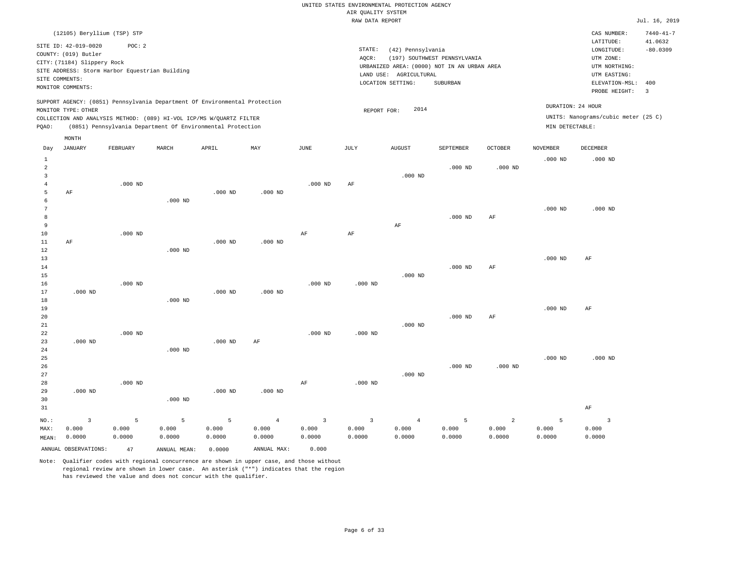UNITED STATES ENVIRONMENTAL PROTECTION AGENCY
AIR QUALITY SYSTEM
RAW DATA REPORT

Jul. 16, 2019

(12105) Beryllium (TSP) STP

SITE ID: 42-019-0020 POC: 2
COUNTY: (019) Butler
CITY: (71184) Slippery Rock
SITE ADDRESS: Storm Harbor Equestrian Building
SITE COMMENTS:
MONITOR COMMENTS:

STATE: (42) Pennsylvania
AQCR: (197) SOUTHWEST PENNSYLVANIA
URBANIZED AREA: (0000) NOT IN AN URBAN AREA
LAND USE: AGRICULTURAL
LOCATION SETTING: SUBURBAN

CAS NUMBER: 7440-41-7
LATITUDE: 41.0632
LONGITUDE: -80.0309
UTM ZONE:
UTM NORTHING:
UTM EASTING:
ELEVATION-MSL: 400
PROBE HEIGHT: 3

SUPPORT AGENCY: (0851) Pennsylvania Department Of Environmental Protection
MONITOR TYPE: OTHER
COLLECTION AND ANALYSIS METHOD: (089) HI-VOL ICP/MS W/QUARTZ FILTER
PQAO: (0851) Pennsylvania Department Of Environmental Protection

REPORT FOR: 2014

DURATION: 24 HOUR
UNITS: Nanograms/cubic meter (25 C)
MIN DETECTABLE:

| Day | JANUARY | FEBRUARY | MARCH | APRIL | MAY | JUNE | JULY | AUGUST | SEPTEMBER | OCTOBER | NOVEMBER | DECEMBER |
|---|---|---|---|---|---|---|---|---|---|---|---|---|
| 1 | | | | | | | | | | | .000 ND | .000 ND |
| 2 | | | | | | | | | .000 ND | .000 ND | | |
| 3 | | | | | | | | .000 ND | | | | |
| 4 | | .000 ND | | | | .000 ND | AF | | | | | |
| 5 | AF | | | .000 ND | .000 ND | | | | | | | |
| 6 | | | .000 ND | | | | | | | | | |
| 7 | | | | | | | | | | | .000 ND | .000 ND |
| 8 | | | | | | | | | .000 ND | AF | | |
| 9 | | | | | | | | AF | | | | |
| 10 | | .000 ND | | | | AF | AF | | | | | |
| 11 | AF | | | .000 ND | .000 ND | | | | | | | |
| 12 | | | .000 ND | | | | | | | | | |
| 13 | | | | | | | | | | | .000 ND | AF |
| 14 | | | | | | | | | .000 ND | AF | | |
| 15 | | | | | | | | .000 ND | | | | |
| 16 | | .000 ND | | | | .000 ND | .000 ND | | | | | |
| 17 | .000 ND | | | .000 ND | .000 ND | | | | | | | |
| 18 | | | .000 ND | | | | | | | | | |
| 19 | | | | | | | | | | | .000 ND | AF |
| 20 | | | | | | | | | .000 ND | AF | | |
| 21 | | | | | | | | .000 ND | | | | |
| 22 | | .000 ND | | | | .000 ND | .000 ND | | | | | |
| 23 | .000 ND | | | .000 ND | AF | | | | | | | |
| 24 | | | .000 ND | | | | | | | | | |
| 25 | | | | | | | | | | | .000 ND | .000 ND |
| 26 | | | | | | | | | .000 ND | .000 ND | | |
| 27 | | | | | | | | .000 ND | | | | |
| 28 | | .000 ND | | | | AF | .000 ND | | | | | |
| 29 | .000 ND | | | .000 ND | .000 ND | | | | | | | |
| 30 | | | .000 ND | | | | | | | | | |
| 31 | | | | | | | | | | | | AF |
| NO.: | 3 | 5 | 5 | 5 | 4 | 3 | 3 | 4 | 5 | 2 | 5 | 3 |
| MAX: | 0.000 | 0.000 | 0.000 | 0.000 | 0.000 | 0.000 | 0.000 | 0.000 | 0.000 | 0.000 | 0.000 | 0.000 |
| MEAN: | 0.0000 | 0.0000 | 0.0000 | 0.0000 | 0.0000 | 0.0000 | 0.0000 | 0.0000 | 0.0000 | 0.0000 | 0.0000 | 0.0000 |

ANNUAL OBSERVATIONS: 47 ANNUAL MEAN: 0.0000 ANNUAL MAX: 0.000

Note: Qualifier codes with regional concurrence are shown in upper case, and those without regional review are shown in lower case. An asterisk ("*") indicates that the region has reviewed the value and does not concur with the qualifier.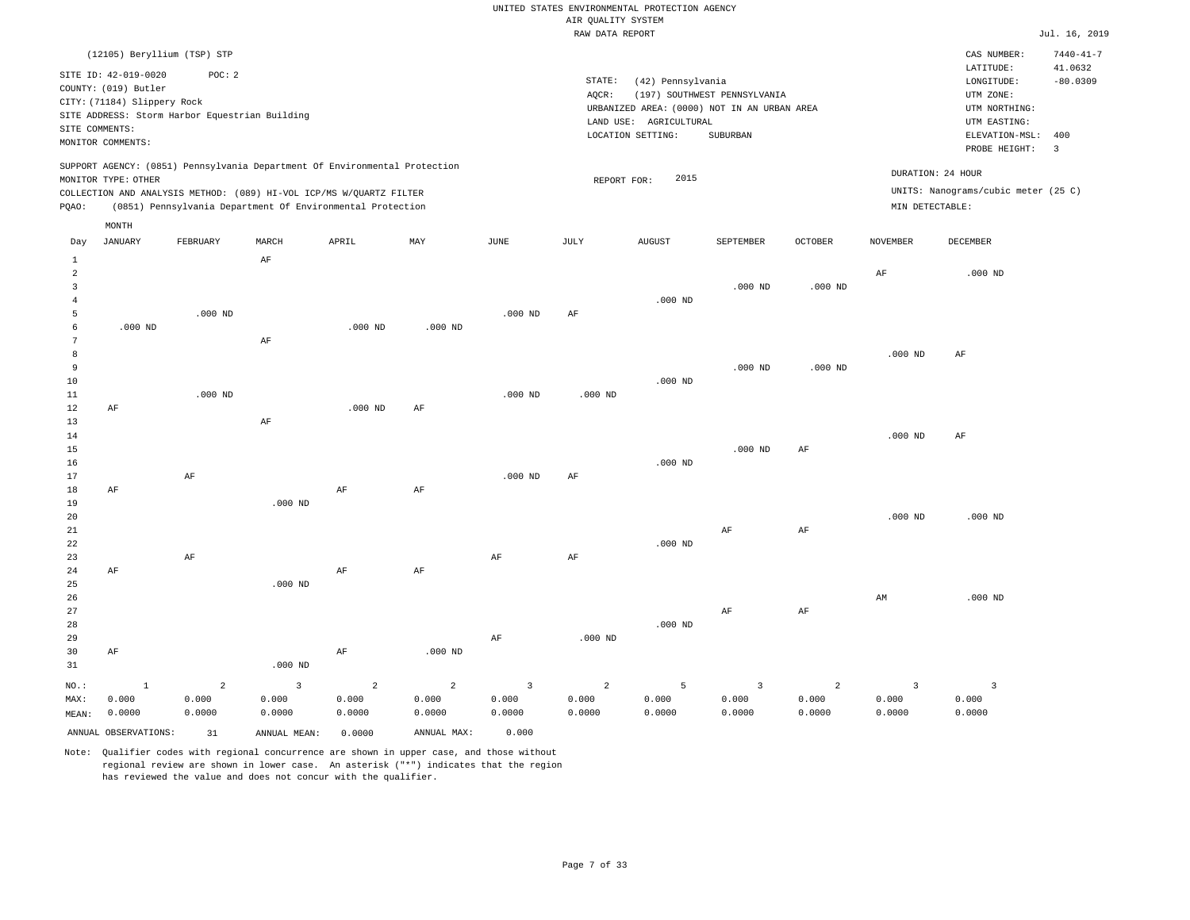UNITED STATES ENVIRONMENTAL PROTECTION AGENCY
AIR QUALITY SYSTEM
RAW DATA REPORT

Jul. 16, 2019

(12105) Beryllium (TSP) STP

SITE ID: 42-019-0020 POC: 2
COUNTY: (019) Butler
CITY: (71184) Slippery Rock
SITE ADDRESS: Storm Harbor Equestrian Building
SITE COMMENTS:
MONITOR COMMENTS:

STATE: (42) Pennsylvania
AQCR: (197) SOUTHWEST PENNSYLVANIA
URBANIZED AREA: (0000) NOT IN AN URBAN AREA
LAND USE: AGRICULTURAL
LOCATION SETTING: SUBURBAN

CAS NUMBER: 7440-41-7
LATITUDE: 41.0632
LONGITUDE: -80.0309
UTM ZONE:
UTM NORTHING:
UTM EASTING:
ELEVATION-MSL: 400
PROBE HEIGHT: 3

SUPPORT AGENCY: (0851) Pennsylvania Department Of Environmental Protection
MONITOR TYPE: OTHER
COLLECTION AND ANALYSIS METHOD: (089) HI-VOL ICP/MS W/QUARTZ FILTER
PQAO: (0851) Pennsylvania Department Of Environmental Protection

REPORT FOR: 2015

DURATION: 24 HOUR
UNITS: Nanograms/cubic meter (25 C)
MIN DETECTABLE:

| Day | JANUARY | FEBRUARY | MARCH | APRIL | MAY | JUNE | JULY | AUGUST | SEPTEMBER | OCTOBER | NOVEMBER | DECEMBER |
|---|---|---|---|---|---|---|---|---|---|---|---|---|
| 1 | | | AF | | | | | | | | | |
| 2 | | | | | | | | | | | AF | .000 ND |
| 3 | | | | | | | | | .000 ND | .000 ND | | |
| 4 | | | | | | | | .000 ND | | | | |
| 5 | | .000 ND | | | | .000 ND | AF | | | | | |
| 6 | .000 ND | | | .000 ND | .000 ND | | | | | | | |
| 7 | | | AF | | | | | | | | | |
| 8 | | | | | | | | | | | .000 ND | AF |
| 9 | | | | | | | | | .000 ND | .000 ND | | |
| 10 | | | | | | | | .000 ND | | | | |
| 11 | | .000 ND | | | | .000 ND | .000 ND | | | | | |
| 12 | AF | | | .000 ND | AF | | | | | | | |
| 13 | | | AF | | | | | | | | | |
| 14 | | | | | | | | | | | .000 ND | AF |
| 15 | | | | | | | | | .000 ND | AF | | |
| 16 | | | | | | | | .000 ND | | | | |
| 17 | | AF | | | | .000 ND | AF | | | | | |
| 18 | AF | | | AF | AF | | | | | | | |
| 19 | | | .000 ND | | | | | | | | | |
| 20 | | | | | | | | | | | .000 ND | .000 ND |
| 21 | | | | | | | | | AF | AF | | |
| 22 | | | | | | | | .000 ND | | | | |
| 23 | | AF | | | | AF | AF | | | | | |
| 24 | AF | | | AF | AF | | | | | | | |
| 25 | | | .000 ND | | | | | | | | | |
| 26 | | | | | | | | | | | AM | .000 ND |
| 27 | | | | | | | | | AF | AF | | |
| 28 | | | | | | | | .000 ND | | | | |
| 29 | | | | | | AF | .000 ND | | | | | |
| 30 | AF | | | AF | .000 ND | | | | | | | |
| 31 | | | .000 ND | | | | | | | | | |
| NO.: | 1 | 2 | 3 | 2 | 2 | 3 | 2 | 5 | 3 | 2 | 3 | 3 |
| MAX: | 0.000 | 0.000 | 0.000 | 0.000 | 0.000 | 0.000 | 0.000 | 0.000 | 0.000 | 0.000 | 0.000 | 0.000 |
| MEAN: | 0.0000 | 0.0000 | 0.0000 | 0.0000 | 0.0000 | 0.0000 | 0.0000 | 0.0000 | 0.0000 | 0.0000 | 0.0000 | 0.0000 |

ANNUAL OBSERVATIONS: 31 ANNUAL MEAN: 0.0000 ANNUAL MAX: 0.000

Note: Qualifier codes with regional concurrence are shown in upper case, and those without regional review are shown in lower case. An asterisk ("*") indicates that the region has reviewed the value and does not concur with the qualifier.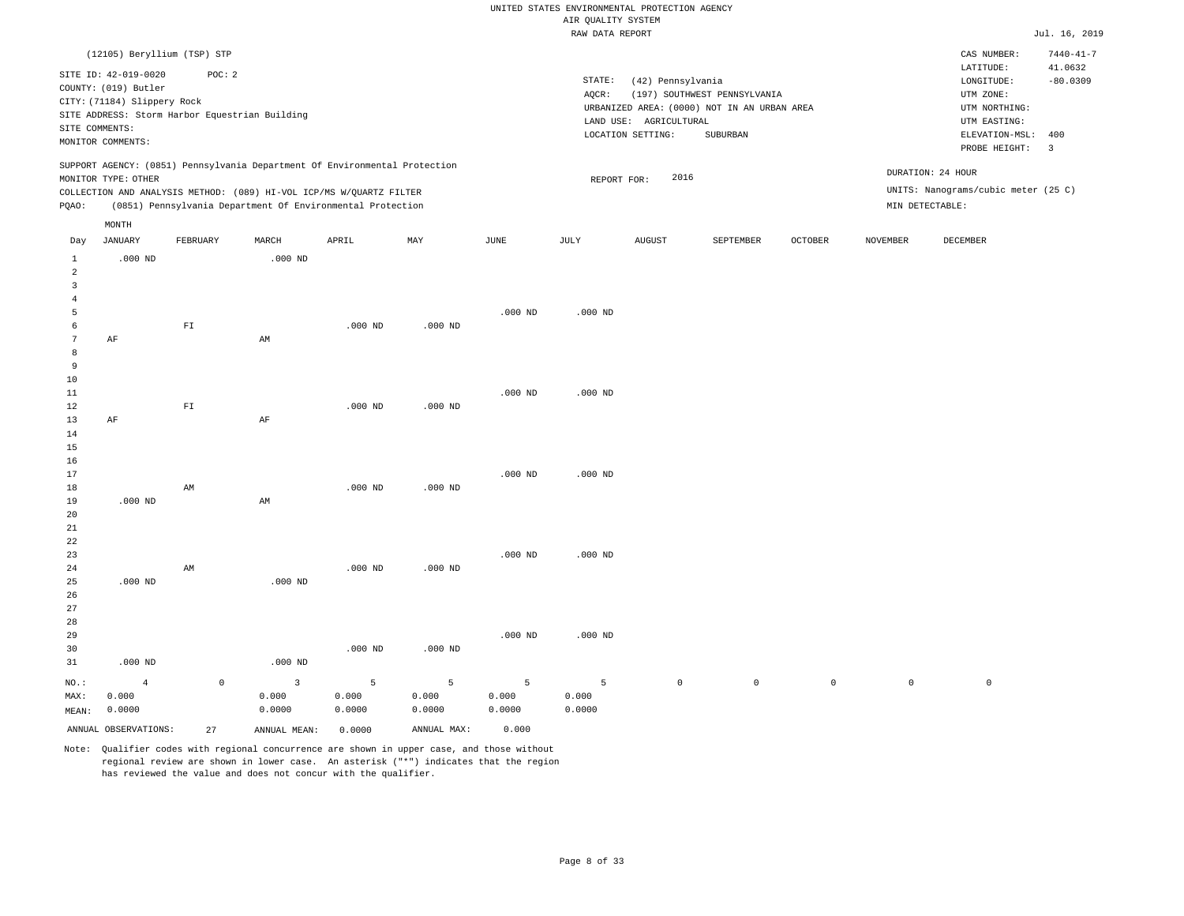UNITED STATES ENVIRONMENTAL PROTECTION AGENCY
AIR QUALITY SYSTEM
RAW DATA REPORT

Jul. 16, 2019

(12105) Beryllium (TSP) STP

SITE ID: 42-019-0020 POC: 2
COUNTY: (019) Butler
CITY: (71184) Slippery Rock
SITE ADDRESS: Storm Harbor Equestrian Building
SITE COMMENTS:
MONITOR COMMENTS:

STATE: (42) Pennsylvania
AQCR: (197) SOUTHWEST PENNSYLVANIA
URBANIZED AREA: (0000) NOT IN AN URBAN AREA
LAND USE: AGRICULTURAL
LOCATION SETTING: SUBURBAN

CAS NUMBER: 7440-41-7
LATITUDE: 41.0632
LONGITUDE: -80.0309
UTM ZONE:
UTM NORTHING:
UTM EASTING:
ELEVATION-MSL: 400
PROBE HEIGHT: 3

SUPPORT AGENCY: (0851) Pennsylvania Department Of Environmental Protection
MONITOR TYPE: OTHER
COLLECTION AND ANALYSIS METHOD: (089) HI-VOL ICP/MS W/QUARTZ FILTER
PQAO: (0851) Pennsylvania Department Of Environmental Protection

REPORT FOR: 2016

DURATION: 24 HOUR
UNITS: Nanograms/cubic meter (25 C)
MIN DETECTABLE:

| Day | JANUARY | FEBRUARY | MARCH | APRIL | MAY | JUNE | JULY | AUGUST | SEPTEMBER | OCTOBER | NOVEMBER | DECEMBER |
|---|---|---|---|---|---|---|---|---|---|---|---|---|
| 1 | .000 ND | | .000 ND | | | | | | | | | |
| 2 | | | | | | | | | | | | |
| 3 | | | | | | | | | | | | |
| 4 | | | | | | | | | | | | |
| 5 | | | | | | .000 ND | .000 ND | | | | | |
| 6 | | FI | | .000 ND | .000 ND | | | | | | | |
| 7 | AF | | AM | | | | | | | | | |
| 8 | | | | | | | | | | | | |
| 9 | | | | | | | | | | | | |
| 10 | | | | | | | | | | | | |
| 11 | | | | | | .000 ND | .000 ND | | | | | |
| 12 | | FI | | .000 ND | .000 ND | | | | | | | |
| 13 | AF | | AF | | | | | | | | | |
| 14 | | | | | | | | | | | | |
| 15 | | | | | | | | | | | | |
| 16 | | | | | | | | | | | | |
| 17 | | | | | | .000 ND | .000 ND | | | | | |
| 18 | | AM | | .000 ND | .000 ND | | | | | | | |
| 19 | .000 ND | | AM | | | | | | | | | |
| 20 | | | | | | | | | | | | |
| 21 | | | | | | | | | | | | |
| 22 | | | | | | | | | | | | |
| 23 | | | | | | .000 ND | .000 ND | | | | | |
| 24 | | AM | | .000 ND | .000 ND | | | | | | | |
| 25 | .000 ND | | .000 ND | | | | | | | | | |
| 26 | | | | | | | | | | | | |
| 27 | | | | | | | | | | | | |
| 28 | | | | | | | | | | | | |
| 29 | | | | | | .000 ND | .000 ND | | | | | |
| 30 | | | | .000 ND | .000 ND | | | | | | | |
| 31 | .000 ND | | .000 ND | | | | | | | | | |
| NO.: | 4 | 0 | 3 | 5 | 5 | 5 | 5 | 0 | 0 | 0 | 0 | 0 |
| MAX: | 0.000 | | 0.000 | 0.000 | 0.000 | 0.000 | 0.000 | | | | | |
| MEAN: | 0.0000 | | 0.0000 | 0.0000 | 0.0000 | 0.0000 | 0.0000 | | | | | |

ANNUAL OBSERVATIONS: 27 ANNUAL MEAN: 0.0000 ANNUAL MAX: 0.000

Note: Qualifier codes with regional concurrence are shown in upper case, and those without regional review are shown in lower case. An asterisk ("*") indicates that the region has reviewed the value and does not concur with the qualifier.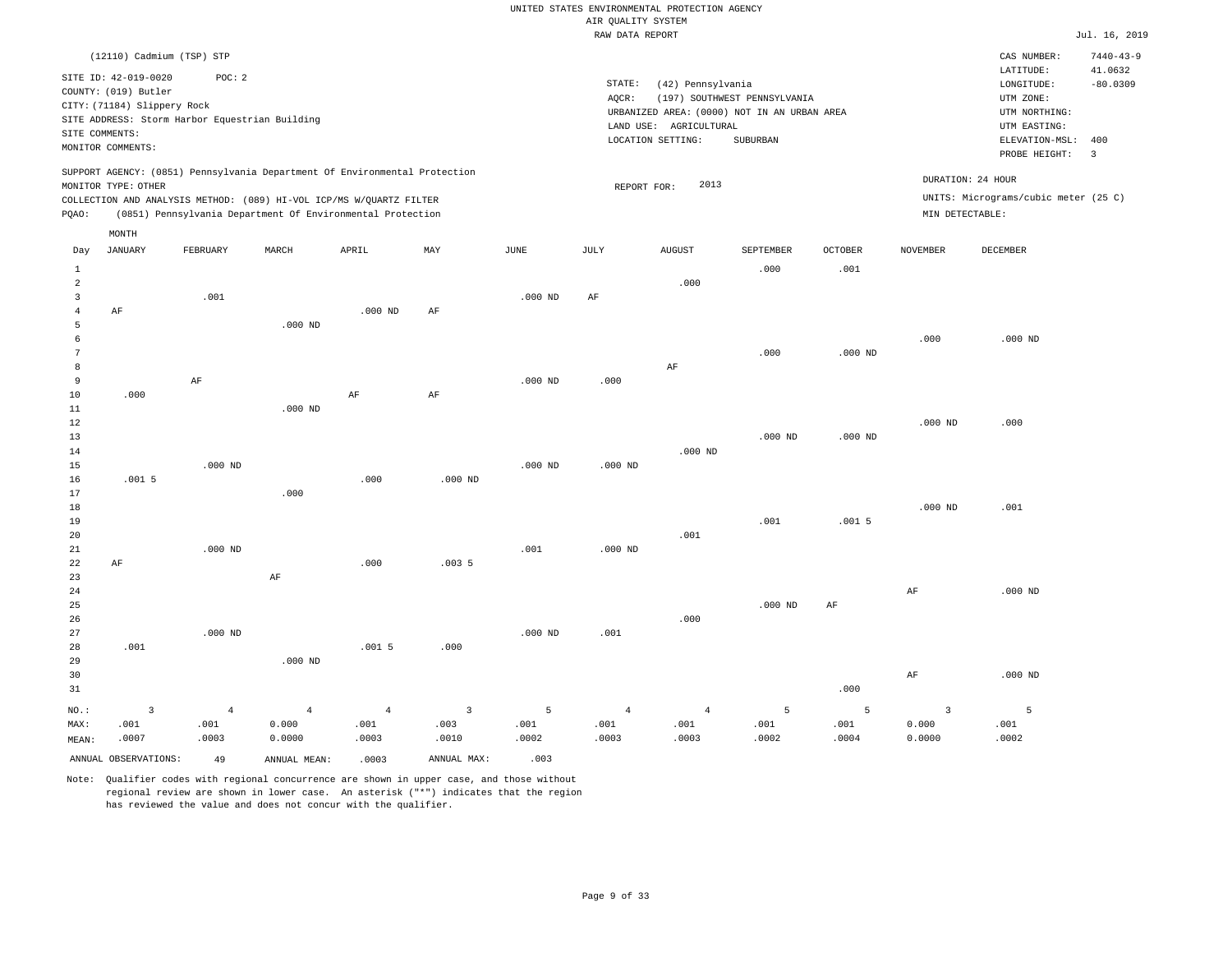UNITED STATES ENVIRONMENTAL PROTECTION AGENCY
AIR QUALITY SYSTEM
RAW DATA REPORT

Jul. 16, 2019

(12110) Cadmium (TSP) STP

SITE ID: 42-019-0020 POC: 2
COUNTY: (019) Butler
CITY: (71184) Slippery Rock
SITE ADDRESS: Storm Harbor Equestrian Building
SITE COMMENTS:
MONITOR COMMENTS:

STATE: (42) Pennsylvania
AQCR: (197) SOUTHWEST PENNSYLVANIA
URBANIZED AREA: (0000) NOT IN AN URBAN AREA
LAND USE: AGRICULTURAL
LOCATION SETTING: SUBURBAN

CAS NUMBER: 7440-43-9
LATITUDE: 41.0632
LONGITUDE: -80.0309
UTM ZONE:
UTM NORTHING:
UTM EASTING:
ELEVATION-MSL: 400
PROBE HEIGHT: 3

SUPPORT AGENCY: (0851) Pennsylvania Department Of Environmental Protection
MONITOR TYPE: OTHER
COLLECTION AND ANALYSIS METHOD: (089) HI-VOL ICP/MS W/QUARTZ FILTER
PQAO: (0851) Pennsylvania Department Of Environmental Protection

REPORT FOR: 2013

DURATION: 24 HOUR
UNITS: Micrograms/cubic meter (25 C)
MIN DETECTABLE:

| Day | JANUARY | FEBRUARY | MARCH | APRIL | MAY | JUNE | JULY | AUGUST | SEPTEMBER | OCTOBER | NOVEMBER | DECEMBER |
|---|---|---|---|---|---|---|---|---|---|---|---|---|
| 1 | | | | | | | | | .000 | .001 | | |
| 2 | | | | | | | | .000 | | | | |
| 3 | | .001 | | | | .000 ND | AF | | | | | |
| 4 | AF | | | .000 ND | AF | | | | | | | |
| 5 | | | .000 ND | | | | | | | | | |
| 6 | | | | | | | | | | | .000 | .000 ND |
| 7 | | | | | | | | | .000 | .000 ND | | |
| 8 | | | | | | | | AF | | | | |
| 9 | | AF | | | | .000 ND | .000 | | | | | |
| 10 | .000 | | | AF | AF | | | | | | | |
| 11 | | | .000 ND | | | | | | | | | |
| 12 | | | | | | | | | | | .000 ND | .000 |
| 13 | | | | | | | | | .000 ND | .000 ND | | |
| 14 | | | | | | | | .000 ND | | | | |
| 15 | | .000 ND | | | | .000 ND | .000 ND | | | | | |
| 16 | .001 5 | | | .000 | .000 ND | | | | | | | |
| 17 | | | .000 | | | | | | | | | |
| 18 | | | | | | | | | | | .000 ND | .001 |
| 19 | | | | | | | | | .001 | .001 5 | | |
| 20 | | | | | | | | .001 | | | | |
| 21 | | .000 ND | | | | .001 | .000 ND | | | | | |
| 22 | AF | | | .000 | .003 5 | | | | | | | |
| 23 | | | AF | | | | | | | | | |
| 24 | | | | | | | | | | | AF | .000 ND |
| 25 | | | | | | | | | .000 ND | AF | | |
| 26 | | | | | | | | .000 | | | | |
| 27 | | .000 ND | | | | .000 ND | .001 | | | | | |
| 28 | .001 | | | .001 5 | .000 | | | | | | | |
| 29 | | | .000 ND | | | | | | | | | |
| 30 | | | | | | | | | | | AF | .000 ND |
| 31 | | | | | | | | | | .000 | | |
| NO.: | 3 | 4 | 4 | 4 | 3 | 5 | 4 | 4 | 5 | 5 | 3 | 5 |
| MAX: | .001 | .001 | 0.000 | .001 | .003 | .001 | .001 | .001 | .001 | .001 | 0.000 | .001 |
| MEAN: | .0007 | .0003 | 0.0000 | .0003 | .0010 | .0002 | .0003 | .0003 | .0002 | .0004 | 0.0000 | .0002 |

ANNUAL OBSERVATIONS: 49 ANNUAL MEAN: .0003 ANNUAL MAX: .003

Note: Qualifier codes with regional concurrence are shown in upper case, and those without regional review are shown in lower case. An asterisk ("*") indicates that the region has reviewed the value and does not concur with the qualifier.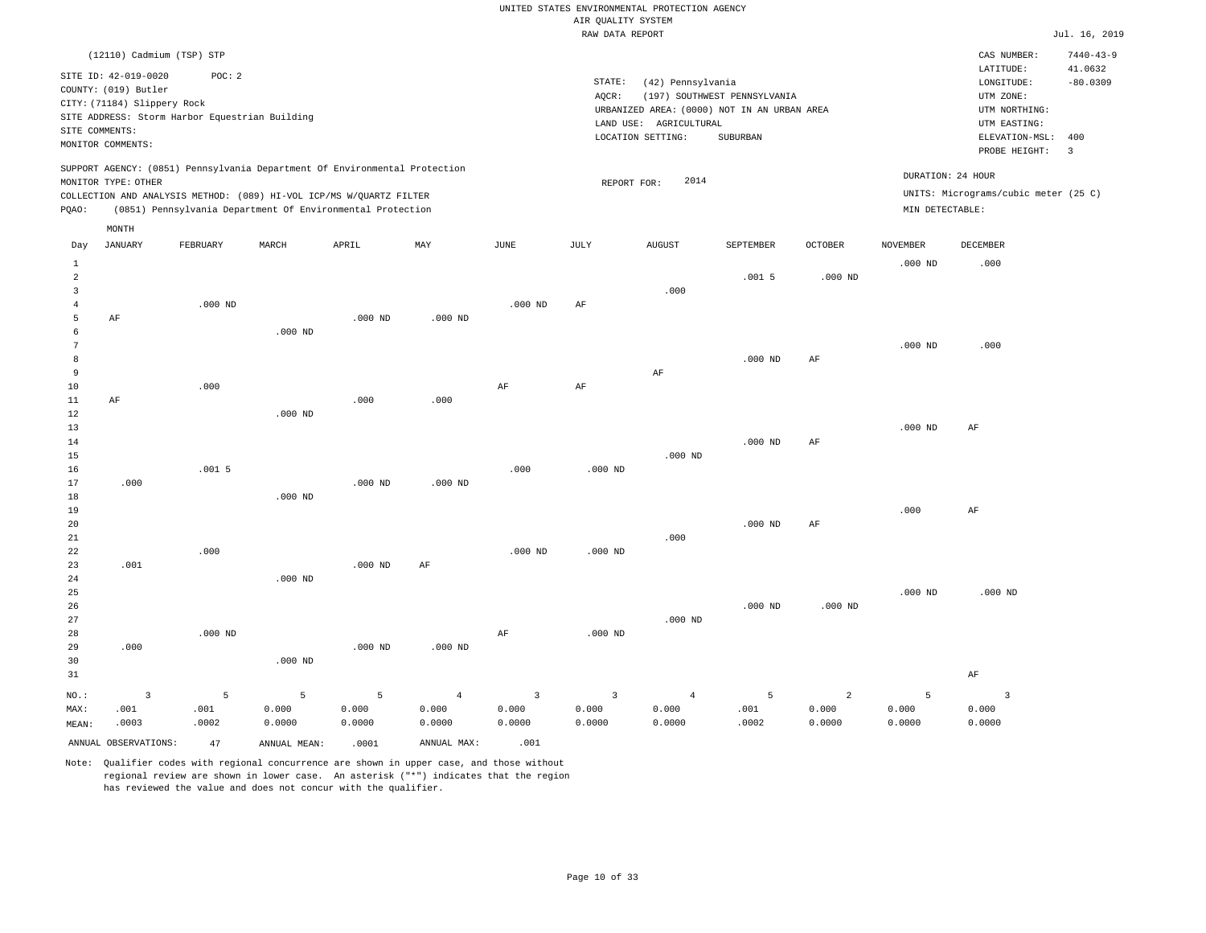UNITED STATES ENVIRONMENTAL PROTECTION AGENCY
AIR QUALITY SYSTEM
RAW DATA REPORT

Jul. 16, 2019

(12110) Cadmium (TSP) STP

SITE ID: 42-019-0020 POC: 2
COUNTY: (019) Butler
CITY: (71184) Slippery Rock
SITE ADDRESS: Storm Harbor Equestrian Building
SITE COMMENTS:
MONITOR COMMENTS:

STATE: (42) Pennsylvania
AQCR: (197) SOUTHWEST PENNSYLVANIA
URBANIZED AREA: (0000) NOT IN AN URBAN AREA
LAND USE: AGRICULTURAL
LOCATION SETTING: SUBURBAN

CAS NUMBER: 7440-43-9
LATITUDE: 41.0632
LONGITUDE: -80.0309
UTM ZONE:
UTM NORTHING:
UTM EASTING:
ELEVATION-MSL: 400
PROBE HEIGHT: 3

SUPPORT AGENCY: (0851) Pennsylvania Department Of Environmental Protection
MONITOR TYPE: OTHER
COLLECTION AND ANALYSIS METHOD: (089) HI-VOL ICP/MS W/QUARTZ FILTER
PQAO: (0851) Pennsylvania Department Of Environmental Protection

REPORT FOR: 2014

DURATION: 24 HOUR
UNITS: Micrograms/cubic meter (25 C)
MIN DETECTABLE:

| Day | JANUARY | FEBRUARY | MARCH | APRIL | MAY | JUNE | JULY | AUGUST | SEPTEMBER | OCTOBER | NOVEMBER | DECEMBER |
|---|---|---|---|---|---|---|---|---|---|---|---|---|
| 1 | | | | | | | | | | | .000 ND | .000 |
| 2 | | | | | | | | | .001 5 | .000 ND | | |
| 3 | | | | | | | | .000 | | | | |
| 4 | | .000 ND | | | | .000 ND | AF | | | | | |
| 5 | AF | | | .000 ND | .000 ND | | | | | | | |
| 6 | | | .000 ND | | | | | | | | | |
| 7 | | | | | | | | | | | .000 ND | .000 |
| 8 | | | | | | | | | .000 ND | AF | | |
| 9 | | | | | | | | AF | | | | |
| 10 | | .000 | | | | AF | AF | | | | | |
| 11 | AF | | | .000 | .000 | | | | | | | |
| 12 | | | .000 ND | | | | | | | | | |
| 13 | | | | | | | | | | | .000 ND | AF |
| 14 | | | | | | | | | .000 ND | AF | | |
| 15 | | | | | | | | .000 ND | | | | |
| 16 | | .001 5 | | | | .000 | .000 ND | | | | | |
| 17 | .000 | | | .000 ND | .000 ND | | | | | | | |
| 18 | | | .000 ND | | | | | | | | | |
| 19 | | | | | | | | | | | .000 | AF |
| 20 | | | | | | | | | .000 ND | AF | | |
| 21 | | | | | | | | .000 | | | | |
| 22 | | .000 | | | | .000 ND | .000 ND | | | | | |
| 23 | .001 | | | .000 ND | AF | | | | | | | |
| 24 | | | .000 ND | | | | | | | | | |
| 25 | | | | | | | | | | | .000 ND | .000 ND |
| 26 | | | | | | | | | .000 ND | .000 ND | | |
| 27 | | | | | | | | .000 ND | | | | |
| 28 | | .000 ND | | | | AF | .000 ND | | | | | |
| 29 | .000 | | | .000 ND | .000 ND | | | | | | | |
| 30 | | | .000 ND | | | | | | | | | |
| 31 | | | | | | | | | | | | AF |
| NO.: | 3 | 5 | 5 | 5 | 4 | 3 | 3 | 4 | 5 | 2 | 5 | 3 |
| MAX: | .001 | .001 | 0.000 | 0.000 | 0.000 | 0.000 | 0.000 | 0.000 | .001 | 0.000 | 0.000 | 0.000 |
| MEAN: | .0003 | .0002 | 0.0000 | 0.0000 | 0.0000 | 0.0000 | 0.0000 | 0.0000 | .0002 | 0.0000 | 0.0000 | 0.0000 |

ANNUAL OBSERVATIONS: 47 ANNUAL MEAN: .0001 ANNUAL MAX: .001

Note: Qualifier codes with regional concurrence are shown in upper case, and those without regional review are shown in lower case. An asterisk ("*") indicates that the region has reviewed the value and does not concur with the qualifier.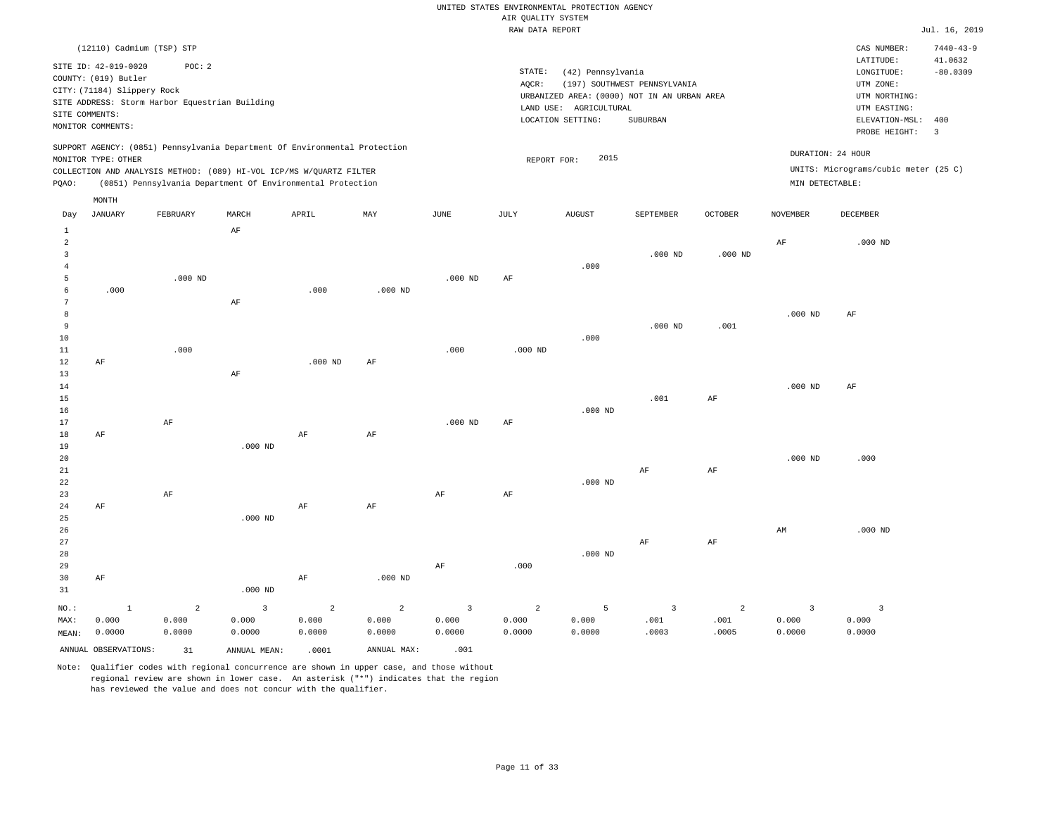UNITED STATES ENVIRONMENTAL PROTECTION AGENCY
AIR QUALITY SYSTEM
RAW DATA REPORT

Jul. 16, 2019

(12110) Cadmium (TSP) STP

SITE ID: 42-019-0020 POC: 2
COUNTY: (019) Butler
CITY: (71184) Slippery Rock
SITE ADDRESS: Storm Harbor Equestrian Building
SITE COMMENTS:
MONITOR COMMENTS:

STATE: (42) Pennsylvania
AQCR: (197) SOUTHWEST PENNSYLVANIA
URBANIZED AREA: (0000) NOT IN AN URBAN AREA
LAND USE: AGRICULTURAL
LOCATION SETTING: SUBURBAN

CAS NUMBER: 7440-43-9
LATITUDE: 41.0632
LONGITUDE: -80.0309
UTM ZONE:
UTM NORTHING:
UTM EASTING:
ELEVATION-MSL: 400
PROBE HEIGHT: 3

SUPPORT AGENCY: (0851) Pennsylvania Department Of Environmental Protection
MONITOR TYPE: OTHER
COLLECTION AND ANALYSIS METHOD: (089) HI-VOL ICP/MS W/QUARTZ FILTER
PQAO: (0851) Pennsylvania Department Of Environmental Protection

REPORT FOR: 2015

DURATION: 24 HOUR
UNITS: Micrograms/cubic meter (25 C)
MIN DETECTABLE:

| Day | JANUARY | FEBRUARY | MARCH | APRIL | MAY | JUNE | JULY | AUGUST | SEPTEMBER | OCTOBER | NOVEMBER | DECEMBER |
|---|---|---|---|---|---|---|---|---|---|---|---|---|
| 1 | | | AF | | | | | | | | | |
| 2 | | | | | | | | | | | AF | .000 ND |
| 3 | | | | | | | | | .000 ND | .000 ND | | |
| 4 | | | | | | | | .000 | | | | |
| 5 | | .000 ND | | | | .000 ND | AF | | | | | |
| 6 | .000 | | | .000 | .000 ND | | | | | | | |
| 7 | | | AF | | | | | | | | | |
| 8 | | | | | | | | | | | .000 ND | AF |
| 9 | | | | | | | | | .000 ND | .001 | | |
| 10 | | | | | | | | .000 | | | | |
| 11 | | .000 | | | | .000 | .000 ND | | | | | |
| 12 | AF | | | .000 ND | AF | | | | | | | |
| 13 | | | AF | | | | | | | | | |
| 14 | | | | | | | | | | | .000 ND | AF |
| 15 | | | | | | | | | .001 | AF | | |
| 16 | | | | | | | | .000 ND | | | | |
| 17 | | AF | | | | .000 ND | AF | | | | | |
| 18 | AF | | | AF | AF | | | | | | | |
| 19 | | | .000 ND | | | | | | | | | |
| 20 | | | | | | | | | | | .000 ND | .000 |
| 21 | | | | | | | | | AF | AF | | |
| 22 | | | | | | | | .000 ND | | | | |
| 23 | | AF | | | | AF | AF | | | | | |
| 24 | AF | | | AF | AF | | | | | | | |
| 25 | | | .000 ND | | | | | | | | | |
| 26 | | | | | | | | | | | AM | .000 ND |
| 27 | | | | | | | | | AF | AF | | |
| 28 | | | | | | | | .000 ND | | | | |
| 29 | | | | | | AF | .000 | | | | | |
| 30 | AF | | | AF | .000 ND | | | | | | | |
| 31 | | | .000 ND | | | | | | | | | |
| NO.: | 1 | 2 | 3 | 2 | 2 | 3 | 2 | 5 | 3 | 2 | 3 | 3 |
| MAX: | 0.000 | 0.000 | 0.000 | 0.000 | 0.000 | 0.000 | 0.000 | 0.000 | .001 | .001 | 0.000 | 0.000 |
| MEAN: | 0.0000 | 0.0000 | 0.0000 | 0.0000 | 0.0000 | 0.0000 | 0.0000 | 0.0000 | .0003 | .0005 | 0.0000 | 0.0000 |

ANNUAL OBSERVATIONS: 31 ANNUAL MEAN: .0001 ANNUAL MAX: .001

Note: Qualifier codes with regional concurrence are shown in upper case, and those without regional review are shown in lower case. An asterisk ("*") indicates that the region has reviewed the value and does not concur with the qualifier.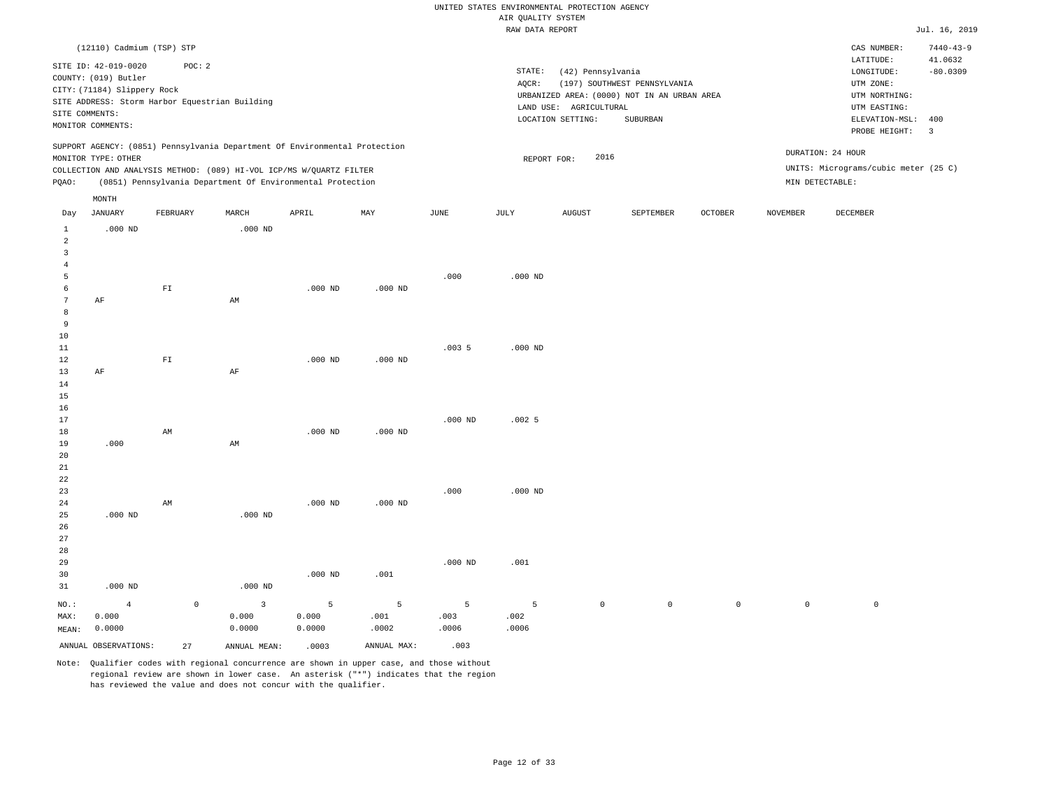UNITED STATES ENVIRONMENTAL PROTECTION AGENCY
AIR QUALITY SYSTEM
RAW DATA REPORT

Jul. 16, 2019

(12110) Cadmium (TSP) STP

SITE ID: 42-019-0020 POC: 2
COUNTY: (019) Butler
CITY: (71184) Slippery Rock
SITE ADDRESS: Storm Harbor Equestrian Building
SITE COMMENTS:
MONITOR COMMENTS:

STATE: (42) Pennsylvania
AQCR: (197) SOUTHWEST PENNSYLVANIA
URBANIZED AREA: (0000) NOT IN AN URBAN AREA
LAND USE: AGRICULTURAL
LOCATION SETTING: SUBURBAN

CAS NUMBER: 7440-43-9
LATITUDE: 41.0632
LONGITUDE: -80.0309
UTM ZONE:
UTM NORTHING:
UTM EASTING:
ELEVATION-MSL: 400
PROBE HEIGHT: 3

SUPPORT AGENCY: (0851) Pennsylvania Department Of Environmental Protection
MONITOR TYPE: OTHER
COLLECTION AND ANALYSIS METHOD: (089) HI-VOL ICP/MS W/QUARTZ FILTER
PQAO: (0851) Pennsylvania Department Of Environmental Protection

REPORT FOR: 2016

DURATION: 24 HOUR
UNITS: Micrograms/cubic meter (25 C)
MIN DETECTABLE:

| Day | JANUARY | FEBRUARY | MARCH | APRIL | MAY | JUNE | JULY | AUGUST | SEPTEMBER | OCTOBER | NOVEMBER | DECEMBER |
|---|---|---|---|---|---|---|---|---|---|---|---|---|
| 1 | .000 ND | | .000 ND | | | | | | | | | |
| 2 | | | | | | | | | | | | |
| 3 | | | | | | | | | | | | |
| 4 | | | | | | | | | | | | |
| 5 | | | | | | .000 | .000 ND | | | | | |
| 6 | | FI | | .000 ND | .000 ND | | | | | | | |
| 7 | AF | | AM | | | | | | | | | |
| 8 | | | | | | | | | | | | |
| 9 | | | | | | | | | | | | |
| 10 | | | | | | | | | | | | |
| 11 | | | | | | .003 5 | .000 ND | | | | | |
| 12 | | FI | | .000 ND | .000 ND | | | | | | | |
| 13 | AF | | AF | | | | | | | | | |
| 14 | | | | | | | | | | | | |
| 15 | | | | | | | | | | | | |
| 16 | | | | | | | | | | | | |
| 17 | | | | | | .000 ND | .002 5 | | | | | |
| 18 | | AM | | .000 ND | .000 ND | | | | | | | |
| 19 | .000 | | AM | | | | | | | | | |
| 20 | | | | | | | | | | | | |
| 21 | | | | | | | | | | | | |
| 22 | | | | | | | | | | | | |
| 23 | | | | | | .000 | .000 ND | | | | | |
| 24 | | AM | | .000 ND | .000 ND | | | | | | | |
| 25 | .000 ND | | .000 ND | | | | | | | | | |
| 26 | | | | | | | | | | | | |
| 27 | | | | | | | | | | | | |
| 28 | | | | | | | | | | | | |
| 29 | | | | | | .000 ND | .001 | | | | | |
| 30 | | | | .000 ND | .001 | | | | | | | |
| 31 | .000 ND | | .000 ND | | | | | | | | | |
| NO.: | 4 | 0 | 3 | 5 | 5 | 5 | 5 | 0 | 0 | 0 | 0 | 0 |
| MAX: | 0.000 | | 0.000 | 0.000 | .001 | .003 | .002 | | | | | |
| MEAN: | 0.0000 | | 0.0000 | 0.0000 | .0002 | .0006 | .0006 | | | | | |

ANNUAL OBSERVATIONS: 27 ANNUAL MEAN: .0003 ANNUAL MAX: .003

Note: Qualifier codes with regional concurrence are shown in upper case, and those without regional review are shown in lower case. An asterisk ("*") indicates that the region has reviewed the value and does not concur with the qualifier.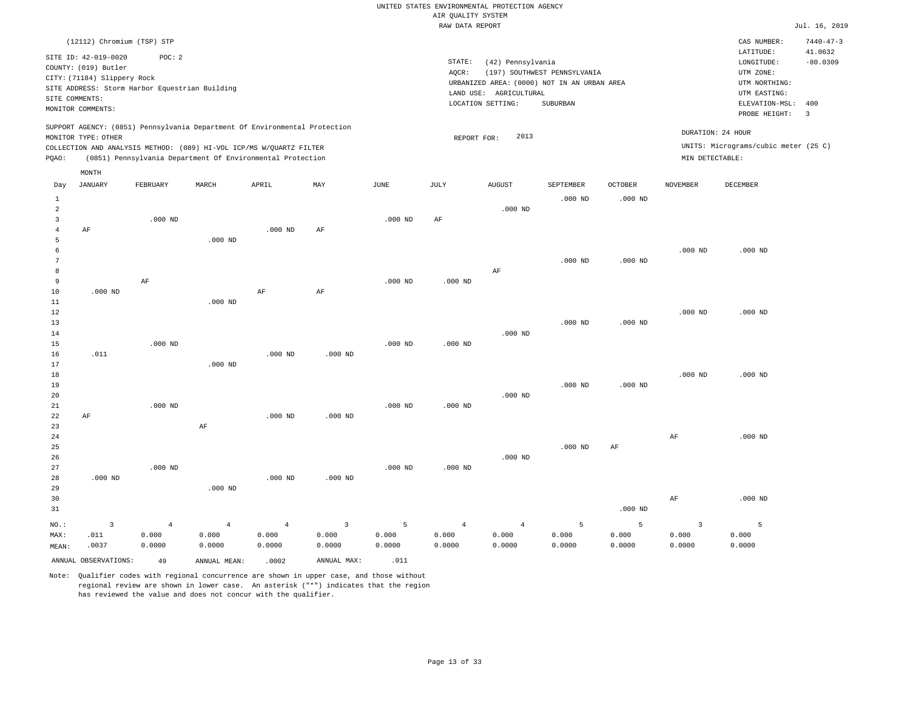UNITED STATES ENVIRONMENTAL PROTECTION AGENCY
AIR QUALITY SYSTEM
RAW DATA REPORT

Jul. 16, 2019

(12112) Chromium (TSP) STP

SITE ID: 42-019-0020 POC: 2
COUNTY: (019) Butler
CITY: (71184) Slippery Rock
SITE ADDRESS: Storm Harbor Equestrian Building
SITE COMMENTS:
MONITOR COMMENTS:

STATE: (42) Pennsylvania
AQCR: (197) SOUTHWEST PENNSYLVANIA
URBANIZED AREA: (0000) NOT IN AN URBAN AREA
LAND USE: AGRICULTURAL
LOCATION SETTING: SUBURBAN

CAS NUMBER: 7440-47-3
LATITUDE: 41.0632
LONGITUDE: -80.0309
UTM ZONE:
UTM NORTHING:
UTM EASTING:
ELEVATION-MSL: 400
PROBE HEIGHT: 3

SUPPORT AGENCY: (0851) Pennsylvania Department Of Environmental Protection
MONITOR TYPE: OTHER
COLLECTION AND ANALYSIS METHOD: (089) HI-VOL ICP/MS W/QUARTZ FILTER
PQAO: (0851) Pennsylvania Department Of Environmental Protection

REPORT FOR: 2013

DURATION: 24 HOUR
UNITS: Micrograms/cubic meter (25 C)
MIN DETECTABLE:

| Day | JANUARY | FEBRUARY | MARCH | APRIL | MAY | JUNE | JULY | AUGUST | SEPTEMBER | OCTOBER | NOVEMBER | DECEMBER |
|---|---|---|---|---|---|---|---|---|---|---|---|---|
| 1 | | | | | | | | | .000 ND | .000 ND | | |
| 2 | | | | | | | | .000 ND | | | | |
| 3 | | .000 ND | | | | .000 ND | AF | | | | | |
| 4 | AF | | | .000 ND | AF | | | | | | | |
| 5 | | | .000 ND | | | | | | | | | |
| 6 | | | | | | | | | | | .000 ND | .000 ND |
| 7 | | | | | | | | | .000 ND | .000 ND | | |
| 8 | | | | | | | | AF | | | | |
| 9 | | AF | | | | .000 ND | .000 ND | | | | | |
| 10 | .000 ND | | | AF | AF | | | | | | | |
| 11 | | | .000 ND | | | | | | | | | |
| 12 | | | | | | | | | | | .000 ND | .000 ND |
| 13 | | | | | | | | | .000 ND | .000 ND | | |
| 14 | | | | | | | | .000 ND | | | | |
| 15 | | .000 ND | | | | .000 ND | .000 ND | | | | | |
| 16 | .011 | | | .000 ND | .000 ND | | | | | | | |
| 17 | | | .000 ND | | | | | | | | | |
| 18 | | | | | | | | | | | .000 ND | .000 ND |
| 19 | | | | | | | | | .000 ND | .000 ND | | |
| 20 | | | | | | | | .000 ND | | | | |
| 21 | | .000 ND | | | | .000 ND | .000 ND | | | | | |
| 22 | AF | | | .000 ND | .000 ND | | | | | | | |
| 23 | | | AF | | | | | | | | | |
| 24 | | | | | | | | | | | AF | .000 ND |
| 25 | | | | | | | | | .000 ND | AF | | |
| 26 | | | | | | | | .000 ND | | | | |
| 27 | | .000 ND | | | | .000 ND | .000 ND | | | | | |
| 28 | .000 ND | | | .000 ND | .000 ND | | | | | | | |
| 29 | | | .000 ND | | | | | | | | | |
| 30 | | | | | | | | | | | AF | .000 ND |
| 31 | | | | | | | | | | .000 ND | | |
| NO.: | 3 | 4 | 4 | 4 | 3 | 5 | 4 | 4 | 5 | 5 | 3 | 5 |
| MAX: | .011 | 0.000 | 0.000 | 0.000 | 0.000 | 0.000 | 0.000 | 0.000 | 0.000 | 0.000 | 0.000 | 0.000 |
| MEAN: | .0037 | 0.0000 | 0.0000 | 0.0000 | 0.0000 | 0.0000 | 0.0000 | 0.0000 | 0.0000 | 0.0000 | 0.0000 | 0.0000 |

ANNUAL OBSERVATIONS: 49 ANNUAL MEAN: .0002 ANNUAL MAX: .011

Note: Qualifier codes with regional concurrence are shown in upper case, and those without regional review are shown in lower case. An asterisk ("*") indicates that the region has reviewed the value and does not concur with the qualifier.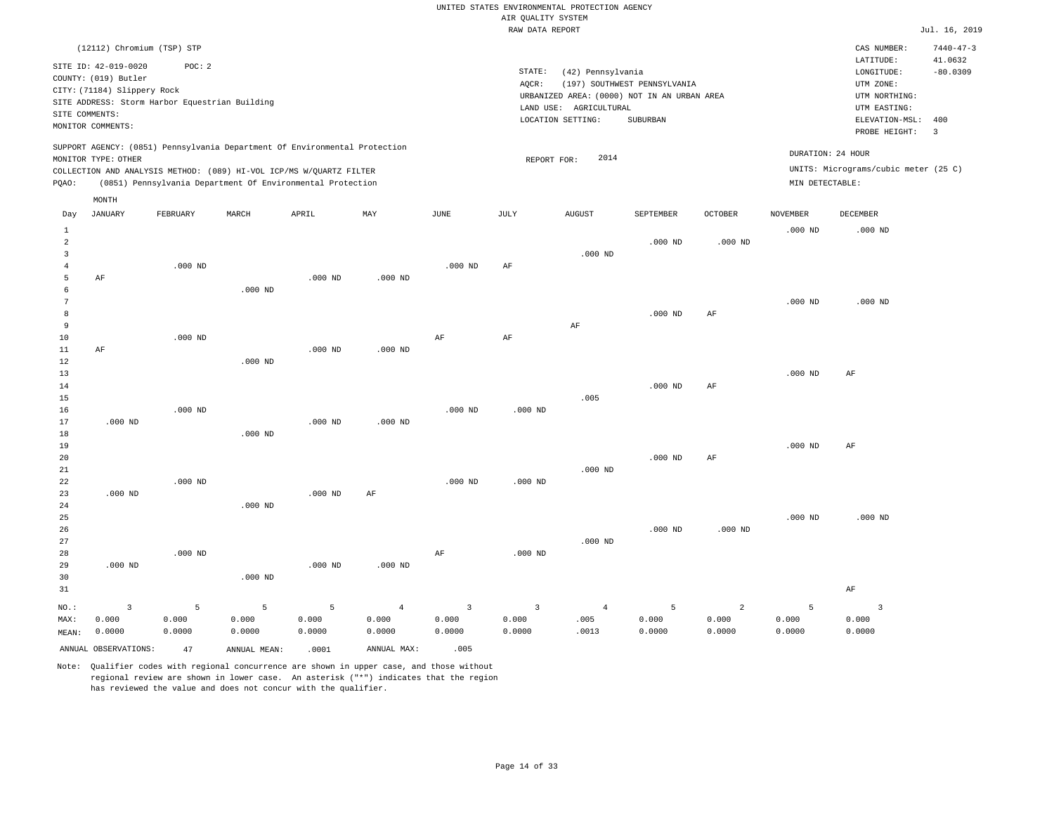UNITED STATES ENVIRONMENTAL PROTECTION AGENCY
AIR QUALITY SYSTEM
RAW DATA REPORT

Jul. 16, 2019

(12112) Chromium (TSP) STP

SITE ID: 42-019-0020 POC: 2
COUNTY: (019) Butler
CITY: (71184) Slippery Rock
SITE ADDRESS: Storm Harbor Equestrian Building
SITE COMMENTS:
MONITOR COMMENTS:

STATE: (42) Pennsylvania
AQCR: (197) SOUTHWEST PENNSYLVANIA
URBANIZED AREA: (0000) NOT IN AN URBAN AREA
LAND USE: AGRICULTURAL
LOCATION SETTING: SUBURBAN

CAS NUMBER: 7440-47-3
LATITUDE: 41.0632
LONGITUDE: -80.0309
UTM ZONE:
UTM NORTHING:
UTM EASTING:
ELEVATION-MSL: 400
PROBE HEIGHT: 3

SUPPORT AGENCY: (0851) Pennsylvania Department Of Environmental Protection
MONITOR TYPE: OTHER
COLLECTION AND ANALYSIS METHOD: (089) HI-VOL ICP/MS W/QUARTZ FILTER
PQAO: (0851) Pennsylvania Department Of Environmental Protection

REPORT FOR: 2014

DURATION: 24 HOUR
UNITS: Micrograms/cubic meter (25 C)
MIN DETECTABLE:

| Day | JANUARY | FEBRUARY | MARCH | APRIL | MAY | JUNE | JULY | AUGUST | SEPTEMBER | OCTOBER | NOVEMBER | DECEMBER |
|---|---|---|---|---|---|---|---|---|---|---|---|---|
| 1 | | | | | | | | | | | .000 ND | .000 ND |
| 2 | | | | | | | | | .000 ND | .000 ND | | |
| 3 | | | | | | | | .000 ND | | | | |
| 4 | | .000 ND | | | | .000 ND | AF | | | | | |
| 5 | AF | | | .000 ND | .000 ND | | | | | | | |
| 6 | | | .000 ND | | | | | | | | | |
| 7 | | | | | | | | | | | .000 ND | .000 ND |
| 8 | | | | | | | | | .000 ND | AF | | |
| 9 | | | | | | | | AF | | | | |
| 10 | | .000 ND | | | | AF | AF | | | | | |
| 11 | AF | | | .000 ND | .000 ND | | | | | | | |
| 12 | | | .000 ND | | | | | | | | | |
| 13 | | | | | | | | | | | .000 ND | AF |
| 14 | | | | | | | | | .000 ND | AF | | |
| 15 | | | | | | | | .005 | | | | |
| 16 | | .000 ND | | | | .000 ND | .000 ND | | | | | |
| 17 | .000 ND | | | .000 ND | .000 ND | | | | | | | |
| 18 | | | .000 ND | | | | | | | | | |
| 19 | | | | | | | | | | | .000 ND | AF |
| 20 | | | | | | | | | .000 ND | AF | | |
| 21 | | | | | | | | .000 ND | | | | |
| 22 | | .000 ND | | | | .000 ND | .000 ND | | | | | |
| 23 | .000 ND | | | .000 ND | AF | | | | | | | |
| 24 | | | .000 ND | | | | | | | | | |
| 25 | | | | | | | | | | | .000 ND | .000 ND |
| 26 | | | | | | | | | .000 ND | .000 ND | | |
| 27 | | | | | | | | .000 ND | | | | |
| 28 | | .000 ND | | | | AF | .000 ND | | | | | |
| 29 | .000 ND | | | .000 ND | .000 ND | | | | | | | |
| 30 | | | .000 ND | | | | | | | | | |
| 31 | | | | | | | | | | | | AF |
| NO.: | 3 | 5 | 5 | 5 | 4 | 3 | 3 | 4 | 5 | 2 | 5 | 3 |
| MAX: | 0.000 | 0.000 | 0.000 | 0.000 | 0.000 | 0.000 | 0.000 | .005 | 0.000 | 0.000 | 0.000 | 0.000 |
| MEAN: | 0.0000 | 0.0000 | 0.0000 | 0.0000 | 0.0000 | 0.0000 | 0.0000 | .0013 | 0.0000 | 0.0000 | 0.0000 | 0.0000 |

ANNUAL OBSERVATIONS: 47 ANNUAL MEAN: .0001 ANNUAL MAX: .005

Note: Qualifier codes with regional concurrence are shown in upper case, and those without regional review are shown in lower case. An asterisk ("*") indicates that the region has reviewed the value and does not concur with the qualifier.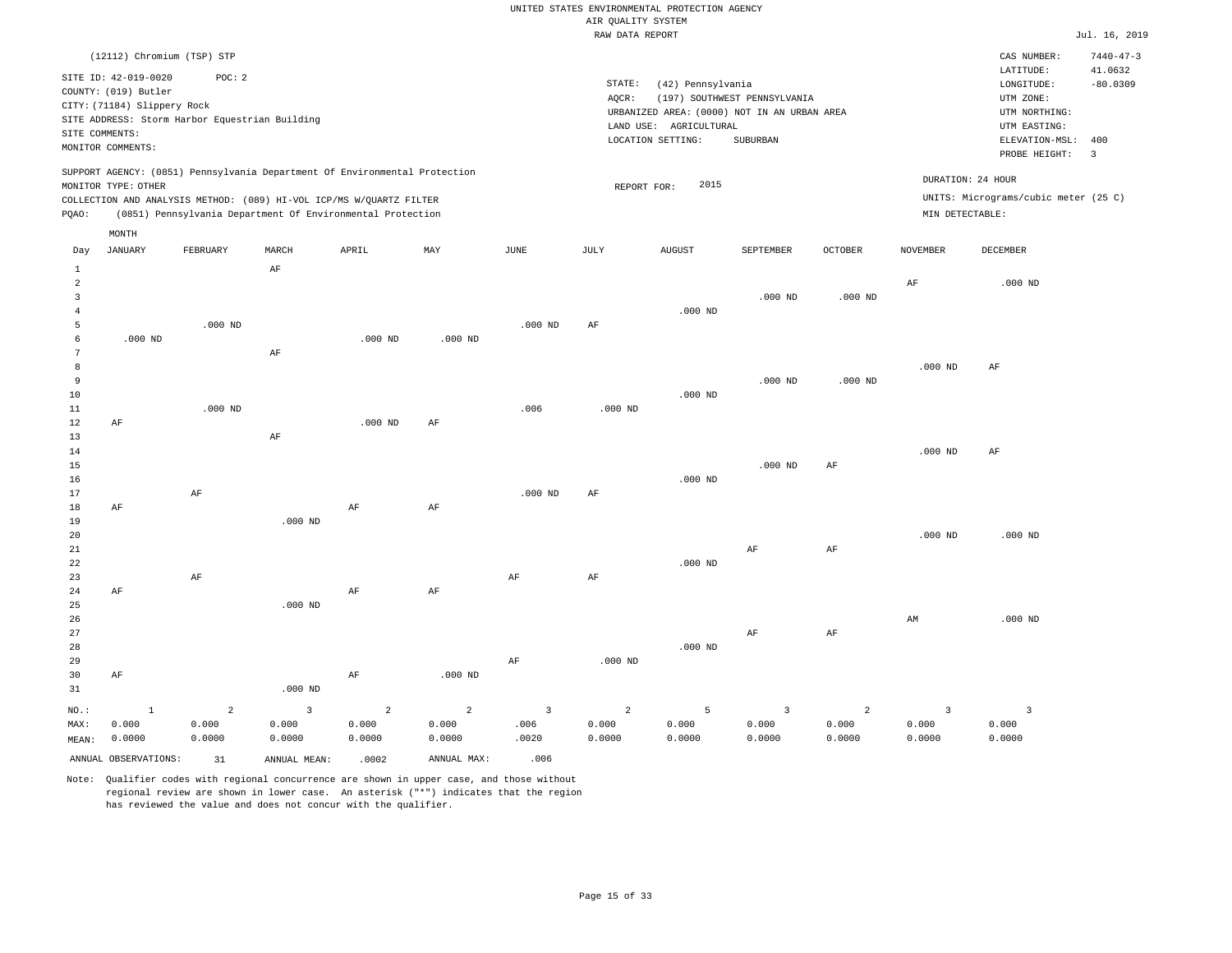UNITED STATES ENVIRONMENTAL PROTECTION AGENCY
AIR QUALITY SYSTEM
RAW DATA REPORT

Jul. 16, 2019

(12112) Chromium (TSP) STP

SITE ID: 42-019-0020 POC: 2
COUNTY: (019) Butler
CITY: (71184) Slippery Rock
SITE ADDRESS: Storm Harbor Equestrian Building
SITE COMMENTS:
MONITOR COMMENTS:

STATE: (42) Pennsylvania
AQCR: (197) SOUTHWEST PENNSYLVANIA
URBANIZED AREA: (0000) NOT IN AN URBAN AREA
LAND USE: AGRICULTURAL
LOCATION SETTING: SUBURBAN

CAS NUMBER: 7440-47-3
LATITUDE: 41.0632
LONGITUDE: -80.0309
UTM ZONE:
UTM NORTHING:
UTM EASTING:
ELEVATION-MSL: 400
PROBE HEIGHT: 3

SUPPORT AGENCY: (0851) Pennsylvania Department Of Environmental Protection
MONITOR TYPE: OTHER
COLLECTION AND ANALYSIS METHOD: (089) HI-VOL ICP/MS W/QUARTZ FILTER
PQAO: (0851) Pennsylvania Department Of Environmental Protection

REPORT FOR: 2015

DURATION: 24 HOUR
UNITS: Micrograms/cubic meter (25 C)
MIN DETECTABLE:

| Day | JANUARY | FEBRUARY | MARCH | APRIL | MAY | JUNE | JULY | AUGUST | SEPTEMBER | OCTOBER | NOVEMBER | DECEMBER |
|---|---|---|---|---|---|---|---|---|---|---|---|---|
| 1 | | | AF | | | | | | | | | |
| 2 | | | | | | | | | | | AF | .000 ND |
| 3 | | | | | | | | | .000 ND | .000 ND | | |
| 4 | | | | | | | | .000 ND | | | | |
| 5 | | .000 ND | | | | .000 ND | AF | | | | | |
| 6 | .000 ND | | | .000 ND | .000 ND | | | | | | | |
| 7 | | | AF | | | | | | | | | |
| 8 | | | | | | | | | | | .000 ND | AF |
| 9 | | | | | | | | | .000 ND | .000 ND | | |
| 10 | | | | | | | | .000 ND | | | | |
| 11 | | .000 ND | | | | .006 | .000 ND | | | | | |
| 12 | AF | | | .000 ND | AF | | | | | | | |
| 13 | | | AF | | | | | | | | | |
| 14 | | | | | | | | | | | .000 ND | AF |
| 15 | | | | | | | | | .000 ND | AF | | |
| 16 | | | | | | | | .000 ND | | | | |
| 17 | | AF | | | | .000 ND | AF | | | | | |
| 18 | AF | | | AF | AF | | | | | | | |
| 19 | | | .000 ND | | | | | | | | | |
| 20 | | | | | | | | | | | .000 ND | .000 ND |
| 21 | | | | | | | | | AF | AF | | |
| 22 | | | | | | | | .000 ND | | | | |
| 23 | | AF | | | | AF | AF | | | | | |
| 24 | AF | | | AF | AF | | | | | | | |
| 25 | | | .000 ND | | | | | | | | | |
| 26 | | | | | | | | | | | AM | .000 ND |
| 27 | | | | | | | | | AF | AF | | |
| 28 | | | | | | | | .000 ND | | | | |
| 29 | | | | | | AF | .000 ND | | | | | |
| 30 | AF | | | AF | .000 ND | | | | | | | |
| 31 | | | .000 ND | | | | | | | | | |
| NO.: | 1 | 2 | 3 | 2 | 2 | 3 | 2 | 5 | 3 | 2 | 3 | 3 |
| MAX: | 0.000 | 0.000 | 0.000 | 0.000 | 0.000 | .006 | 0.000 | 0.000 | 0.000 | 0.000 | 0.000 | 0.000 |
| MEAN: | 0.0000 | 0.0000 | 0.0000 | 0.0000 | 0.0000 | .0020 | 0.0000 | 0.0000 | 0.0000 | 0.0000 | 0.0000 | 0.0000 |

ANNUAL OBSERVATIONS: 31 ANNUAL MEAN: .0002 ANNUAL MAX: .006

Note: Qualifier codes with regional concurrence are shown in upper case, and those without regional review are shown in lower case. An asterisk ("*") indicates that the region has reviewed the value and does not concur with the qualifier.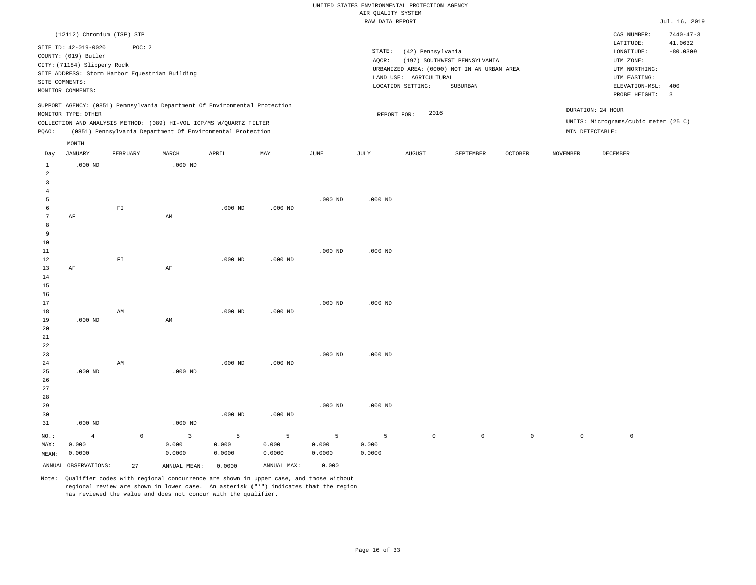UNITED STATES ENVIRONMENTAL PROTECTION AGENCY
AIR QUALITY SYSTEM
RAW DATA REPORT

Jul. 16, 2019

(12112) Chromium (TSP) STP

SITE ID: 42-019-0020 POC: 2
COUNTY: (019) Butler
CITY: (71184) Slippery Rock
SITE ADDRESS: Storm Harbor Equestrian Building
SITE COMMENTS:
MONITOR COMMENTS:

STATE: (42) Pennsylvania
AQCR: (197) SOUTHWEST PENNSYLVANIA
URBANIZED AREA: (0000) NOT IN AN URBAN AREA
LAND USE: AGRICULTURAL
LOCATION SETTING: SUBURBAN

CAS NUMBER: 7440-47-3
LATITUDE: 41.0632
LONGITUDE: -80.0309
UTM ZONE:
UTM NORTHING:
UTM EASTING:
ELEVATION-MSL: 400
PROBE HEIGHT: 3

SUPPORT AGENCY: (0851) Pennsylvania Department Of Environmental Protection
MONITOR TYPE: OTHER
COLLECTION AND ANALYSIS METHOD: (089) HI-VOL ICP/MS W/QUARTZ FILTER
PQAO: (0851) Pennsylvania Department Of Environmental Protection

REPORT FOR: 2016

DURATION: 24 HOUR
UNITS: Micrograms/cubic meter (25 C)
MIN DETECTABLE:

| Day | JANUARY | FEBRUARY | MARCH | APRIL | MAY | JUNE | JULY | AUGUST | SEPTEMBER | OCTOBER | NOVEMBER | DECEMBER |
|---|---|---|---|---|---|---|---|---|---|---|---|---|
| 1 | .000 ND | | .000 ND | | | | | | | | | |
| 2 | | | | | | | | | | | | |
| 3 | | | | | | | | | | | | |
| 4 | | | | | | | | | | | | |
| 5 | | | | | | .000 ND | .000 ND | | | | | |
| 6 | | FI | | .000 ND | .000 ND | | | | | | | |
| 7 | AF | | AM | | | | | | | | | |
| 8 | | | | | | | | | | | | |
| 9 | | | | | | | | | | | | |
| 10 | | | | | | | | | | | | |
| 11 | | | | | | .000 ND | .000 ND | | | | | |
| 12 | | FI | | .000 ND | .000 ND | | | | | | | |
| 13 | AF | | AF | | | | | | | | | |
| 14 | | | | | | | | | | | | |
| 15 | | | | | | | | | | | | |
| 16 | | | | | | | | | | | | |
| 17 | | | | | | .000 ND | .000 ND | | | | | |
| 18 | | AM | | .000 ND | .000 ND | | | | | | | |
| 19 | .000 ND | | AM | | | | | | | | | |
| 20 | | | | | | | | | | | | |
| 21 | | | | | | | | | | | | |
| 22 | | | | | | | | | | | | |
| 23 | | | | | | .000 ND | .000 ND | | | | | |
| 24 | | AM | | .000 ND | .000 ND | | | | | | | |
| 25 | .000 ND | | .000 ND | | | | | | | | | |
| 26 | | | | | | | | | | | | |
| 27 | | | | | | | | | | | | |
| 28 | | | | | | | | | | | | |
| 29 | | | | | | .000 ND | .000 ND | | | | | |
| 30 | | | | .000 ND | .000 ND | | | | | | | |
| 31 | .000 ND | | .000 ND | | | | | | | | | |
| NO.: | 4 | 0 | 3 | 5 | 5 | 5 | 5 | 0 | 0 | 0 | 0 | 0 |
| MAX: | 0.000 | | 0.000 | 0.000 | 0.000 | 0.000 | 0.000 | | | | | |
| MEAN: | 0.0000 | | 0.0000 | 0.0000 | 0.0000 | 0.0000 | 0.0000 | | | | | |

ANNUAL OBSERVATIONS: 27 ANNUAL MEAN: 0.0000 ANNUAL MAX: 0.000

Note: Qualifier codes with regional concurrence are shown in upper case, and those without regional review are shown in lower case. An asterisk ("*") indicates that the region has reviewed the value and does not concur with the qualifier.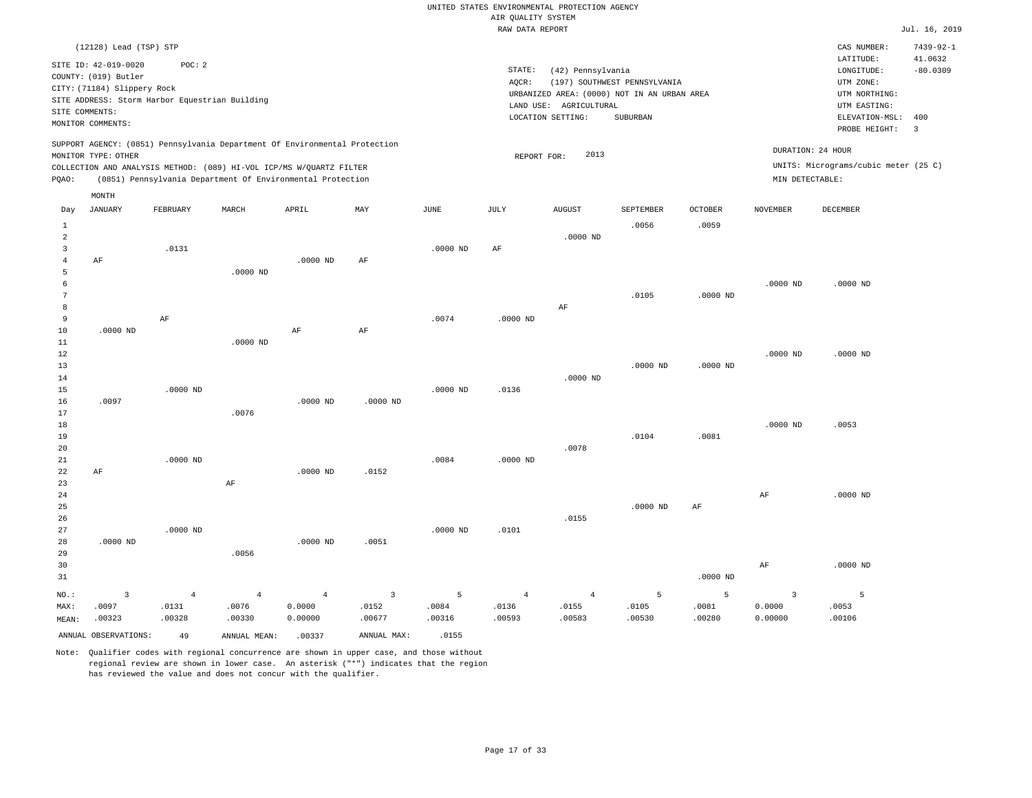UNITED STATES ENVIRONMENTAL PROTECTION AGENCY
AIR QUALITY SYSTEM
RAW DATA REPORT

Jul. 16, 2019

(12128) Lead (TSP) STP

SITE ID: 42-019-0020 POC: 2
COUNTY: (019) Butler
CITY: (71184) Slippery Rock
SITE ADDRESS: Storm Harbor Equestrian Building
SITE COMMENTS:
MONITOR COMMENTS:

STATE: (42) Pennsylvania
AQCR: (197) SOUTHWEST PENNSYLVANIA
URBANIZED AREA: (0000) NOT IN AN URBAN AREA
LAND USE: AGRICULTURAL
LOCATION SETTING: SUBURBAN

CAS NUMBER: 7439-92-1
LATITUDE: 41.0632
LONGITUDE: -80.0309
UTM ZONE:
UTM NORTHING:
UTM EASTING:
ELEVATION-MSL: 400
PROBE HEIGHT: 3

SUPPORT AGENCY: (0851) Pennsylvania Department Of Environmental Protection
MONITOR TYPE: OTHER
COLLECTION AND ANALYSIS METHOD: (089) HI-VOL ICP/MS W/QUARTZ FILTER
PQAO: (0851) Pennsylvania Department Of Environmental Protection

REPORT FOR: 2013

DURATION: 24 HOUR
UNITS: Micrograms/cubic meter (25 C)
MIN DETECTABLE:

| Day | JANUARY | FEBRUARY | MARCH | APRIL | MAY | JUNE | JULY | AUGUST | SEPTEMBER | OCTOBER | NOVEMBER | DECEMBER |
|---|---|---|---|---|---|---|---|---|---|---|---|---|
| 1 | | | | | | | | | .0056 | .0059 | | |
| 2 | | | | | | | | .0000 ND | | | | |
| 3 | | .0131 | | | | .0000 ND | AF | | | | | |
| 4 | AF | | | .0000 ND | AF | | | | | | | |
| 5 | | | .0000 ND | | | | | | | | | |
| 6 | | | | | | | | | | | .0000 ND | .0000 ND |
| 7 | | | | | | | | | .0105 | .0000 ND | | |
| 8 | | | | | | | | AF | | | | |
| 9 | | AF | | | | .0074 | .0000 ND | | | | | |
| 10 | .0000 ND | | | AF | AF | | | | | | | |
| 11 | | | .0000 ND | | | | | | | | | |
| 12 | | | | | | | | | | | .0000 ND | .0000 ND |
| 13 | | | | | | | | | .0000 ND | .0000 ND | | |
| 14 | | | | | | | | .0000 ND | | | | |
| 15 | | .0000 ND | | | | .0000 ND | .0136 | | | | | |
| 16 | .0097 | | | .0000 ND | .0000 ND | | | | | | | |
| 17 | | | .0076 | | | | | | | | | |
| 18 | | | | | | | | | | | .0000 ND | .0053 |
| 19 | | | | | | | | | .0104 | .0081 | | |
| 20 | | | | | | | | .0078 | | | | |
| 21 | | .0000 ND | | | | .0084 | .0000 ND | | | | | |
| 22 | AF | | | .0000 ND | .0152 | | | | | | | |
| 23 | | | AF | | | | | | | | | |
| 24 | | | | | | | | | | | AF | .0000 ND |
| 25 | | | | | | | | | .0000 ND | AF | | |
| 26 | | | | | | | | .0155 | | | | |
| 27 | | .0000 ND | | | | .0000 ND | .0101 | | | | | |
| 28 | .0000 ND | | | .0000 ND | .0051 | | | | | | | |
| 29 | | | .0056 | | | | | | | | | |
| 30 | | | | | | | | | | | AF | .0000 ND |
| 31 | | | | | | | | | | .0000 ND | | |
| NO.: | 3 | 4 | 4 | 4 | 3 | 5 | 4 | 4 | 5 | 5 | 3 | 5 |
| MAX: | .0097 | .0131 | .0076 | 0.0000 | .0152 | .0084 | .0136 | .0155 | .0105 | .0081 | 0.0000 | .0053 |
| MEAN: | .00323 | .00328 | .00330 | 0.00000 | .00677 | .00316 | .00593 | .00583 | .00530 | .00280 | 0.00000 | .00106 |

ANNUAL OBSERVATIONS: 49 ANNUAL MEAN: .00337 ANNUAL MAX: .0155

Note: Qualifier codes with regional concurrence are shown in upper case, and those without regional review are shown in lower case. An asterisk ("*") indicates that the region has reviewed the value and does not concur with the qualifier.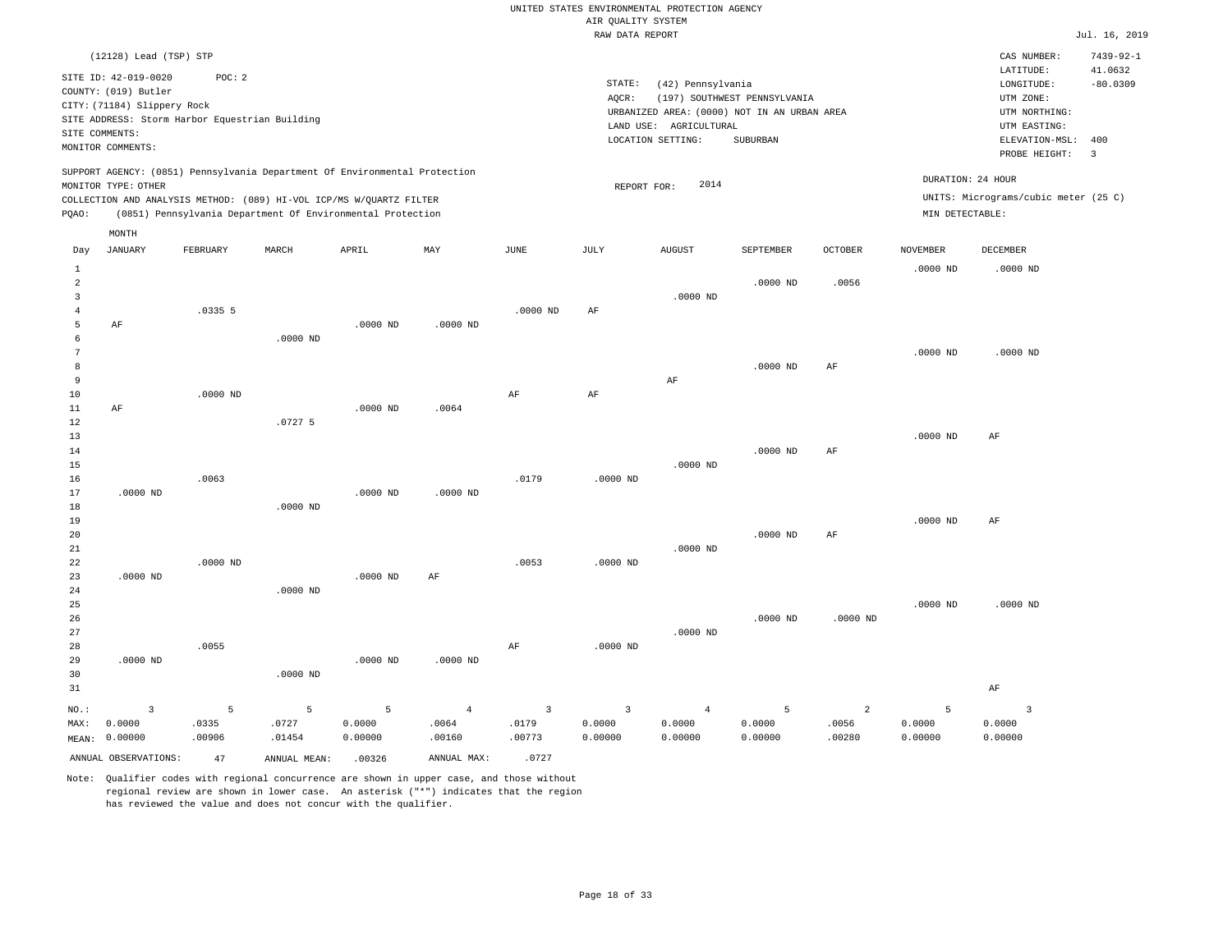UNITED STATES ENVIRONMENTAL PROTECTION AGENCY
AIR QUALITY SYSTEM
RAW DATA REPORT

Jul. 16, 2019

(12128) Lead (TSP) STP

SITE ID: 42-019-0020 POC: 2
COUNTY: (019) Butler
CITY: (71184) Slippery Rock
SITE ADDRESS: Storm Harbor Equestrian Building
SITE COMMENTS:
MONITOR COMMENTS:

STATE: (42) Pennsylvania
AQCR: (197) SOUTHWEST PENNSYLVANIA
URBANIZED AREA: (0000) NOT IN AN URBAN AREA
LAND USE: AGRICULTURAL
LOCATION SETTING: SUBURBAN

CAS NUMBER: 7439-92-1
LATITUDE: 41.0632
LONGITUDE: -80.0309
UTM ZONE:
UTM NORTHING:
UTM EASTING:
ELEVATION-MSL: 400
PROBE HEIGHT: 3

SUPPORT AGENCY: (0851) Pennsylvania Department Of Environmental Protection
MONITOR TYPE: OTHER
COLLECTION AND ANALYSIS METHOD: (089) HI-VOL ICP/MS W/QUARTZ FILTER
PQAO: (0851) Pennsylvania Department Of Environmental Protection

REPORT FOR: 2014

DURATION: 24 HOUR
UNITS: Micrograms/cubic meter (25 C)
MIN DETECTABLE:

| Day | JANUARY | FEBRUARY | MARCH | APRIL | MAY | JUNE | JULY | AUGUST | SEPTEMBER | OCTOBER | NOVEMBER | DECEMBER |
|---|---|---|---|---|---|---|---|---|---|---|---|---|
| 1 | | | | | | | | | | | .0000 ND | .0000 ND |
| 2 | | | | | | | | | .0000 ND | .0056 | | |
| 3 | | | | | | | | .0000 ND | | | | |
| 4 | | .0335 5 | | | | .0000 ND | AF | | | | | |
| 5 | AF | | | .0000 ND | .0000 ND | | | | | | | |
| 6 | | | .0000 ND | | | | | | | | | |
| 7 | | | | | | | | | | | .0000 ND | .0000 ND |
| 8 | | | | | | | | | .0000 ND | AF | | |
| 9 | | | | | | | | AF | | | | |
| 10 | | .0000 ND | | | | AF | AF | | | | | |
| 11 | AF | | | .0000 ND | .0064 | | | | | | | |
| 12 | | | .0727 5 | | | | | | | | | |
| 13 | | | | | | | | | | | .0000 ND | AF |
| 14 | | | | | | | | | .0000 ND | AF | | |
| 15 | | | | | | | | .0000 ND | | | | |
| 16 | | .0063 | | | | .0179 | .0000 ND | | | | | |
| 17 | .0000 ND | | | .0000 ND | .0000 ND | | | | | | | |
| 18 | | | .0000 ND | | | | | | | | | |
| 19 | | | | | | | | | | | .0000 ND | AF |
| 20 | | | | | | | | | .0000 ND | AF | | |
| 21 | | | | | | | | .0000 ND | | | | |
| 22 | | .0000 ND | | | | .0053 | .0000 ND | | | | | |
| 23 | .0000 ND | | | .0000 ND | AF | | | | | | | |
| 24 | | | .0000 ND | | | | | | | | | |
| 25 | | | | | | | | | | | .0000 ND | .0000 ND |
| 26 | | | | | | | | | .0000 ND | .0000 ND | | |
| 27 | | | | | | | | .0000 ND | | | | |
| 28 | | .0055 | | | | AF | .0000 ND | | | | | |
| 29 | .0000 ND | | | .0000 ND | .0000 ND | | | | | | | |
| 30 | | | .0000 ND | | | | | | | | | |
| 31 | | | | | | | | | | | | AF |
| NO.: | 3 | 5 | 5 | 5 | 4 | 3 | 3 | 4 | 5 | 2 | 5 | 3 |
| MAX: | 0.0000 | .0335 | .0727 | 0.0000 | .0064 | .0179 | 0.0000 | 0.0000 | 0.0000 | .0056 | 0.0000 | 0.0000 |
| MEAN: | 0.00000 | .00906 | .01454 | 0.00000 | .00160 | .00773 | 0.00000 | 0.00000 | 0.00000 | .00280 | 0.00000 | 0.00000 |

ANNUAL OBSERVATIONS: 47 ANNUAL MEAN: .00326 ANNUAL MAX: .0727

Note: Qualifier codes with regional concurrence are shown in upper case, and those without regional review are shown in lower case. An asterisk ("*") indicates that the region has reviewed the value and does not concur with the qualifier.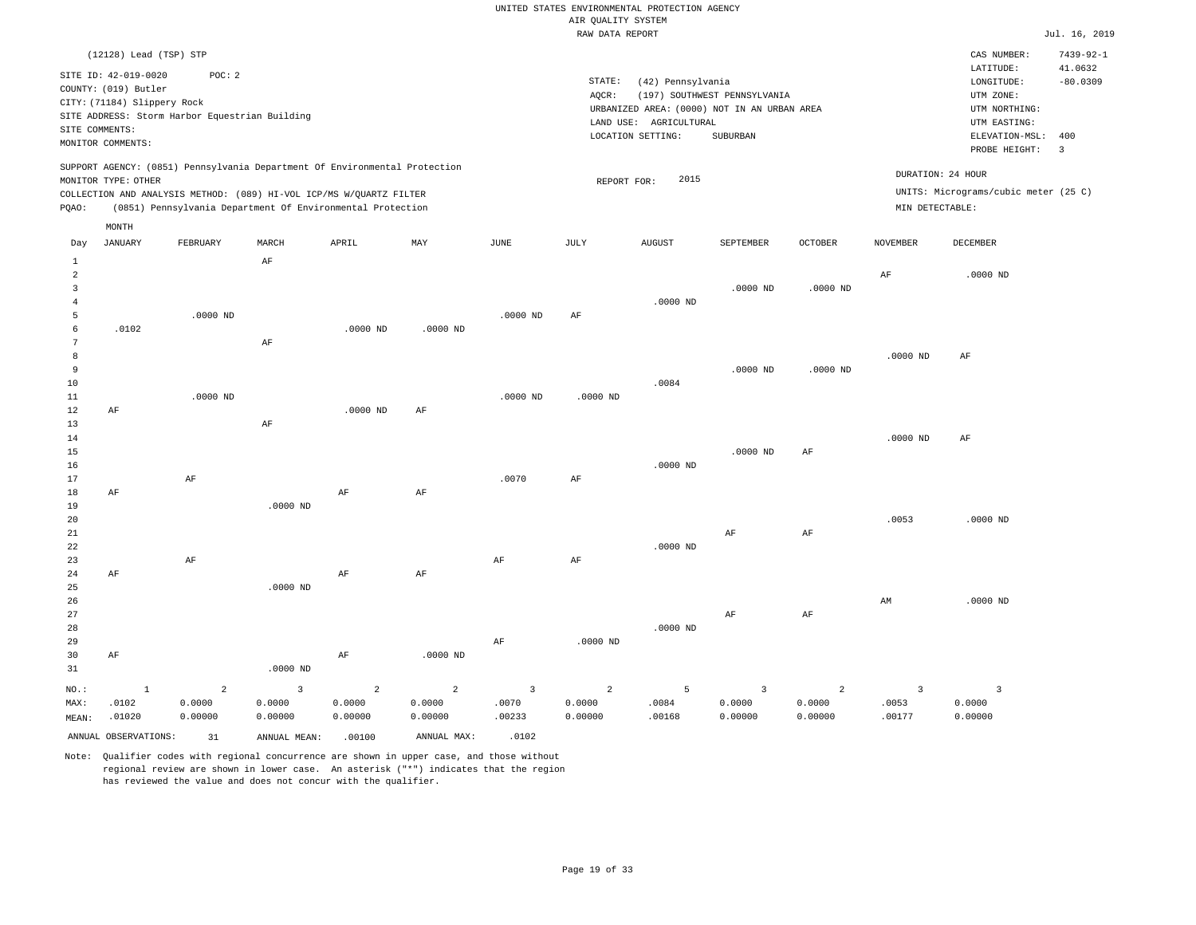UNITED STATES ENVIRONMENTAL PROTECTION AGENCY
AIR QUALITY SYSTEM
RAW DATA REPORT

Jul. 16, 2019

(12128) Lead (TSP) STP

SITE ID: 42-019-0020 POC: 2
COUNTY: (019) Butler
CITY: (71184) Slippery Rock
SITE ADDRESS: Storm Harbor Equestrian Building
SITE COMMENTS:
MONITOR COMMENTS:

STATE: (42) Pennsylvania
AQCR: (197) SOUTHWEST PENNSYLVANIA
URBANIZED AREA: (0000) NOT IN AN URBAN AREA
LAND USE: AGRICULTURAL
LOCATION SETTING: SUBURBAN

CAS NUMBER: 7439-92-1
LATITUDE: 41.0632
LONGITUDE: -80.0309
UTM ZONE:
UTM NORTHING:
UTM EASTING:
ELEVATION-MSL: 400
PROBE HEIGHT: 3

SUPPORT AGENCY: (0851) Pennsylvania Department Of Environmental Protection
MONITOR TYPE: OTHER
COLLECTION AND ANALYSIS METHOD: (089) HI-VOL ICP/MS W/QUARTZ FILTER
PQAO: (0851) Pennsylvania Department Of Environmental Protection

REPORT FOR: 2015

DURATION: 24 HOUR
UNITS: Micrograms/cubic meter (25 C)
MIN DETECTABLE:

| Day | JANUARY | FEBRUARY | MARCH | APRIL | MAY | JUNE | JULY | AUGUST | SEPTEMBER | OCTOBER | NOVEMBER | DECEMBER |
|---|---|---|---|---|---|---|---|---|---|---|---|---|
| 1 | | | AF | | | | | | | | | |
| 2 | | | | | | | | | | | AF | .0000 ND |
| 3 | | | | | | | | | .0000 ND | .0000 ND | | |
| 4 | | | | | | | | .0000 ND | | | | |
| 5 | | .0000 ND | | | | .0000 ND | AF | | | | | |
| 6 | .0102 | | | .0000 ND | .0000 ND | | | | | | | |
| 7 | | | AF | | | | | | | | | |
| 8 | | | | | | | | | | | .0000 ND | AF |
| 9 | | | | | | | | | .0000 ND | .0000 ND | | |
| 10 | | | | | | | | .0084 | | | | |
| 11 | | .0000 ND | | | | .0000 ND | .0000 ND | | | | | |
| 12 | AF | | | .0000 ND | AF | | | | | | | |
| 13 | | | AF | | | | | | | | | |
| 14 | | | | | | | | | | | .0000 ND | AF |
| 15 | | | | | | | | | .0000 ND | AF | | |
| 16 | | | | | | | | .0000 ND | | | | |
| 17 | | AF | | | | .0070 | AF | | | | | |
| 18 | AF | | | AF | AF | | | | | | | |
| 19 | | | .0000 ND | | | | | | | | | |
| 20 | | | | | | | | | | | .0053 | .0000 ND |
| 21 | | | | | | | | | AF | AF | | |
| 22 | | | | | | | | .0000 ND | | | | |
| 23 | | AF | | | | AF | AF | | | | | |
| 24 | AF | | | AF | AF | | | | | | | |
| 25 | | | .0000 ND | | | | | | | | | |
| 26 | | | | | | | | | | | AM | .0000 ND |
| 27 | | | | | | | | | AF | AF | | |
| 28 | | | | | | | | .0000 ND | | | | |
| 29 | | | | | | AF | .0000 ND | | | | | |
| 30 | AF | | | AF | .0000 ND | | | | | | | |
| 31 | | | .0000 ND | | | | | | | | | |
| NO.: | 1 | 2 | 3 | 2 | 2 | 3 | 2 | 5 | 3 | 2 | 3 | 3 |
| MAX: | .0102 | 0.0000 | 0.0000 | 0.0000 | 0.0000 | .0070 | 0.0000 | .0084 | 0.0000 | 0.0000 | .0053 | 0.0000 |
| MEAN: | .01020 | 0.00000 | 0.00000 | 0.00000 | 0.00000 | .00233 | 0.00000 | .00168 | 0.00000 | 0.00000 | .00177 | 0.00000 |

ANNUAL OBSERVATIONS: 31 ANNUAL MEAN: .00100 ANNUAL MAX: .0102

Note: Qualifier codes with regional concurrence are shown in upper case, and those without regional review are shown in lower case. An asterisk ("*") indicates that the region has reviewed the value and does not concur with the qualifier.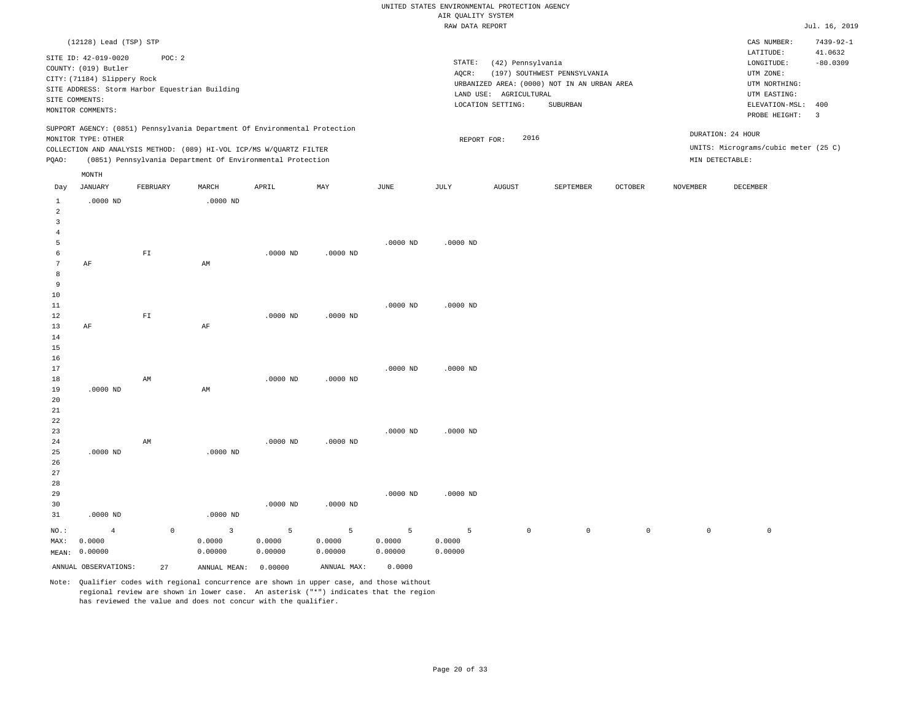UNITED STATES ENVIRONMENTAL PROTECTION AGENCY
AIR QUALITY SYSTEM
RAW DATA REPORT

Jul. 16, 2019

(12128) Lead (TSP) STP

SITE ID: 42-019-0020 POC: 2
COUNTY: (019) Butler
CITY: (71184) Slippery Rock
SITE ADDRESS: Storm Harbor Equestrian Building
SITE COMMENTS:
MONITOR COMMENTS:

STATE: (42) Pennsylvania
AQCR: (197) SOUTHWEST PENNSYLVANIA
URBANIZED AREA: (0000) NOT IN AN URBAN AREA
LAND USE: AGRICULTURAL
LOCATION SETTING: SUBURBAN

CAS NUMBER: 7439-92-1
LATITUDE: 41.0632
LONGITUDE: -80.0309
UTM ZONE:
UTM NORTHING:
UTM EASTING:
ELEVATION-MSL: 400
PROBE HEIGHT: 3

SUPPORT AGENCY: (0851) Pennsylvania Department Of Environmental Protection
MONITOR TYPE: OTHER
COLLECTION AND ANALYSIS METHOD: (089) HI-VOL ICP/MS W/QUARTZ FILTER
PQAO: (0851) Pennsylvania Department Of Environmental Protection

REPORT FOR: 2016

DURATION: 24 HOUR
UNITS: Micrograms/cubic meter (25 C)
MIN DETECTABLE:

| Day | JANUARY | FEBRUARY | MARCH | APRIL | MAY | JUNE | JULY | AUGUST | SEPTEMBER | OCTOBER | NOVEMBER | DECEMBER |
|---|---|---|---|---|---|---|---|---|---|---|---|---|
| 1 | .0000 ND | | .0000 ND | | | | | | | | | |
| 2 | | | | | | | | | | | | |
| 3 | | | | | | | | | | | | |
| 4 | | | | | | | | | | | | |
| 5 | | | | | | .0000 ND | .0000 ND | | | | | |
| 6 | | FI | | .0000 ND | .0000 ND | | | | | | | |
| 7 | AF | | AM | | | | | | | | | |
| 8 | | | | | | | | | | | | |
| 9 | | | | | | | | | | | | |
| 10 | | | | | | | | | | | | |
| 11 | | | | | | .0000 ND | .0000 ND | | | | | |
| 12 | | FI | | .0000 ND | .0000 ND | | | | | | | |
| 13 | AF | | AF | | | | | | | | | |
| 14 | | | | | | | | | | | | |
| 15 | | | | | | | | | | | | |
| 16 | | | | | | | | | | | | |
| 17 | | | | | | .0000 ND | .0000 ND | | | | | |
| 18 | | AM | | .0000 ND | .0000 ND | | | | | | | |
| 19 | .0000 ND | | AM | | | | | | | | | |
| 20 | | | | | | | | | | | | |
| 21 | | | | | | | | | | | | |
| 22 | | | | | | | | | | | | |
| 23 | | | | | | .0000 ND | .0000 ND | | | | | |
| 24 | | AM | | .0000 ND | .0000 ND | | | | | | | |
| 25 | .0000 ND | | .0000 ND | | | | | | | | | |
| 26 | | | | | | | | | | | | |
| 27 | | | | | | | | | | | | |
| 28 | | | | | | | | | | | | |
| 29 | | | | | | .0000 ND | .0000 ND | | | | | |
| 30 | | | | .0000 ND | .0000 ND | | | | | | | |
| 31 | .0000 ND | | .0000 ND | | | | | | | | | |
| NO.: | 4 | 0 | 3 | 5 | 5 | 5 | 5 | 0 | 0 | 0 | 0 | 0 |
| MAX: | 0.0000 | | 0.0000 | 0.0000 | 0.0000 | 0.0000 | 0.0000 | | | | | |
| MEAN: | 0.00000 | | 0.00000 | 0.00000 | 0.00000 | 0.00000 | 0.00000 | | | | | |

ANNUAL OBSERVATIONS: 27 ANNUAL MEAN: 0.00000 ANNUAL MAX: 0.0000

Note: Qualifier codes with regional concurrence are shown in upper case, and those without regional review are shown in lower case. An asterisk ("*") indicates that the region has reviewed the value and does not concur with the qualifier.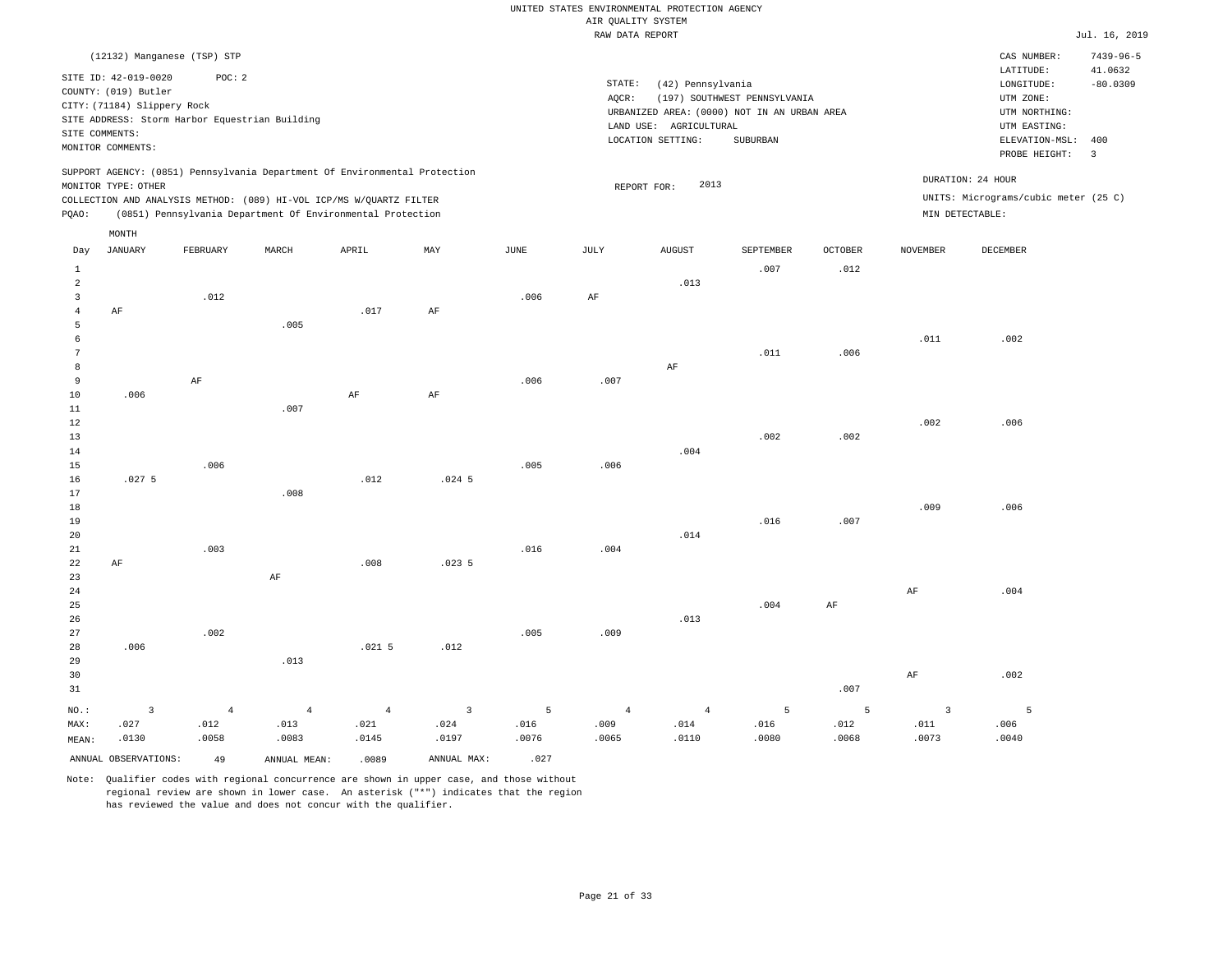UNITED STATES ENVIRONMENTAL PROTECTION AGENCY
AIR QUALITY SYSTEM
RAW DATA REPORT

Jul. 16, 2019

(12132) Manganese (TSP) STP

SITE ID: 42-019-0020 POC: 2
COUNTY: (019) Butler
CITY: (71184) Slippery Rock
SITE ADDRESS: Storm Harbor Equestrian Building
SITE COMMENTS:
MONITOR COMMENTS:

STATE: (42) Pennsylvania
AQCR: (197) SOUTHWEST PENNSYLVANIA
URBANIZED AREA: (0000) NOT IN AN URBAN AREA
LAND USE: AGRICULTURAL
LOCATION SETTING: SUBURBAN

CAS NUMBER: 7439-96-5
LATITUDE: 41.0632
LONGITUDE: -80.0309
UTM ZONE:
UTM NORTHING:
UTM EASTING:
ELEVATION-MSL: 400
PROBE HEIGHT: 3

SUPPORT AGENCY: (0851) Pennsylvania Department Of Environmental Protection
MONITOR TYPE: OTHER
COLLECTION AND ANALYSIS METHOD: (089) HI-VOL ICP/MS W/QUARTZ FILTER
PQAO: (0851) Pennsylvania Department Of Environmental Protection

REPORT FOR: 2013

DURATION: 24 HOUR
UNITS: Micrograms/cubic meter (25 C)
MIN DETECTABLE:

| Day | JANUARY | FEBRUARY | MARCH | APRIL | MAY | JUNE | JULY | AUGUST | SEPTEMBER | OCTOBER | NOVEMBER | DECEMBER |
|---|---|---|---|---|---|---|---|---|---|---|---|---|
| 1 | | | | | | | | | .007 | .012 | | |
| 2 | | | | | | | | .013 | | | | |
| 3 | | .012 | | | | .006 | AF | | | | | |
| 4 | AF | | | .017 | AF | | | | | | | |
| 5 | | | .005 | | | | | | | | | |
| 6 | | | | | | | | | | | .011 | .002 |
| 7 | | | | | | | | | .011 | .006 | | |
| 8 | | | | | | | | AF | | | | |
| 9 | | AF | | | | .006 | .007 | | | | | |
| 10 | .006 | | | AF | AF | | | | | | | |
| 11 | | | .007 | | | | | | | | | |
| 12 | | | | | | | | | | | .002 | .006 |
| 13 | | | | | | | | | .002 | .002 | | |
| 14 | | | | | | | | .004 | | | | |
| 15 | | .006 | | | | .005 | .006 | | | | | |
| 16 | .027 5 | | | .012 | .024 5 | | | | | | | |
| 17 | | | .008 | | | | | | | | | |
| 18 | | | | | | | | | | | .009 | .006 |
| 19 | | | | | | | | | .016 | .007 | | |
| 20 | | | | | | | | .014 | | | | |
| 21 | | .003 | | | | .016 | .004 | | | | | |
| 22 | AF | | | .008 | .023 5 | | | | | | | |
| 23 | | | AF | | | | | | | | | |
| 24 | | | | | | | | | | | AF | .004 |
| 25 | | | | | | | | | .004 | AF | | |
| 26 | | | | | | | | .013 | | | | |
| 27 | | .002 | | | | .005 | .009 | | | | | |
| 28 | .006 | | | .021 5 | .012 | | | | | | | |
| 29 | | | .013 | | | | | | | | | |
| 30 | | | | | | | | | | | AF | .002 |
| 31 | | | | | | | | | | .007 | | |
| NO.: | 3 | 4 | 4 | 4 | 3 | 5 | 4 | 4 | 5 | 5 | 3 | 5 |
| MAX: | .027 | .012 | .013 | .021 | .024 | .016 | .009 | .014 | .016 | .012 | .011 | .006 |
| MEAN: | .0130 | .0058 | .0083 | .0145 | .0197 | .0076 | .0065 | .0110 | .0080 | .0068 | .0073 | .0040 |

ANNUAL OBSERVATIONS: 49 ANNUAL MEAN: .0089 ANNUAL MAX: .027

Note: Qualifier codes with regional concurrence are shown in upper case, and those without regional review are shown in lower case. An asterisk ("*") indicates that the region has reviewed the value and does not concur with the qualifier.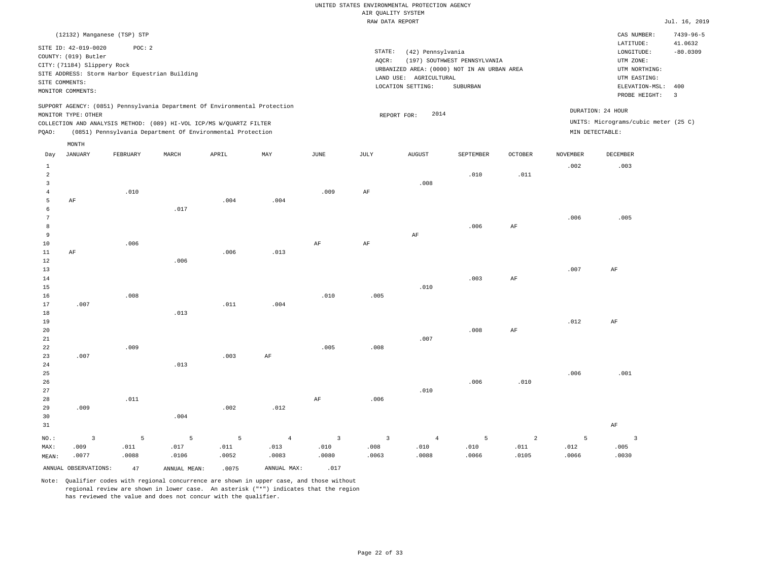UNITED STATES ENVIRONMENTAL PROTECTION AGENCY
AIR QUALITY SYSTEM
RAW DATA REPORT

Jul. 16, 2019

(12132) Manganese (TSP) STP

SITE ID: 42-019-0020 POC: 2
COUNTY: (019) Butler
CITY: (71184) Slippery Rock
SITE ADDRESS: Storm Harbor Equestrian Building
SITE COMMENTS:
MONITOR COMMENTS:

STATE: (42) Pennsylvania
AQCR: (197) SOUTHWEST PENNSYLVANIA
URBANIZED AREA: (0000) NOT IN AN URBAN AREA
LAND USE: AGRICULTURAL
LOCATION SETTING: SUBURBAN

CAS NUMBER: 7439-96-5
LATITUDE: 41.0632
LONGITUDE: -80.0309
UTM ZONE:
UTM NORTHING:
UTM EASTING:
ELEVATION-MSL: 400
PROBE HEIGHT: 3

SUPPORT AGENCY: (0851) Pennsylvania Department Of Environmental Protection
MONITOR TYPE: OTHER
COLLECTION AND ANALYSIS METHOD: (089) HI-VOL ICP/MS W/QUARTZ FILTER
PQAO: (0851) Pennsylvania Department Of Environmental Protection

REPORT FOR: 2014

DURATION: 24 HOUR
UNITS: Micrograms/cubic meter (25 C)
MIN DETECTABLE:

| Day | JANUARY | FEBRUARY | MARCH | APRIL | MAY | JUNE | JULY | AUGUST | SEPTEMBER | OCTOBER | NOVEMBER | DECEMBER |
|---|---|---|---|---|---|---|---|---|---|---|---|---|
| 1 | | | | | | | | | | | .002 | .003 |
| 2 | | | | | | | | | .010 | .011 | | |
| 3 | | | | | | | | .008 | | | | |
| 4 | | .010 | | | | .009 | AF | | | | | |
| 5 | AF | | | .004 | .004 | | | | | | | |
| 6 | | | .017 | | | | | | | | | |
| 7 | | | | | | | | | | | .006 | .005 |
| 8 | | | | | | | | | .006 | AF | | |
| 9 | | | | | | | | AF | | | | |
| 10 | | .006 | | | | AF | AF | | | | | |
| 11 | AF | | | .006 | .013 | | | | | | | |
| 12 | | | .006 | | | | | | | | | |
| 13 | | | | | | | | | | | .007 | AF |
| 14 | | | | | | | | | .003 | AF | | |
| 15 | | | | | | | | .010 | | | | |
| 16 | | .008 | | | | .010 | .005 | | | | | |
| 17 | .007 | | | .011 | .004 | | | | | | | |
| 18 | | | .013 | | | | | | | | | |
| 19 | | | | | | | | | | | .012 | AF |
| 20 | | | | | | | | | .008 | AF | | |
| 21 | | | | | | | | .007 | | | | |
| 22 | | .009 | | | | .005 | .008 | | | | | |
| 23 | .007 | | | .003 | AF | | | | | | | |
| 24 | | | .013 | | | | | | | | | |
| 25 | | | | | | | | | | | .006 | .001 |
| 26 | | | | | | | | | .006 | .010 | | |
| 27 | | | | | | | | .010 | | | | |
| 28 | | .011 | | | | AF | .006 | | | | | |
| 29 | .009 | | | .002 | .012 | | | | | | | |
| 30 | | | .004 | | | | | | | | | |
| 31 | | | | | | | | | | | | AF |
| NO.: | 3 | 5 | 5 | 5 | 4 | 3 | 3 | 4 | 5 | 2 | 5 | 3 |
| MAX: | .009 | .011 | .017 | .011 | .013 | .010 | .008 | .010 | .010 | .011 | .012 | .005 |
| MEAN: | .0077 | .0088 | .0106 | .0052 | .0083 | .0080 | .0063 | .0088 | .0066 | .0105 | .0066 | .0030 |

ANNUAL OBSERVATIONS: 47 ANNUAL MEAN: .0075 ANNUAL MAX: .017

Note: Qualifier codes with regional concurrence are shown in upper case, and those without regional review are shown in lower case. An asterisk ("*") indicates that the region has reviewed the value and does not concur with the qualifier.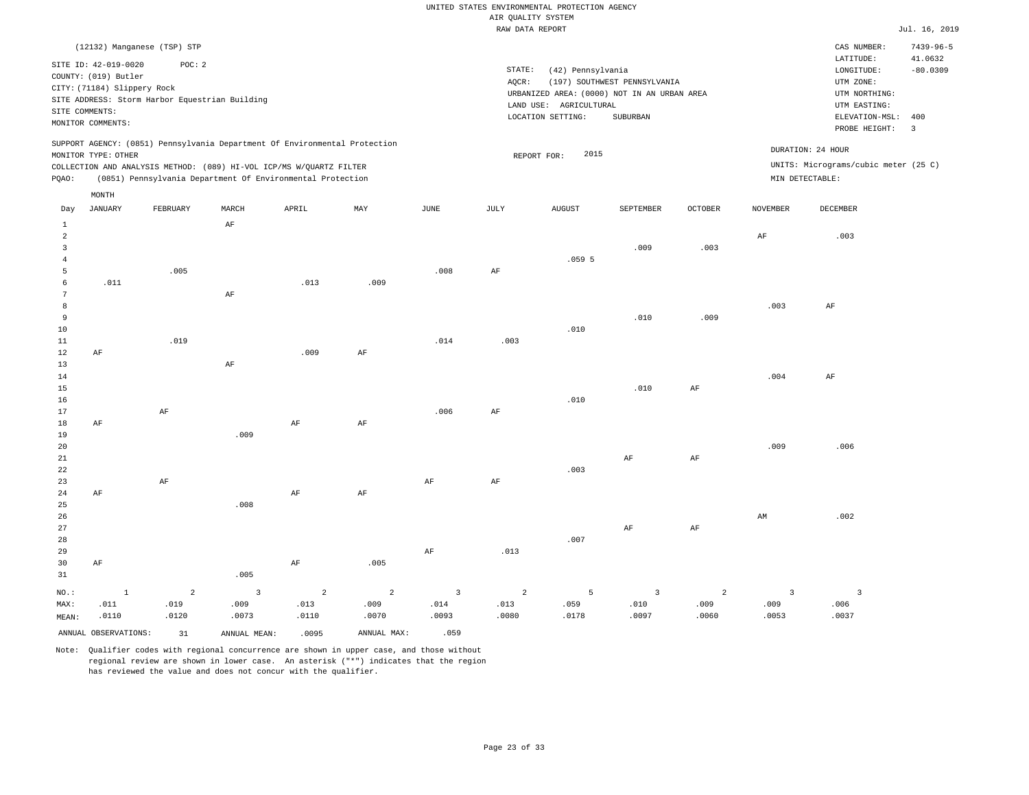UNITED STATES ENVIRONMENTAL PROTECTION AGENCY
AIR QUALITY SYSTEM
RAW DATA REPORT

Jul. 16, 2019

(12132) Manganese (TSP) STP

SITE ID: 42-019-0020 POC: 2
COUNTY: (019) Butler
CITY: (71184) Slippery Rock
SITE ADDRESS: Storm Harbor Equestrian Building
SITE COMMENTS:
MONITOR COMMENTS:

STATE: (42) Pennsylvania
AQCR: (197) SOUTHWEST PENNSYLVANIA
URBANIZED AREA: (0000) NOT IN AN URBAN AREA
LAND USE: AGRICULTURAL
LOCATION SETTING: SUBURBAN

CAS NUMBER: 7439-96-5
LATITUDE: 41.0632
LONGITUDE: -80.0309
UTM ZONE:
UTM NORTHING:
UTM EASTING:
ELEVATION-MSL: 400
PROBE HEIGHT: 3

SUPPORT AGENCY: (0851) Pennsylvania Department Of Environmental Protection
MONITOR TYPE: OTHER
COLLECTION AND ANALYSIS METHOD: (089) HI-VOL ICP/MS W/QUARTZ FILTER
PQAO: (0851) Pennsylvania Department Of Environmental Protection

REPORT FOR: 2015

DURATION: 24 HOUR
UNITS: Micrograms/cubic meter (25 C)
MIN DETECTABLE:

| Day | JANUARY | FEBRUARY | MARCH | APRIL | MAY | JUNE | JULY | AUGUST | SEPTEMBER | OCTOBER | NOVEMBER | DECEMBER |
|---|---|---|---|---|---|---|---|---|---|---|---|---|
| 1 | | | AF | | | | | | | | | |
| 2 | | | | | | | | | | | AF | .003 |
| 3 | | | | | | | | | .009 | .003 | | |
| 4 | | | | | | | | .059 5 | | | | |
| 5 | | .005 | | | | .008 | AF | | | | | |
| 6 | .011 | | | .013 | .009 | | | | | | | |
| 7 | | | AF | | | | | | | | | |
| 8 | | | | | | | | | | | .003 | AF |
| 9 | | | | | | | | | .010 | .009 | | |
| 10 | | | | | | | | .010 | | | | |
| 11 | | .019 | | | | .014 | .003 | | | | | |
| 12 | AF | | | .009 | AF | | | | | | | |
| 13 | | | AF | | | | | | | | | |
| 14 | | | | | | | | | | | .004 | AF |
| 15 | | | | | | | | | .010 | AF | | |
| 16 | | | | | | | | .010 | | | | |
| 17 | | AF | | | | .006 | AF | | | | | |
| 18 | AF | | | AF | AF | | | | | | | |
| 19 | | | .009 | | | | | | | | | |
| 20 | | | | | | | | | | | .009 | .006 |
| 21 | | | | | | | | | AF | AF | | |
| 22 | | | | | | | | .003 | | | | |
| 23 | | AF | | | | AF | AF | | | | | |
| 24 | AF | | | AF | AF | | | | | | | |
| 25 | | | .008 | | | | | | | | | |
| 26 | | | | | | | | | | | AM | .002 |
| 27 | | | | | | | | | AF | AF | | |
| 28 | | | | | | | | .007 | | | | |
| 29 | | | | | | AF | .013 | | | | | |
| 30 | AF | | | AF | .005 | | | | | | | |
| 31 | | | .005 | | | | | | | | | |
| NO.: | 1 | 2 | 3 | 2 | 2 | 3 | 2 | 5 | 3 | 2 | 3 | 3 |
| MAX: | .011 | .019 | .009 | .013 | .009 | .014 | .013 | .059 | .010 | .009 | .009 | .006 |
| MEAN: | .0110 | .0120 | .0073 | .0110 | .0070 | .0093 | .0080 | .0178 | .0097 | .0060 | .0053 | .0037 |

ANNUAL OBSERVATIONS: 31 ANNUAL MEAN: .0095 ANNUAL MAX: .059

Note: Qualifier codes with regional concurrence are shown in upper case, and those without regional review are shown in lower case. An asterisk ("*") indicates that the region has reviewed the value and does not concur with the qualifier.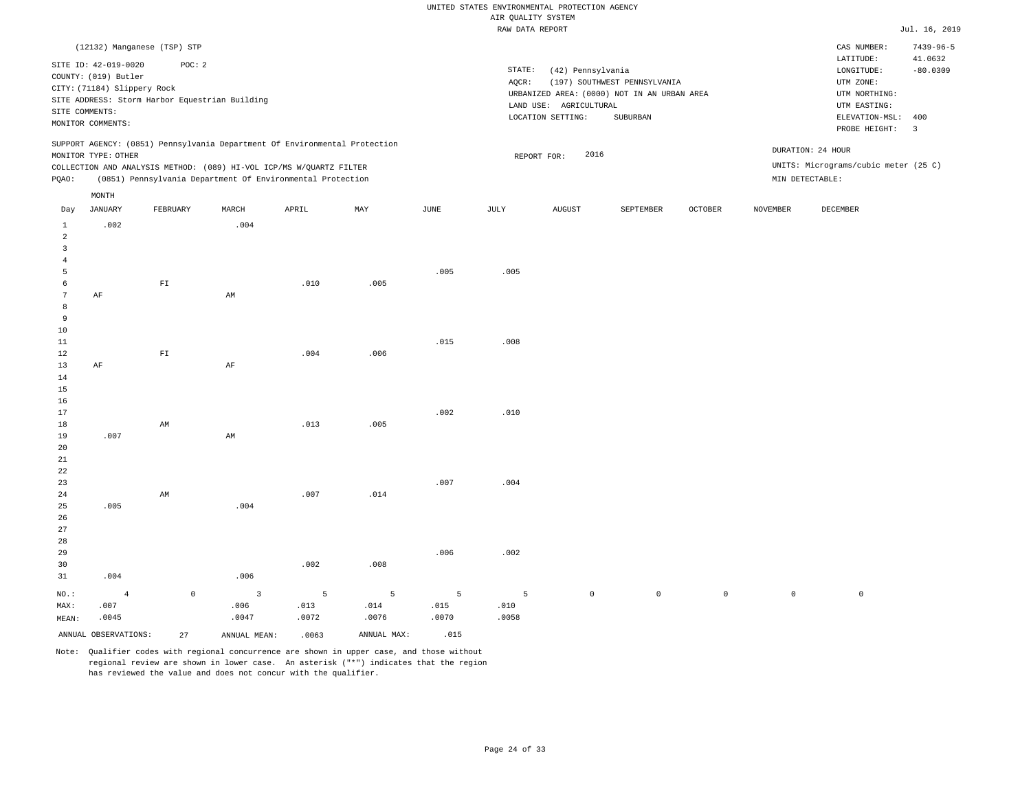UNITED STATES ENVIRONMENTAL PROTECTION AGENCY
AIR QUALITY SYSTEM
RAW DATA REPORT

Jul. 16, 2019

(12132) Manganese (TSP) STP

SITE ID: 42-019-0020 POC: 2
COUNTY: (019) Butler
CITY: (71184) Slippery Rock
SITE ADDRESS: Storm Harbor Equestrian Building
SITE COMMENTS:
MONITOR COMMENTS:

STATE: (42) Pennsylvania
AQCR: (197) SOUTHWEST PENNSYLVANIA
URBANIZED AREA: (0000) NOT IN AN URBAN AREA
LAND USE: AGRICULTURAL
LOCATION SETTING: SUBURBAN

CAS NUMBER: 7439-96-5
LATITUDE: 41.0632
LONGITUDE: -80.0309
UTM ZONE:
UTM NORTHING:
UTM EASTING:
ELEVATION-MSL: 400
PROBE HEIGHT: 3

SUPPORT AGENCY: (0851) Pennsylvania Department Of Environmental Protection
MONITOR TYPE: OTHER
COLLECTION AND ANALYSIS METHOD: (089) HI-VOL ICP/MS W/QUARTZ FILTER
PQAO: (0851) Pennsylvania Department Of Environmental Protection

REPORT FOR: 2016

DURATION: 24 HOUR
UNITS: Micrograms/cubic meter (25 C)
MIN DETECTABLE:

| Day | JANUARY | FEBRUARY | MARCH | APRIL | MAY | JUNE | JULY | AUGUST | SEPTEMBER | OCTOBER | NOVEMBER | DECEMBER |
|---|---|---|---|---|---|---|---|---|---|---|---|---|
| 1 | .002 | | .004 | | | | | | | | | |
| 2 | | | | | | | | | | | | |
| 3 | | | | | | | | | | | | |
| 4 | | | | | | | | | | | | |
| 5 | | | | | | .005 | .005 | | | | | |
| 6 | | FI | | .010 | .005 | | | | | | | |
| 7 | AF | | AM | | | | | | | | | |
| 8 | | | | | | | | | | | | |
| 9 | | | | | | | | | | | | |
| 10 | | | | | | | | | | | | |
| 11 | | | | | | .015 | .008 | | | | | |
| 12 | | FI | | .004 | .006 | | | | | | | |
| 13 | AF | | AF | | | | | | | | | |
| 14 | | | | | | | | | | | | |
| 15 | | | | | | | | | | | | |
| 16 | | | | | | | | | | | | |
| 17 | | | | | | .002 | .010 | | | | | |
| 18 | | AM | | .013 | .005 | | | | | | | |
| 19 | .007 | | AM | | | | | | | | | |
| 20 | | | | | | | | | | | | |
| 21 | | | | | | | | | | | | |
| 22 | | | | | | | | | | | | |
| 23 | | | | | | .007 | .004 | | | | | |
| 24 | | AM | | .007 | .014 | | | | | | | |
| 25 | .005 | | .004 | | | | | | | | | |
| 26 | | | | | | | | | | | | |
| 27 | | | | | | | | | | | | |
| 28 | | | | | | | | | | | | |
| 29 | | | | | | .006 | .002 | | | | | |
| 30 | | | | .002 | .008 | | | | | | | |
| 31 | .004 | | .006 | | | | | | | | | |
| NO.: | 4 | 0 | 3 | 5 | 5 | 5 | 5 | 0 | 0 | 0 | 0 | 0 |
| MAX: | .007 | | .006 | .013 | .014 | .015 | .010 | | | | | |
| MEAN: | .0045 | | .0047 | .0072 | .0076 | .0070 | .0058 | | | | | |

ANNUAL OBSERVATIONS: 27 ANNUAL MEAN: .0063 ANNUAL MAX: .015

Note: Qualifier codes with regional concurrence are shown in upper case, and those without regional review are shown in lower case. An asterisk ("*") indicates that the region has reviewed the value and does not concur with the qualifier.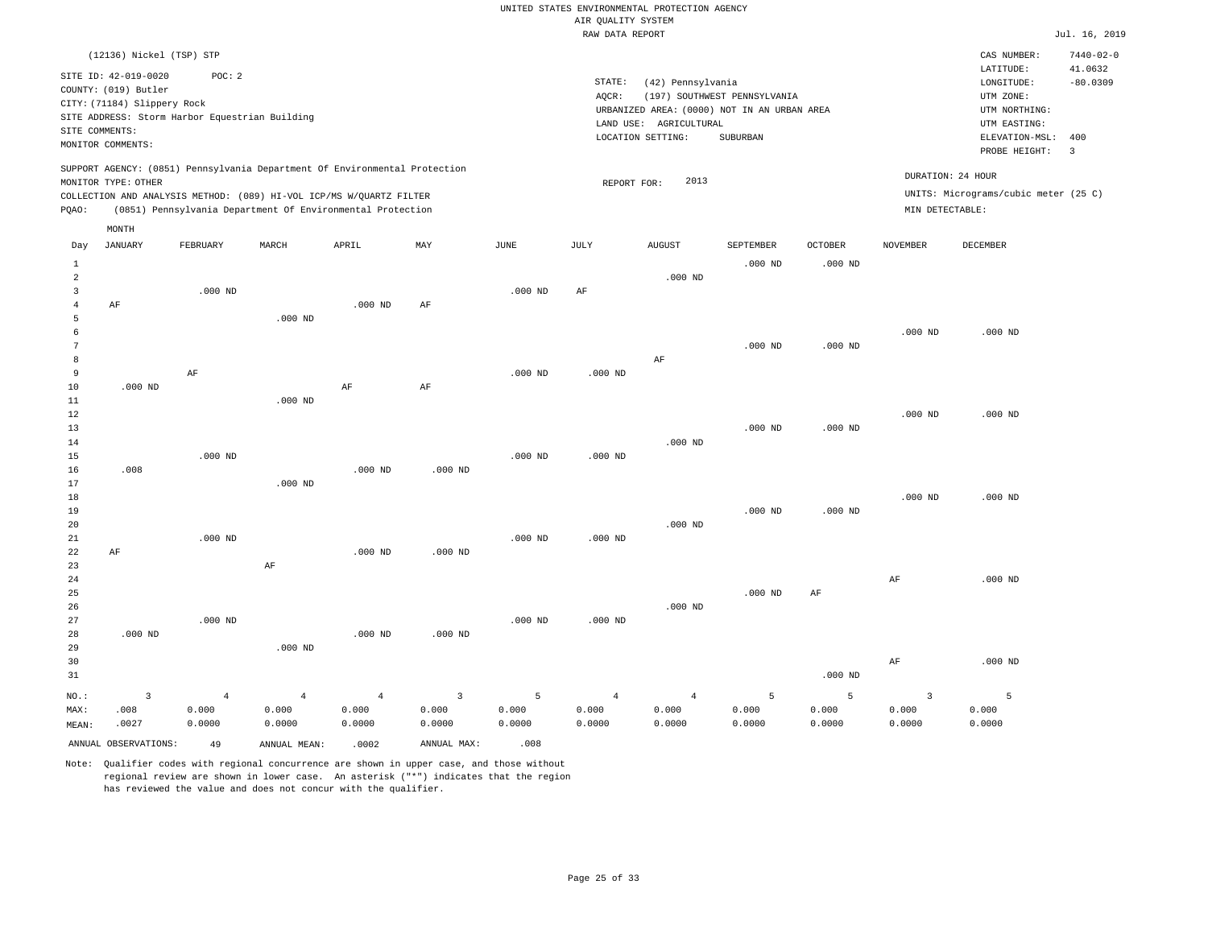UNITED STATES ENVIRONMENTAL PROTECTION AGENCY
AIR QUALITY SYSTEM
RAW DATA REPORT

Jul. 16, 2019

(12136) Nickel (TSP) STP

SITE ID: 42-019-0020    POC: 2
COUNTY: (019) Butler
CITY: (71184) Slippery Rock
SITE ADDRESS: Storm Harbor Equestrian Building
SITE COMMENTS:
MONITOR COMMENTS:

STATE: (42) Pennsylvania
AQCR: (197) SOUTHWEST PENNSYLVANIA
URBANIZED AREA: (0000) NOT IN AN URBAN AREA
LAND USE: AGRICULTURAL
LOCATION SETTING: SUBURBAN

CAS NUMBER: 7440-02-0
LATITUDE: 41.0632
LONGITUDE: -80.0309
UTM ZONE:
UTM NORTHING:
UTM EASTING:
ELEVATION-MSL: 400
PROBE HEIGHT: 3

SUPPORT AGENCY: (0851) Pennsylvania Department Of Environmental Protection
MONITOR TYPE: OTHER
COLLECTION AND ANALYSIS METHOD: (089) HI-VOL ICP/MS W/QUARTZ FILTER
PQAO: (0851) Pennsylvania Department Of Environmental Protection

REPORT FOR: 2013

DURATION: 24 HOUR
UNITS: Micrograms/cubic meter (25 C)
MIN DETECTABLE:

| Day | JANUARY | FEBRUARY | MARCH | APRIL | MAY | JUNE | JULY | AUGUST | SEPTEMBER | OCTOBER | NOVEMBER | DECEMBER |
|---|---|---|---|---|---|---|---|---|---|---|---|---|
| 1 | | | | | | | | | .000 ND | .000 ND | | |
| 2 | | | | | | | | .000 ND | | | | |
| 3 | | .000 ND | | | | .000 ND | AF | | | | | |
| 4 | AF | | | .000 ND | AF | | | | | | | |
| 5 | | | .000 ND | | | | | | | | | |
| 6 | | | | | | | | | | | .000 ND | .000 ND |
| 7 | | | | | | | | | .000 ND | .000 ND | | |
| 8 | | | | | | | | AF | | | | |
| 9 | | AF | | | | .000 ND | .000 ND | | | | | |
| 10 | .000 ND | | | AF | AF | | | | | | | |
| 11 | | | .000 ND | | | | | | | | | |
| 12 | | | | | | | | | | | .000 ND | .000 ND |
| 13 | | | | | | | | | .000 ND | .000 ND | | |
| 14 | | | | | | | | .000 ND | | | | |
| 15 | | .000 ND | | | | .000 ND | .000 ND | | | | | |
| 16 | .008 | | | .000 ND | .000 ND | | | | | | | |
| 17 | | | .000 ND | | | | | | | | | |
| 18 | | | | | | | | | | | .000 ND | .000 ND |
| 19 | | | | | | | | | .000 ND | .000 ND | | |
| 20 | | | | | | | | .000 ND | | | | |
| 21 | | .000 ND | | | | .000 ND | .000 ND | | | | | |
| 22 | AF | | | .000 ND | .000 ND | | | | | | | |
| 23 | | | AF | | | | | | | | | |
| 24 | | | | | | | | | | | AF | .000 ND |
| 25 | | | | | | | | | .000 ND | AF | | |
| 26 | | | | | | | | .000 ND | | | | |
| 27 | | .000 ND | | | | .000 ND | .000 ND | | | | | |
| 28 | .000 ND | | | .000 ND | .000 ND | | | | | | | |
| 29 | | | .000 ND | | | | | | | | | |
| 30 | | | | | | | | | | | AF | .000 ND |
| 31 | | | | | | | | | | .000 ND | | |
| NO.: | 3 | 4 | 4 | 4 | 3 | 5 | 4 | 4 | 5 | 5 | 3 | 5 |
| MAX: | .008 | 0.000 | 0.000 | 0.000 | 0.000 | 0.000 | 0.000 | 0.000 | 0.000 | 0.000 | 0.000 | 0.000 |
| MEAN: | .0027 | 0.0000 | 0.0000 | 0.0000 | 0.0000 | 0.0000 | 0.0000 | 0.0000 | 0.0000 | 0.0000 | 0.0000 | 0.0000 |

ANNUAL OBSERVATIONS: 49    ANNUAL MEAN: .0002    ANNUAL MAX: .008

Note: Qualifier codes with regional concurrence are shown in upper case, and those without regional review are shown in lower case. An asterisk ("*") indicates that the region has reviewed the value and does not concur with the qualifier.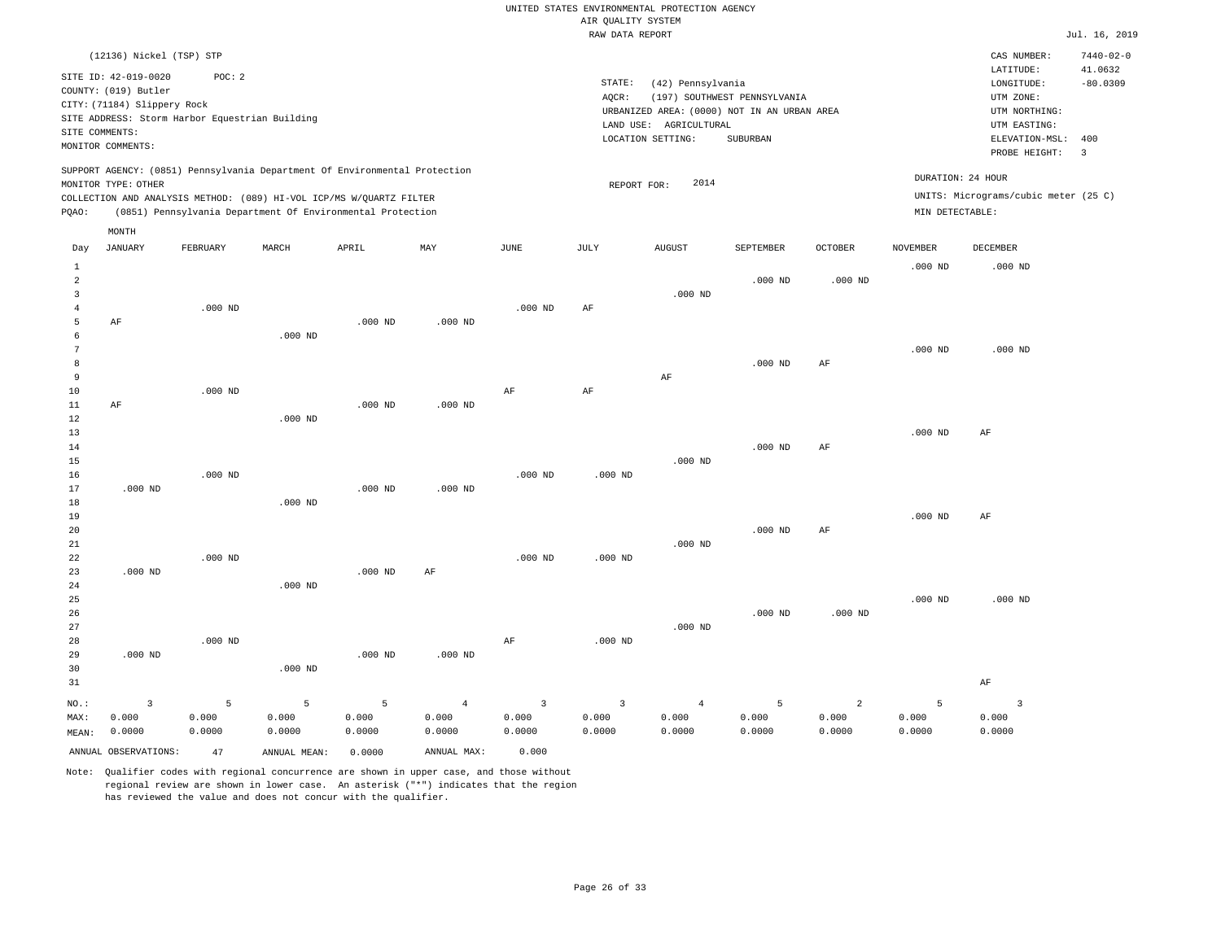UNITED STATES ENVIRONMENTAL PROTECTION AGENCY
AIR QUALITY SYSTEM
RAW DATA REPORT

Jul. 16, 2019

(12136) Nickel (TSP) STP

SITE ID: 42-019-0020 POC: 2
COUNTY: (019) Butler
CITY: (71184) Slippery Rock
SITE ADDRESS: Storm Harbor Equestrian Building
SITE COMMENTS:
MONITOR COMMENTS:

STATE: (42) Pennsylvania
AQCR: (197) SOUTHWEST PENNSYLVANIA
URBANIZED AREA: (0000) NOT IN AN URBAN AREA
LAND USE: AGRICULTURAL
LOCATION SETTING: SUBURBAN

CAS NUMBER: 7440-02-0
LATITUDE: 41.0632
LONGITUDE: -80.0309
UTM ZONE:
UTM NORTHING:
UTM EASTING:
ELEVATION-MSL: 400
PROBE HEIGHT: 3

SUPPORT AGENCY: (0851) Pennsylvania Department Of Environmental Protection
MONITOR TYPE: OTHER
COLLECTION AND ANALYSIS METHOD: (089) HI-VOL ICP/MS W/QUARTZ FILTER
PQAO: (0851) Pennsylvania Department Of Environmental Protection

REPORT FOR: 2014

DURATION: 24 HOUR
UNITS: Micrograms/cubic meter (25 C)
MIN DETECTABLE:

| Day | JANUARY | FEBRUARY | MARCH | APRIL | MAY | JUNE | JULY | AUGUST | SEPTEMBER | OCTOBER | NOVEMBER | DECEMBER |
|---|---|---|---|---|---|---|---|---|---|---|---|---|
| 1 | | | | | | | | | | | .000 ND | .000 ND |
| 2 | | | | | | | | | .000 ND | .000 ND | | |
| 3 | | | | | | | | .000 ND | | | | |
| 4 | | .000 ND | | | | .000 ND | AF | | | | | |
| 5 | AF | | | .000 ND | .000 ND | | | | | | | |
| 6 | | | .000 ND | | | | | | | | | |
| 7 | | | | | | | | | | | .000 ND | .000 ND |
| 8 | | | | | | | | | .000 ND | AF | | |
| 9 | | | | | | | | AF | | | | |
| 10 | | .000 ND | | | | AF | AF | | | | | |
| 11 | AF | | | .000 ND | .000 ND | | | | | | | |
| 12 | | | .000 ND | | | | | | | | | |
| 13 | | | | | | | | | | | .000 ND | AF |
| 14 | | | | | | | | | .000 ND | AF | | |
| 15 | | | | | | | | .000 ND | | | | |
| 16 | | .000 ND | | | | .000 ND | .000 ND | | | | | |
| 17 | .000 ND | | | .000 ND | .000 ND | | | | | | | |
| 18 | | | .000 ND | | | | | | | | | |
| 19 | | | | | | | | | | | .000 ND | AF |
| 20 | | | | | | | | | .000 ND | AF | | |
| 21 | | | | | | | | .000 ND | | | | |
| 22 | | .000 ND | | | | .000 ND | .000 ND | | | | | |
| 23 | .000 ND | | | .000 ND | AF | | | | | | | |
| 24 | | | .000 ND | | | | | | | | | |
| 25 | | | | | | | | | | | .000 ND | .000 ND |
| 26 | | | | | | | | | .000 ND | .000 ND | | |
| 27 | | | | | | | | .000 ND | | | | |
| 28 | | .000 ND | | | | AF | .000 ND | | | | | |
| 29 | .000 ND | | | .000 ND | .000 ND | | | | | | | |
| 30 | | | .000 ND | | | | | | | | | |
| 31 | | | | | | | | | | | | AF |
| NO.: | 3 | 5 | 5 | 5 | 4 | 3 | 3 | 4 | 5 | 2 | 5 | 3 |
| MAX: | 0.000 | 0.000 | 0.000 | 0.000 | 0.000 | 0.000 | 0.000 | 0.000 | 0.000 | 0.000 | 0.000 | 0.000 |
| MEAN: | 0.0000 | 0.0000 | 0.0000 | 0.0000 | 0.0000 | 0.0000 | 0.0000 | 0.0000 | 0.0000 | 0.0000 | 0.0000 | 0.0000 |

ANNUAL OBSERVATIONS: 47 ANNUAL MEAN: 0.0000 ANNUAL MAX: 0.000

Note: Qualifier codes with regional concurrence are shown in upper case, and those without regional review are shown in lower case. An asterisk ("*") indicates that the region has reviewed the value and does not concur with the qualifier.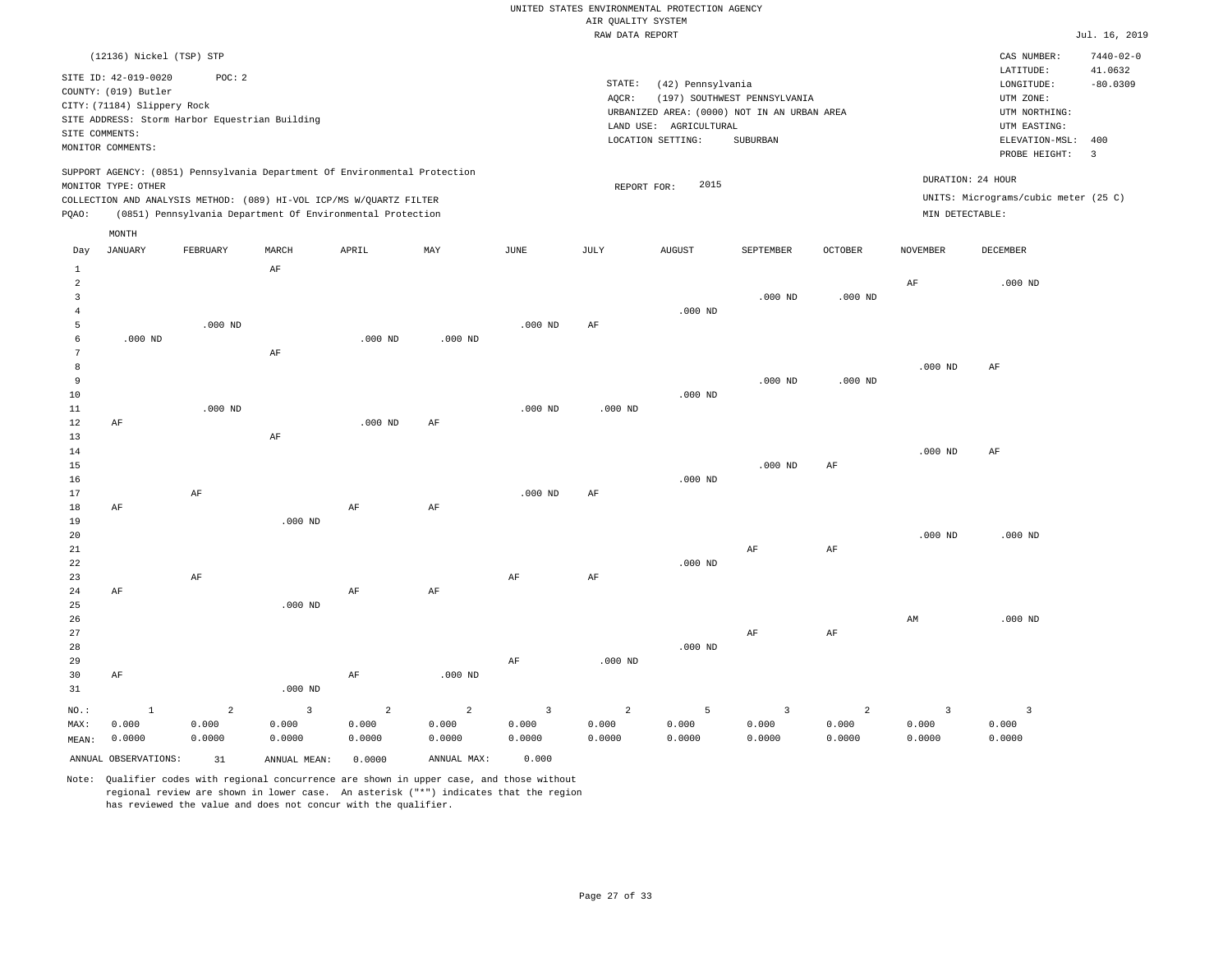UNITED STATES ENVIRONMENTAL PROTECTION AGENCY
AIR QUALITY SYSTEM
RAW DATA REPORT

Jul. 16, 2019

(12136) Nickel (TSP) STP

SITE ID: 42-019-0020 POC: 2
COUNTY: (019) Butler
CITY: (71184) Slippery Rock
SITE ADDRESS: Storm Harbor Equestrian Building
SITE COMMENTS:
MONITOR COMMENTS:

STATE: (42) Pennsylvania
AQCR: (197) SOUTHWEST PENNSYLVANIA
URBANIZED AREA: (0000) NOT IN AN URBAN AREA
LAND USE: AGRICULTURAL
LOCATION SETTING: SUBURBAN

CAS NUMBER: 7440-02-0
LATITUDE: 41.0632
LONGITUDE: -80.0309
UTM ZONE:
UTM NORTHING:
UTM EASTING:
ELEVATION-MSL: 400
PROBE HEIGHT: 3

SUPPORT AGENCY: (0851) Pennsylvania Department Of Environmental Protection
MONITOR TYPE: OTHER
COLLECTION AND ANALYSIS METHOD: (089) HI-VOL ICP/MS W/QUARTZ FILTER
PQAO: (0851) Pennsylvania Department Of Environmental Protection

REPORT FOR: 2015

DURATION: 24 HOUR
UNITS: Micrograms/cubic meter (25 C)
MIN DETECTABLE:

| Day | JANUARY | FEBRUARY | MARCH | APRIL | MAY | JUNE | JULY | AUGUST | SEPTEMBER | OCTOBER | NOVEMBER | DECEMBER |
|---|---|---|---|---|---|---|---|---|---|---|---|---|
| 1 | | | AF | | | | | | | | | |
| 2 | | | | | | | | | | | AF | .000 ND |
| 3 | | | | | | | | | .000 ND | .000 ND | | |
| 4 | | | | | | | | .000 ND | | | | |
| 5 | | .000 ND | | | | .000 ND | AF | | | | | |
| 6 | .000 ND | | | .000 ND | .000 ND | | | | | | | |
| 7 | | | AF | | | | | | | | | |
| 8 | | | | | | | | | | | .000 ND | AF |
| 9 | | | | | | | | | .000 ND | .000 ND | | |
| 10 | | | | | | | | .000 ND | | | | |
| 11 | | .000 ND | | | | .000 ND | .000 ND | | | | | |
| 12 | AF | | | .000 ND | AF | | | | | | | |
| 13 | | | AF | | | | | | | | | |
| 14 | | | | | | | | | | | .000 ND | AF |
| 15 | | | | | | | | | .000 ND | AF | | |
| 16 | | | | | | | | .000 ND | | | | |
| 17 | | AF | | | | .000 ND | AF | | | | | |
| 18 | AF | | | AF | AF | | | | | | | |
| 19 | | | .000 ND | | | | | | | | | |
| 20 | | | | | | | | | | | .000 ND | .000 ND |
| 21 | | | | | | | | | AF | AF | | |
| 22 | | | | | | | | .000 ND | | | | |
| 23 | | AF | | | | AF | AF | | | | | |
| 24 | AF | | | AF | AF | | | | | | | |
| 25 | | | .000 ND | | | | | | | | | |
| 26 | | | | | | | | | | | AM | .000 ND |
| 27 | | | | | | | | | AF | AF | | |
| 28 | | | | | | | | .000 ND | | | | |
| 29 | | | | | | AF | .000 ND | | | | | |
| 30 | AF | | | AF | .000 ND | | | | | | | |
| 31 | | | .000 ND | | | | | | | | | |
| NO.: | 1 | 2 | 3 | 2 | 2 | 3 | 2 | 5 | 3 | 2 | 3 | 3 |
| MAX: | 0.000 | 0.000 | 0.000 | 0.000 | 0.000 | 0.000 | 0.000 | 0.000 | 0.000 | 0.000 | 0.000 | 0.000 |
| MEAN: | 0.0000 | 0.0000 | 0.0000 | 0.0000 | 0.0000 | 0.0000 | 0.0000 | 0.0000 | 0.0000 | 0.0000 | 0.0000 | 0.0000 |

ANNUAL OBSERVATIONS: 31 ANNUAL MEAN: 0.0000 ANNUAL MAX: 0.000

Note: Qualifier codes with regional concurrence are shown in upper case, and those without regional review are shown in lower case. An asterisk ("*") indicates that the region has reviewed the value and does not concur with the qualifier.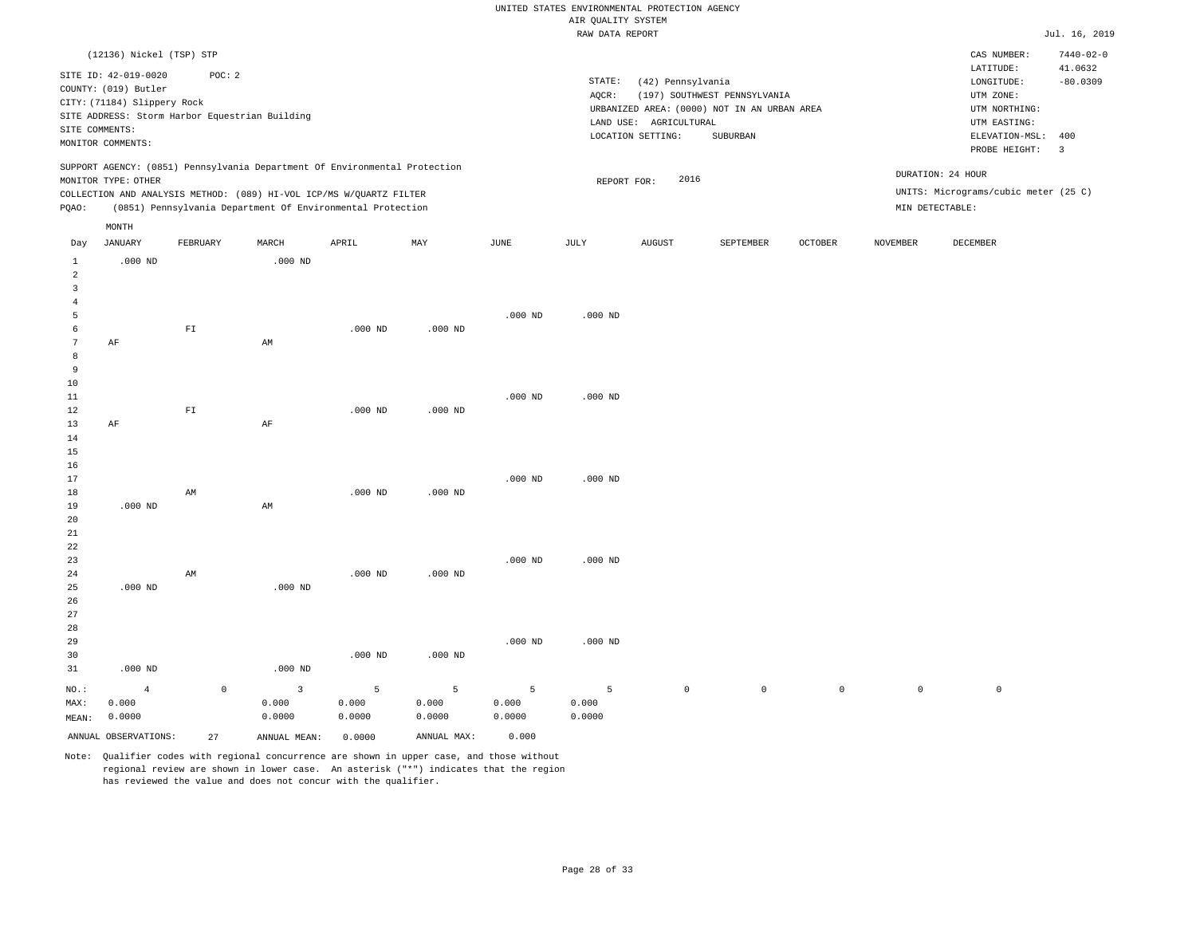UNITED STATES ENVIRONMENTAL PROTECTION AGENCY
AIR QUALITY SYSTEM
RAW DATA REPORT

Jul. 16, 2019

(12136) Nickel (TSP) STP

SITE ID: 42-019-0020 POC: 2
COUNTY: (019) Butler
CITY: (71184) Slippery Rock
SITE ADDRESS: Storm Harbor Equestrian Building
SITE COMMENTS:
MONITOR COMMENTS:

STATE: (42) Pennsylvania
AQCR: (197) SOUTHWEST PENNSYLVANIA
URBANIZED AREA: (0000) NOT IN AN URBAN AREA
LAND USE: AGRICULTURAL
LOCATION SETTING: SUBURBAN

CAS NUMBER: 7440-02-0
LATITUDE: 41.0632
LONGITUDE: -80.0309
UTM ZONE:
UTM NORTHING:
UTM EASTING:
ELEVATION-MSL: 400
PROBE HEIGHT: 3

SUPPORT AGENCY: (0851) Pennsylvania Department Of Environmental Protection
MONITOR TYPE: OTHER
COLLECTION AND ANALYSIS METHOD: (089) HI-VOL ICP/MS W/QUARTZ FILTER
PQAO: (0851) Pennsylvania Department Of Environmental Protection

REPORT FOR: 2016

DURATION: 24 HOUR
UNITS: Micrograms/cubic meter (25 C)
MIN DETECTABLE:

| Day | JANUARY | FEBRUARY | MARCH | APRIL | MAY | JUNE | JULY | AUGUST | SEPTEMBER | OCTOBER | NOVEMBER | DECEMBER |
|---|---|---|---|---|---|---|---|---|---|---|---|---|
| 1 | .000 ND | | .000 ND | | | | | | | | | |
| 2 | | | | | | | | | | | | |
| 3 | | | | | | | | | | | | |
| 4 | | | | | | | | | | | | |
| 5 | | | | | | .000 ND | .000 ND | | | | | |
| 6 | | FI | | .000 ND | .000 ND | | | | | | | |
| 7 | AF | | AM | | | | | | | | | |
| 8 | | | | | | | | | | | | |
| 9 | | | | | | | | | | | | |
| 10 | | | | | | | | | | | | |
| 11 | | | | | | .000 ND | .000 ND | | | | | |
| 12 | | FI | | .000 ND | .000 ND | | | | | | | |
| 13 | AF | | AF | | | | | | | | | |
| 14 | | | | | | | | | | | | |
| 15 | | | | | | | | | | | | |
| 16 | | | | | | | | | | | | |
| 17 | | | | | | .000 ND | .000 ND | | | | | |
| 18 | | AM | | .000 ND | .000 ND | | | | | | | |
| 19 | .000 ND | | AM | | | | | | | | | |
| 20 | | | | | | | | | | | | |
| 21 | | | | | | | | | | | | |
| 22 | | | | | | | | | | | | |
| 23 | | | | | | .000 ND | .000 ND | | | | | |
| 24 | | AM | | .000 ND | .000 ND | | | | | | | |
| 25 | .000 ND | | .000 ND | | | | | | | | | |
| 26 | | | | | | | | | | | | |
| 27 | | | | | | | | | | | | |
| 28 | | | | | | | | | | | | |
| 29 | | | | | | .000 ND | .000 ND | | | | | |
| 30 | | | | .000 ND | .000 ND | | | | | | | |
| 31 | .000 ND | | .000 ND | | | | | | | | | |
| NO.: | 4 | 0 | 3 | 5 | 5 | 5 | 5 | 0 | 0 | 0 | 0 | 0 |
| MAX: | 0.000 | | 0.000 | 0.000 | 0.000 | 0.000 | 0.000 | | | | | |
| MEAN: | 0.0000 | | 0.0000 | 0.0000 | 0.0000 | 0.0000 | 0.0000 | | | | | |

ANNUAL OBSERVATIONS: 27 ANNUAL MEAN: 0.0000 ANNUAL MAX: 0.000

Note: Qualifier codes with regional concurrence are shown in upper case, and those without regional review are shown in lower case. An asterisk ("*") indicates that the region has reviewed the value and does not concur with the qualifier.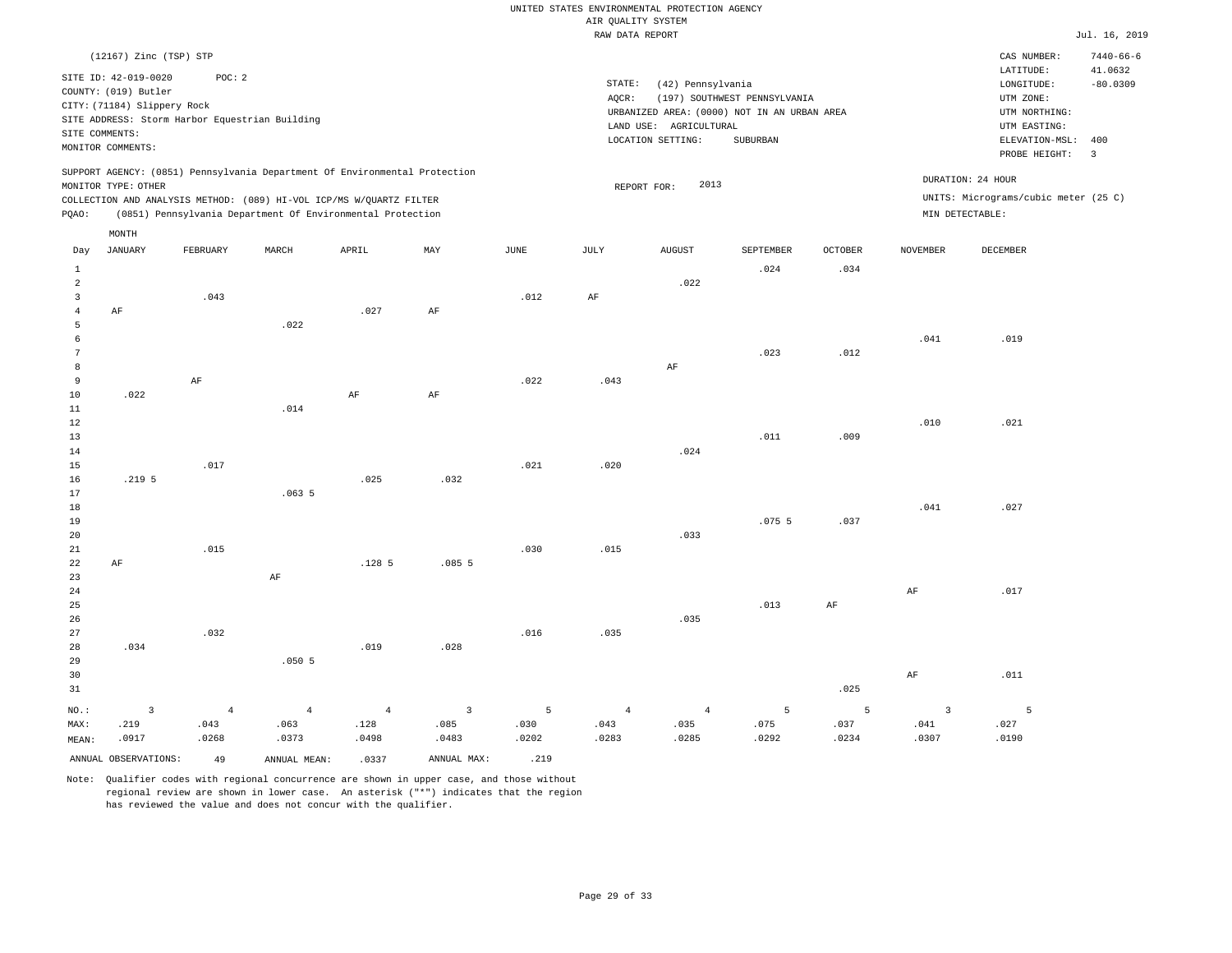UNITED STATES ENVIRONMENTAL PROTECTION AGENCY
AIR QUALITY SYSTEM
RAW DATA REPORT

Jul. 16, 2019

(12167) Zinc (TSP) STP

SITE ID: 42-019-0020 POC: 2
COUNTY: (019) Butler
CITY: (71184) Slippery Rock
SITE ADDRESS: Storm Harbor Equestrian Building
SITE COMMENTS:
MONITOR COMMENTS:

STATE: (42) Pennsylvania
AQCR: (197) SOUTHWEST PENNSYLVANIA
URBANIZED AREA: (0000) NOT IN AN URBAN AREA
LAND USE: AGRICULTURAL
LOCATION SETTING: SUBURBAN

CAS NUMBER: 7440-66-6
LATITUDE: 41.0632
LONGITUDE: -80.0309
UTM ZONE:
UTM NORTHING:
UTM EASTING:
ELEVATION-MSL: 400
PROBE HEIGHT: 3

SUPPORT AGENCY: (0851) Pennsylvania Department Of Environmental Protection
MONITOR TYPE: OTHER
COLLECTION AND ANALYSIS METHOD: (089) HI-VOL ICP/MS W/QUARTZ FILTER
PQAO: (0851) Pennsylvania Department Of Environmental Protection

REPORT FOR: 2013

DURATION: 24 HOUR
UNITS: Micrograms/cubic meter (25 C)
MIN DETECTABLE:

| Day | JANUARY | FEBRUARY | MARCH | APRIL | MAY | JUNE | JULY | AUGUST | SEPTEMBER | OCTOBER | NOVEMBER | DECEMBER |
|---|---|---|---|---|---|---|---|---|---|---|---|---|
| 1 | | | | | | | | | .024 | .034 | | |
| 2 | | | | | | | | .022 | | | | |
| 3 | | .043 | | | | .012 | AF | | | | | |
| 4 | AF | | | .027 | AF | | | | | | | |
| 5 | | | .022 | | | | | | | | | |
| 6 | | | | | | | | | | | .041 | .019 |
| 7 | | | | | | | | | .023 | .012 | | |
| 8 | | | | | | | | AF | | | | |
| 9 | | AF | | | | .022 | .043 | | | | | |
| 10 | .022 | | | AF | AF | | | | | | | |
| 11 | | | .014 | | | | | | | | | |
| 12 | | | | | | | | | | | .010 | .021 |
| 13 | | | | | | | | | .011 | .009 | | |
| 14 | | | | | | | | .024 | | | | |
| 15 | | .017 | | | | .021 | .020 | | | | | |
| 16 | .219 5 | | | .025 | .032 | | | | | | | |
| 17 | | | .063 5 | | | | | | | | | |
| 18 | | | | | | | | | | | .041 | .027 |
| 19 | | | | | | | | | .075 5 | .037 | | |
| 20 | | | | | | | | .033 | | | | |
| 21 | | .015 | | | | .030 | .015 | | | | | |
| 22 | AF | | | .128 5 | .085 5 | | | | | | | |
| 23 | | | AF | | | | | | | | | |
| 24 | | | | | | | | | | | AF | .017 |
| 25 | | | | | | | | | .013 | AF | | |
| 26 | | | | | | | | .035 | | | | |
| 27 | | .032 | | | | .016 | .035 | | | | | |
| 28 | .034 | | | .019 | .028 | | | | | | | |
| 29 | | | .050 5 | | | | | | | | | |
| 30 | | | | | | | | | | | AF | .011 |
| 31 | | | | | | | | | | .025 | | |
| NO.: | 3 | 4 | 4 | 4 | 3 | 5 | 4 | 4 | 5 | 5 | 3 | 5 |
| MAX: | .219 | .043 | .063 | .128 | .085 | .030 | .043 | .035 | .075 | .037 | .041 | .027 |
| MEAN: | .0917 | .0268 | .0373 | .0498 | .0483 | .0202 | .0283 | .0285 | .0292 | .0234 | .0307 | .0190 |

ANNUAL OBSERVATIONS: 49 ANNUAL MEAN: .0337 ANNUAL MAX: .219

Note: Qualifier codes with regional concurrence are shown in upper case, and those without regional review are shown in lower case. An asterisk ("*") indicates that the region has reviewed the value and does not concur with the qualifier.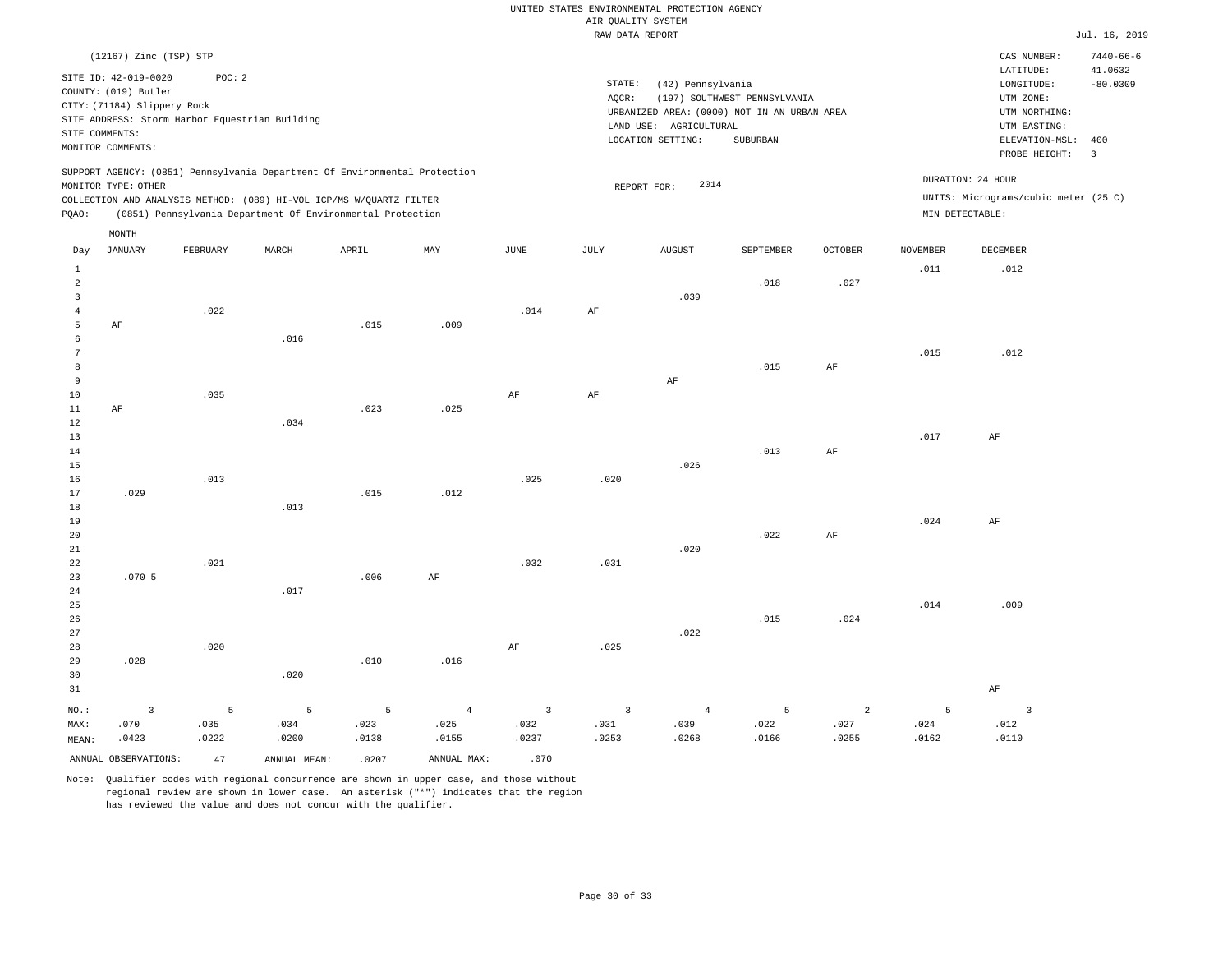UNITED STATES ENVIRONMENTAL PROTECTION AGENCY
AIR QUALITY SYSTEM
RAW DATA REPORT

Jul. 16, 2019

(12167) Zinc (TSP) STP

SITE ID: 42-019-0020 POC: 2
COUNTY: (019) Butler
CITY: (71184) Slippery Rock
SITE ADDRESS: Storm Harbor Equestrian Building
SITE COMMENTS:
MONITOR COMMENTS:

STATE: (42) Pennsylvania
AQCR: (197) SOUTHWEST PENNSYLVANIA
URBANIZED AREA: (0000) NOT IN AN URBAN AREA
LAND USE: AGRICULTURAL
LOCATION SETTING: SUBURBAN

CAS NUMBER: 7440-66-6
LATITUDE: 41.0632
LONGITUDE: -80.0309
UTM ZONE:
UTM NORTHING:
UTM EASTING:
ELEVATION-MSL: 400
PROBE HEIGHT: 3

SUPPORT AGENCY: (0851) Pennsylvania Department Of Environmental Protection
MONITOR TYPE: OTHER
COLLECTION AND ANALYSIS METHOD: (089) HI-VOL ICP/MS W/QUARTZ FILTER
PQAO: (0851) Pennsylvania Department Of Environmental Protection

REPORT FOR: 2014

DURATION: 24 HOUR
UNITS: Micrograms/cubic meter (25 C)
MIN DETECTABLE:

| Day | JANUARY | FEBRUARY | MARCH | APRIL | MAY | JUNE | JULY | AUGUST | SEPTEMBER | OCTOBER | NOVEMBER | DECEMBER |
|---|---|---|---|---|---|---|---|---|---|---|---|---|
| 1 | | | | | | | | | | | .011 | .012 |
| 2 | | | | | | | | | .018 | .027 | | |
| 3 | | | | | | | | .039 | | | | |
| 4 | | .022 | | | | .014 | AF | | | | | |
| 5 | AF | | | .015 | .009 | | | | | | | |
| 6 | | | .016 | | | | | | | | | |
| 7 | | | | | | | | | | | .015 | .012 |
| 8 | | | | | | | | | .015 | AF | | |
| 9 | | | | | | | | AF | | | | |
| 10 | | .035 | | | | AF | AF | | | | | |
| 11 | AF | | | .023 | .025 | | | | | | | |
| 12 | | | .034 | | | | | | | | | |
| 13 | | | | | | | | | | | .017 | AF |
| 14 | | | | | | | | | .013 | AF | | |
| 15 | | | | | | | | .026 | | | | |
| 16 | | .013 | | | | .025 | .020 | | | | | |
| 17 | .029 | | | .015 | .012 | | | | | | | |
| 18 | | | .013 | | | | | | | | | |
| 19 | | | | | | | | | | | .024 | AF |
| 20 | | | | | | | | | .022 | AF | | |
| 21 | | | | | | | | .020 | | | | |
| 22 | | .021 | | | | .032 | .031 | | | | | |
| 23 | .070 5 | | | .006 | AF | | | | | | | |
| 24 | | | .017 | | | | | | | | | |
| 25 | | | | | | | | | | | .014 | .009 |
| 26 | | | | | | | | | .015 | .024 | | |
| 27 | | | | | | | | .022 | | | | |
| 28 | | .020 | | | | AF | .025 | | | | | |
| 29 | .028 | | | .010 | .016 | | | | | | | |
| 30 | | | .020 | | | | | | | | | |
| 31 | | | | | | | | | | | | AF |
| NO.: | 3 | 5 | 5 | 5 | 4 | 3 | 3 | 4 | 5 | 2 | 5 | 3 |
| MAX: | .070 | .035 | .034 | .023 | .025 | .032 | .031 | .039 | .022 | .027 | .024 | .012 |
| MEAN: | .0423 | .0222 | .0200 | .0138 | .0155 | .0237 | .0253 | .0268 | .0166 | .0255 | .0162 | .0110 |

ANNUAL OBSERVATIONS: 47 ANNUAL MEAN: .0207 ANNUAL MAX: .070

Note: Qualifier codes with regional concurrence are shown in upper case, and those without regional review are shown in lower case. An asterisk ("*") indicates that the region has reviewed the value and does not concur with the qualifier.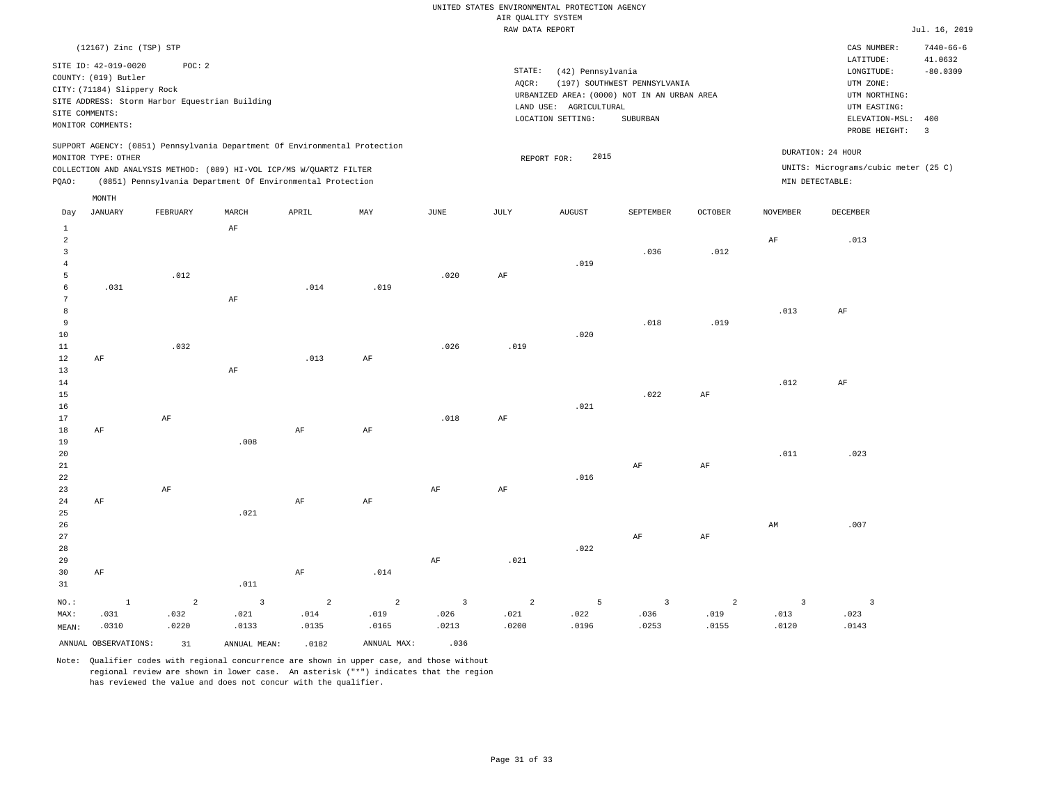UNITED STATES ENVIRONMENTAL PROTECTION AGENCY
AIR QUALITY SYSTEM
RAW DATA REPORT

Jul. 16, 2019

(12167) Zinc (TSP) STP

SITE ID: 42-019-0020    POC: 2
COUNTY: (019) Butler
CITY: (71184) Slippery Rock
SITE ADDRESS: Storm Harbor Equestrian Building
SITE COMMENTS:
MONITOR COMMENTS:

STATE: (42) Pennsylvania
AQCR: (197) SOUTHWEST PENNSYLVANIA
URBANIZED AREA: (0000) NOT IN AN URBAN AREA
LAND USE: AGRICULTURAL
LOCATION SETTING: SUBURBAN

CAS NUMBER: 7440-66-6
LATITUDE: 41.0632
LONGITUDE: -80.0309
UTM ZONE:
UTM NORTHING:
UTM EASTING:
ELEVATION-MSL: 400
PROBE HEIGHT: 3

SUPPORT AGENCY: (0851) Pennsylvania Department Of Environmental Protection
MONITOR TYPE: OTHER
COLLECTION AND ANALYSIS METHOD: (089) HI-VOL ICP/MS W/QUARTZ FILTER
PQAO: (0851) Pennsylvania Department Of Environmental Protection

REPORT FOR: 2015

DURATION: 24 HOUR
UNITS: Micrograms/cubic meter (25 C)
MIN DETECTABLE:

| Day | JANUARY | FEBRUARY | MARCH | APRIL | MAY | JUNE | JULY | AUGUST | SEPTEMBER | OCTOBER | NOVEMBER | DECEMBER |
|---|---|---|---|---|---|---|---|---|---|---|---|---|
| 1 | | | AF | | | | | | | | | |
| 2 | | | | | | | | | | | AF | .013 |
| 3 | | | | | | | | | .036 | .012 | | |
| 4 | | | | | | | | .019 | | | | |
| 5 | | .012 | | | | .020 | AF | | | | | |
| 6 | .031 | | | .014 | .019 | | | | | | | |
| 7 | | | AF | | | | | | | | | |
| 8 | | | | | | | | | | | .013 | AF |
| 9 | | | | | | | | | .018 | .019 | | |
| 10 | | | | | | | | .020 | | | | |
| 11 | | .032 | | | | .026 | .019 | | | | | |
| 12 | AF | | | .013 | AF | | | | | | | |
| 13 | | | AF | | | | | | | | | |
| 14 | | | | | | | | | | | .012 | AF |
| 15 | | | | | | | | | .022 | AF | | |
| 16 | | | | | | | | .021 | | | | |
| 17 | | AF | | | | .018 | AF | | | | | |
| 18 | AF | | | AF | AF | | | | | | | |
| 19 | | | .008 | | | | | | | | | |
| 20 | | | | | | | | | | | .011 | .023 |
| 21 | | | | | | | | | AF | AF | | |
| 22 | | | | | | | | .016 | | | | |
| 23 | | AF | | | | AF | AF | | | | | |
| 24 | AF | | | AF | AF | | | | | | | |
| 25 | | | .021 | | | | | | | | | |
| 26 | | | | | | | | | | | AM | .007 |
| 27 | | | | | | | | | AF | AF | | |
| 28 | | | | | | | | .022 | | | | |
| 29 | | | | | | AF | .021 | | | | | |
| 30 | AF | | | AF | .014 | | | | | | | |
| 31 | | | .011 | | | | | | | | | |
| NO.: | 1 | 2 | 3 | 2 | 2 | 3 | 2 | 5 | 3 | 2 | 3 | 3 |
| MAX: | .031 | .032 | .021 | .014 | .019 | .026 | .021 | .022 | .036 | .019 | .013 | .023 |
| MEAN: | .0310 | .0220 | .0133 | .0135 | .0165 | .0213 | .0200 | .0196 | .0253 | .0155 | .0120 | .0143 |

ANNUAL OBSERVATIONS: 31    ANNUAL MEAN: .0182    ANNUAL MAX: .036

Note: Qualifier codes with regional concurrence are shown in upper case, and those without regional review are shown in lower case. An asterisk ("*") indicates that the region has reviewed the value and does not concur with the qualifier.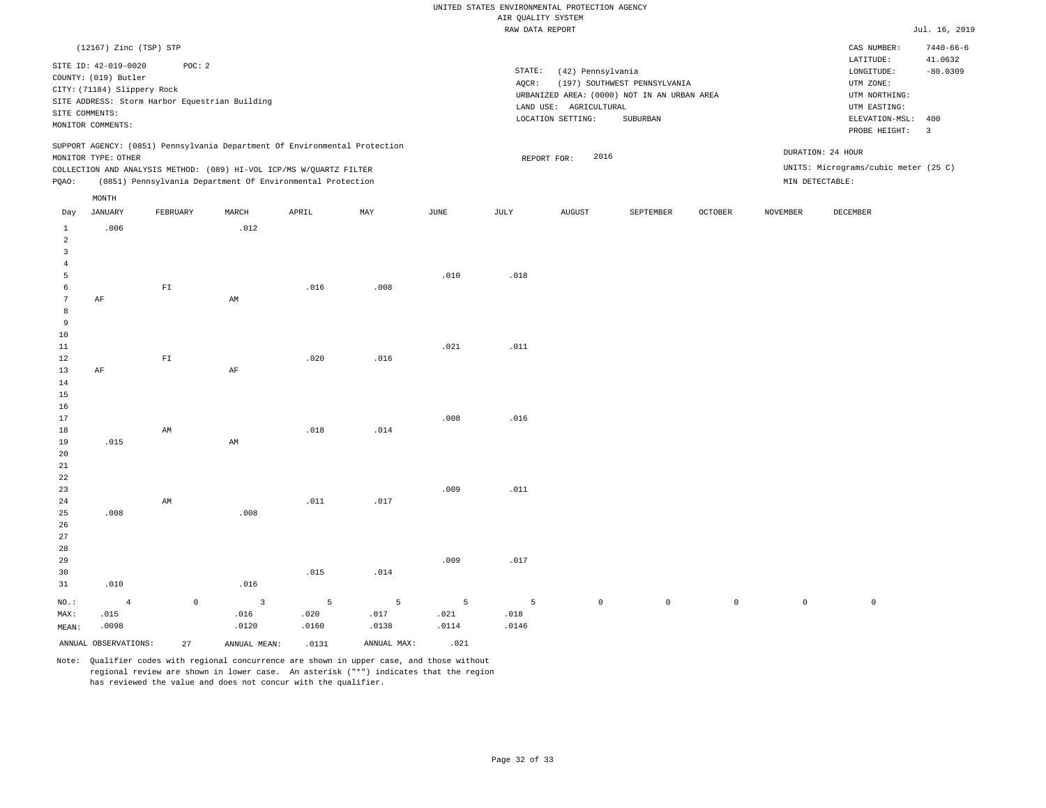UNITED STATES ENVIRONMENTAL PROTECTION AGENCY
AIR QUALITY SYSTEM
RAW DATA REPORT

Jul. 16, 2019

(12167) Zinc (TSP) STP

SITE ID: 42-019-0020 POC: 2
COUNTY: (019) Butler
CITY: (71184) Slippery Rock
SITE ADDRESS: Storm Harbor Equestrian Building
SITE COMMENTS:
MONITOR COMMENTS:

STATE: (42) Pennsylvania
AQCR: (197) SOUTHWEST PENNSYLVANIA
URBANIZED AREA: (0000) NOT IN AN URBAN AREA
LAND USE: AGRICULTURAL
LOCATION SETTING: SUBURBAN

CAS NUMBER: 7440-66-6
LATITUDE: 41.0632
LONGITUDE: -80.0309
UTM ZONE:
UTM NORTHING:
UTM EASTING:
ELEVATION-MSL: 400
PROBE HEIGHT: 3

SUPPORT AGENCY: (0851) Pennsylvania Department Of Environmental Protection
MONITOR TYPE: OTHER
COLLECTION AND ANALYSIS METHOD: (089) HI-VOL ICP/MS W/QUARTZ FILTER
PQAO: (0851) Pennsylvania Department Of Environmental Protection

REPORT FOR: 2016

DURATION: 24 HOUR
UNITS: Micrograms/cubic meter (25 C)
MIN DETECTABLE:

| Day | JANUARY | FEBRUARY | MARCH | APRIL | MAY | JUNE | JULY | AUGUST | SEPTEMBER | OCTOBER | NOVEMBER | DECEMBER |
|---|---|---|---|---|---|---|---|---|---|---|---|---|
| 1 | .006 | | .012 | | | | | | | | | |
| 2 | | | | | | | | | | | | |
| 3 | | | | | | | | | | | | |
| 4 | | | | | | | | | | | | |
| 5 | | | | | | .010 | .018 | | | | | |
| 6 | | FI | | .016 | .008 | | | | | | | |
| 7 | AF | | AM | | | | | | | | | |
| 8 | | | | | | | | | | | | |
| 9 | | | | | | | | | | | | |
| 10 | | | | | | | | | | | | |
| 11 | | | | | | .021 | .011 | | | | | |
| 12 | | FI | | .020 | .016 | | | | | | | |
| 13 | AF | | AF | | | | | | | | | |
| 14 | | | | | | | | | | | | |
| 15 | | | | | | | | | | | | |
| 16 | | | | | | | | | | | | |
| 17 | | | | | | .008 | .016 | | | | | |
| 18 | | AM | | .018 | .014 | | | | | | | |
| 19 | .015 | | AM | | | | | | | | | |
| 20 | | | | | | | | | | | | |
| 21 | | | | | | | | | | | | |
| 22 | | | | | | | | | | | | |
| 23 | | | | | | .009 | .011 | | | | | |
| 24 | | AM | | .011 | .017 | | | | | | | |
| 25 | .008 | | .008 | | | | | | | | | |
| 26 | | | | | | | | | | | | |
| 27 | | | | | | | | | | | | |
| 28 | | | | | | | | | | | | |
| 29 | | | | | | .009 | .017 | | | | | |
| 30 | | | | .015 | .014 | | | | | | | |
| 31 | .010 | | .016 | | | | | | | | | |
| NO.: | 4 | 0 | 3 | 5 | 5 | 5 | 5 | 0 | 0 | 0 | 0 | 0 |
| MAX: | .015 | | .016 | .020 | .017 | .021 | .018 | | | | | |
| MEAN: | .0098 | | .0120 | .0160 | .0138 | .0114 | .0146 | | | | | |

ANNUAL OBSERVATIONS: 27 ANNUAL MEAN: .0131 ANNUAL MAX: .021

Note: Qualifier codes with regional concurrence are shown in upper case, and those without regional review are shown in lower case. An asterisk ("*") indicates that the region has reviewed the value and does not concur with the qualifier.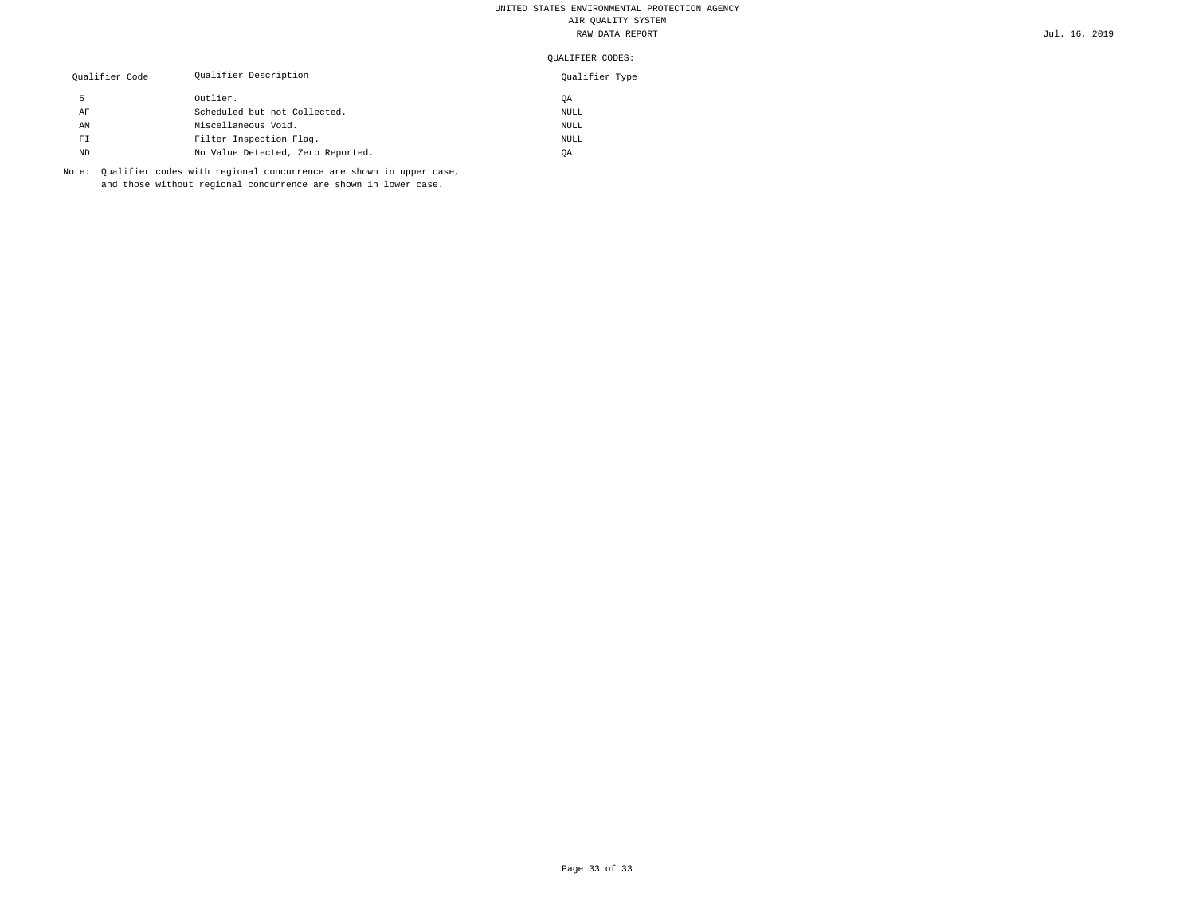QUALIFIER CODES:

| Qualifier Code | Qualifier Description | Qualifier Type |
|---|---|---|
| 5 | Outlier. | QA |
| AF | Scheduled but not Collected. | NULL |
| AM | Miscellaneous Void. | NULL |
| FI | Filter Inspection Flag. | NULL |
| ND | No Value Detected, Zero Reported. | QA |

Note: Qualifier codes with regional concurrence are shown in upper case, and those without regional concurrence are shown in lower case.